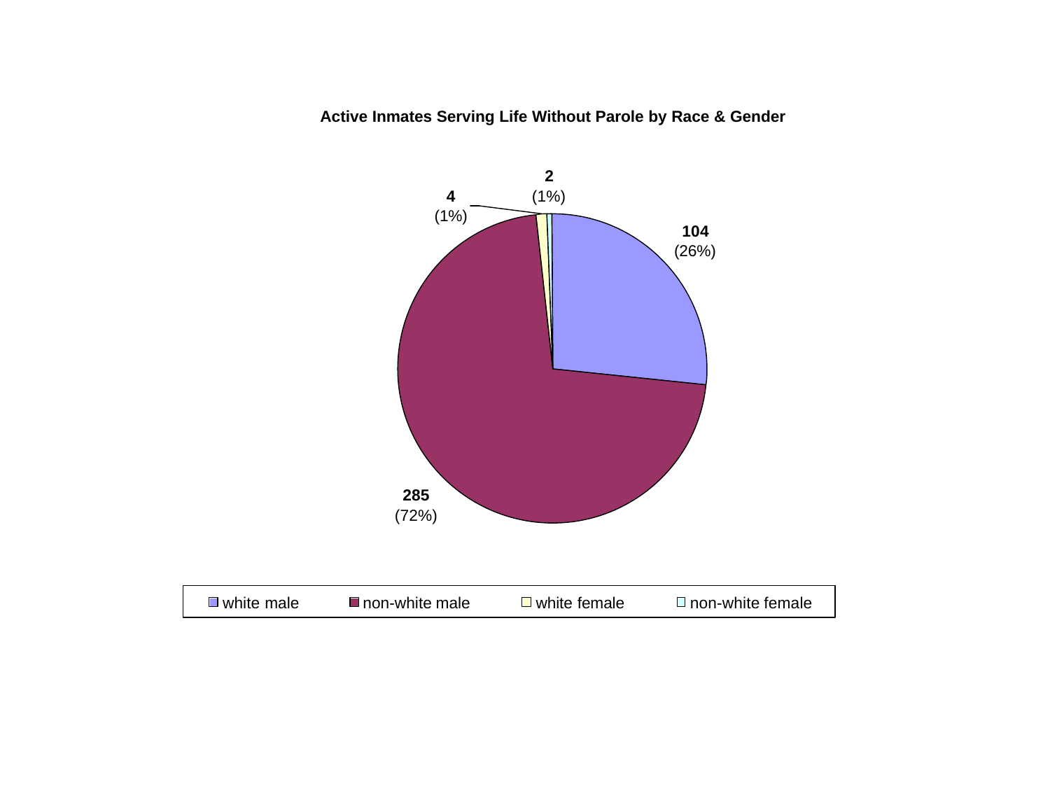**Active Inmates Serving Life Without Parole by Race & Gender**

| Category | Count | Percent |
|---|---|---|
| white male | 104 | 26% |
| non-white male | 285 | 72% |
| white female | 4 | 1% |
| non-white female | 2 | 1% |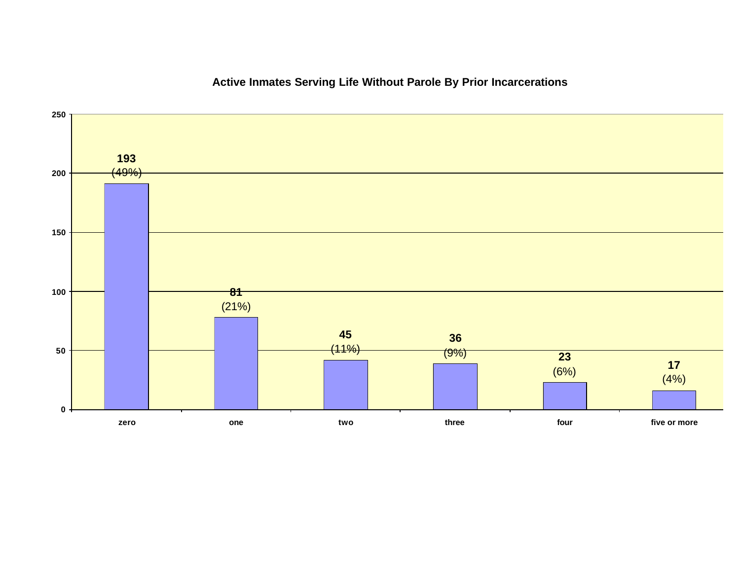## Active Inmates Serving Life Without Parole By Prior Incarcerations

| Prior Incarcerations | Count | Percent |
| --- | --- | --- |
| zero | 193 | (49%) |
| one | 81 | (21%) |
| two | 45 | (11%) |
| three | 36 | (9%) |
| four | 23 | (6%) |
| five or more | 17 | (4%) |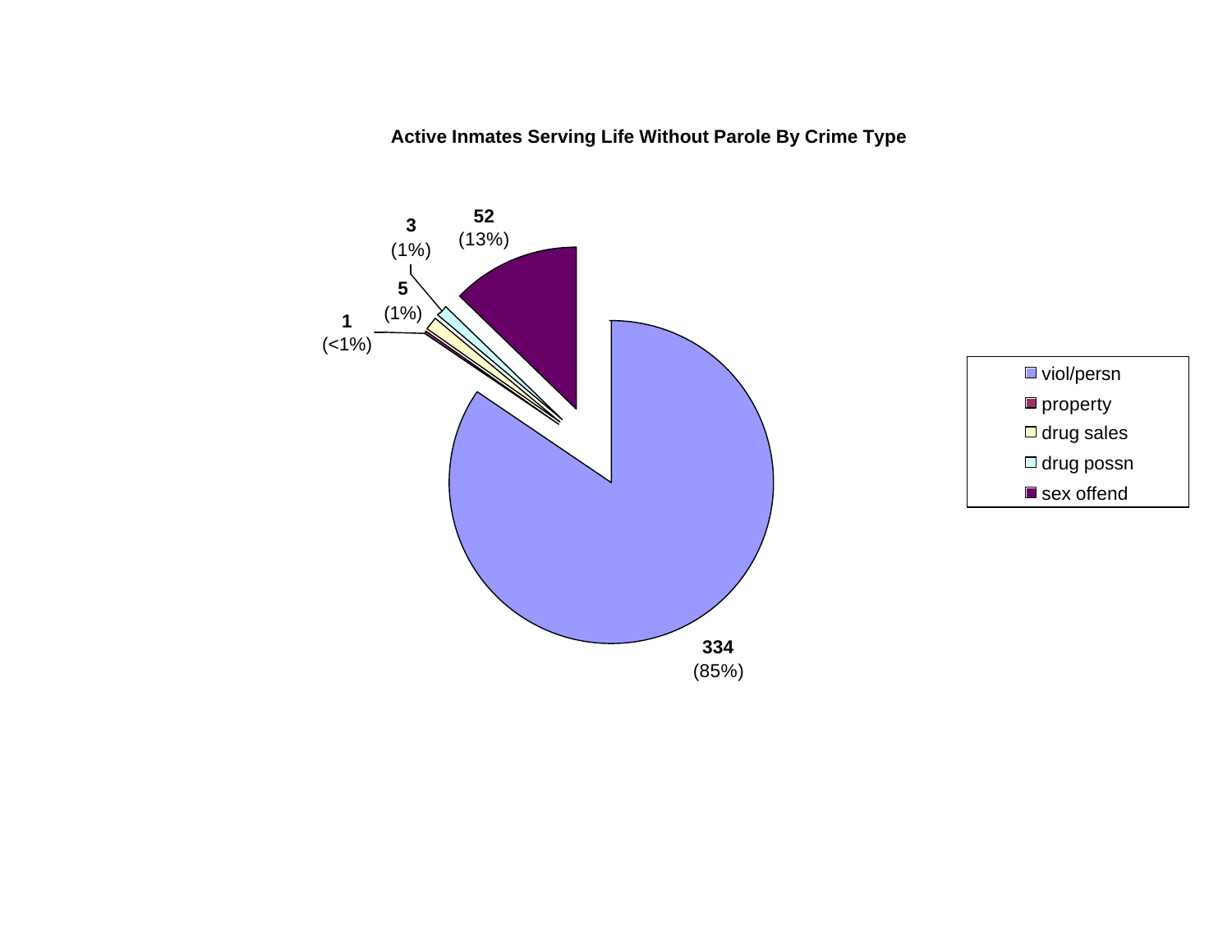**Active Inmates Serving Life Without Parole By Crime Type**

| Crime Type | Count | Percent |
| --- | --- | --- |
| viol/persn | 334 | (85%) |
| property | 1 | (<1%) |
| drug sales | 5 | (1%) |
| drug possn | 3 | (1%) |
| sex offend | 52 | (13%) |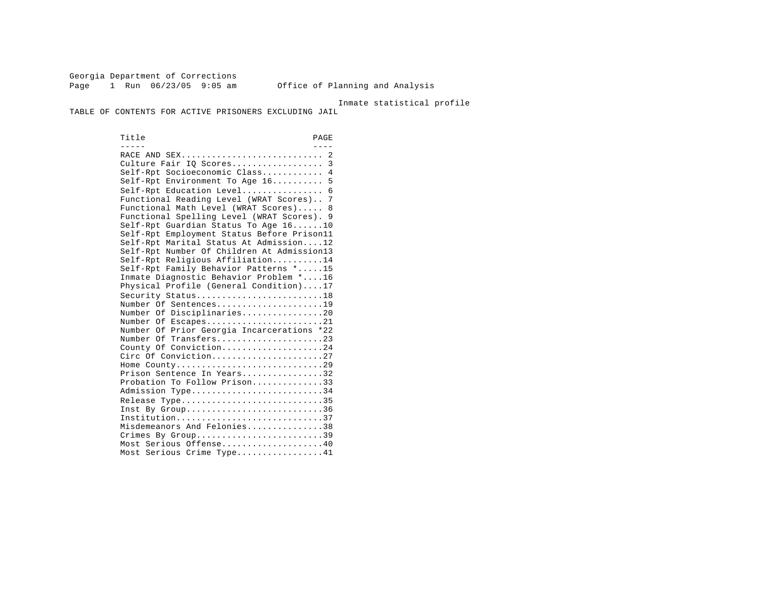Georgia Department of Corrections

Office of Planning and Analysis

Inmate statistical profile

TABLE OF CONTENTS FOR ACTIVE PRISONERS EXCLUDING JAIL

| Title | PAGE |
|---|---|
| RACE AND SEX | 2 |
| Culture Fair IQ Scores | 3 |
| Self-Rpt Socioeconomic Class | 4 |
| Self-Rpt Environment To Age 16 | 5 |
| Self-Rpt Education Level | 6 |
| Functional Reading Level (WRAT Scores) | 7 |
| Functional Math Level (WRAT Scores) | 8 |
| Functional Spelling Level (WRAT Scores) | 9 |
| Self-Rpt Guardian Status To Age 16 | 10 |
| Self-Rpt Employment Status Before Prison | 11 |
| Self-Rpt Marital Status At Admission | 12 |
| Self-Rpt Number Of Children At Admission | 13 |
| Self-Rpt Religious Affiliation | 14 |
| Self-Rpt Family Behavior Patterns * | 15 |
| Inmate Diagnostic Behavior Problem * | 16 |
| Physical Profile (General Condition) | 17 |
| Security Status | 18 |
| Number Of Sentences | 19 |
| Number Of Disciplinaries | 20 |
| Number Of Escapes | 21 |
| Number Of Prior Georgia Incarcerations * | 22 |
| Number Of Transfers | 23 |
| County Of Conviction | 24 |
| Circ Of Conviction | 27 |
| Home County | 29 |
| Prison Sentence In Years | 32 |
| Probation To Follow Prison | 33 |
| Admission Type | 34 |
| Release Type | 35 |
| Inst By Group | 36 |
| Institution | 37 |
| Misdemeanors And Felonies | 38 |
| Crimes By Group | 39 |
| Most Serious Offense | 40 |
| Most Serious Crime Type | 41 |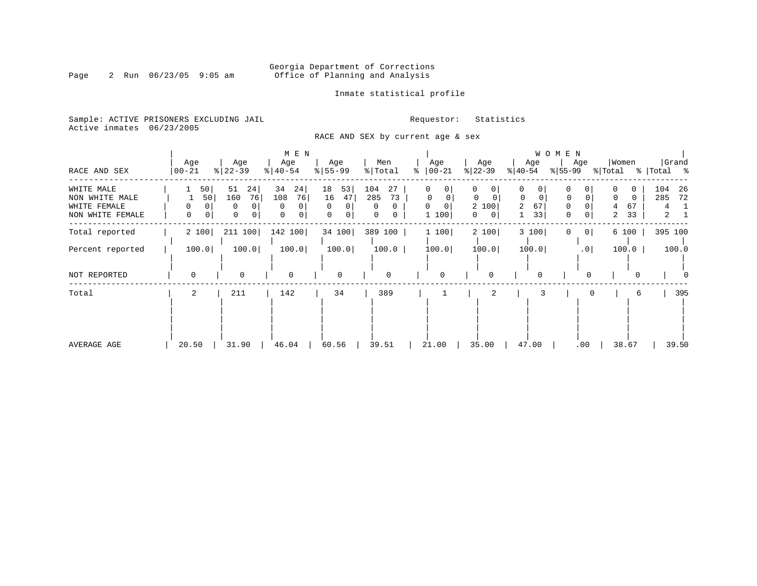Georgia Department of Corrections
Office of Planning and Analysis

Inmate statistical profile

Sample: ACTIVE PRISONERS EXCLUDING JAIL

Requestor: Statistics

Active inmates 06/23/2005

RACE AND SEX by current age & sex

| RACE AND SEX | MEN Age 00-21 | % | Age 22-39 | % | Age 40-54 | % | Age 55-99 | % | Men Total | % | WOMEN Age 00-21 | % | Age 22-39 | % | Age 40-54 | % | Age 55-99 | % | Women Total | % | Grand Total | % |
|---|---|---|---|---|---|---|---|---|---|---|---|---|---|---|---|---|---|---|---|---|---|---|
| WHITE MALE | 1 | 50 | 51 | 24 | 34 | 24 | 18 | 53 | 104 | 27 | 0 | 0 | 0 | 0 | 0 | 0 | 0 | 0 | 0 | 0 | 104 | 26 |
| NON WHITE MALE | 1 | 50 | 160 | 76 | 108 | 76 | 16 | 47 | 285 | 73 | 0 | 0 | 0 | 0 | 0 | 0 | 0 | 0 | 0 | 0 | 285 | 72 |
| WHITE FEMALE | 0 | 0 | 0 | 0 | 0 | 0 | 0 | 0 | 0 | 0 | 0 | 0 | 2 | 100 | 2 | 67 | 0 | 0 | 4 | 67 | 4 | 1 |
| NON WHITE FEMALE | 0 | 0 | 0 | 0 | 0 | 0 | 0 | 0 | 0 | 0 | 1 | 100 | 0 | 0 | 1 | 33 | 0 | 0 | 2 | 33 | 2 | 1 |
| Total reported | 2 | 100 | 211 | 100 | 142 | 100 | 34 | 100 | 389 | 100 | 1 | 100 | 2 | 100 | 3 | 100 | 0 | 0 | 6 | 100 | 395 | 100 |
| Percent reported | 100.0 | | 100.0 | | 100.0 | | 100.0 | | 100.0 | | 100.0 | | 100.0 | | 100.0 | | .0 | | 100.0 | | 100.0 | |
| NOT REPORTED | 0 | | 0 | | 0 | | 0 | | 0 | | 0 | | 0 | | 0 | | 0 | | 0 | | 0 | |
| Total | 2 | | 211 | | 142 | | 34 | | 389 | | 1 | | 2 | | 3 | | 0 | | 6 | | 395 | |
| AVERAGE AGE | 20.50 | | 31.90 | | 46.04 | | 60.56 | | 39.51 | | 21.00 | | 35.00 | | 47.00 | | .00 | | 38.67 | | 39.50 | |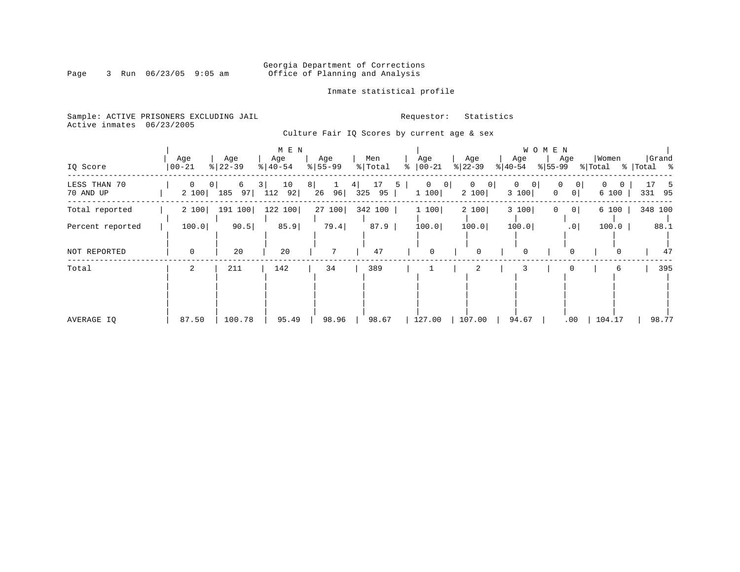Georgia Department of Corrections
Office of Planning and Analysis

Inmate statistical profile

Sample: ACTIVE PRISONERS EXCLUDING JAIL

Requestor: Statistics

Active inmates 06/23/2005

Culture Fair IQ Scores by current age & sex

| IQ Score | MEN Age 00-21 | % | Age 22-39 | % | Age 40-54 | % | Age 55-99 | % | Men Total | % | WOMEN Age 00-21 | % | Age 22-39 | % | Age 40-54 | % | Age 55-99 | % | Women Total | % | Grand Total | % |
|---|---|---|---|---|---|---|---|---|---|---|---|---|---|---|---|---|---|---|---|---|---|---|
| LESS THAN 70 | 0 | 0 | 6 | 3 | 10 | 8 | 1 | 4 | 17 | 5 | 0 | 0 | 0 | 0 | 0 | 0 | 0 | 0 | 0 | 0 | 17 | 5 |
| 70 AND UP | 2 | 100 | 185 | 97 | 112 | 92 | 26 | 96 | 325 | 95 | 1 | 100 | 2 | 100 | 3 | 100 | 0 | 0 | 6 | 100 | 331 | 95 |
| Total reported | 2 | 100 | 191 | 100 | 122 | 100 | 27 | 100 | 342 | 100 | 1 | 100 | 2 | 100 | 3 | 100 | 0 | 0 | 6 | 100 | 348 | 100 |
| Percent reported | 100.0 | | 90.5 | | 85.9 | | 79.4 | | 87.9 | | 100.0 | | 100.0 | | 100.0 | | .0 | | 100.0 | | 88.1 | |
| NOT REPORTED | 0 | | 20 | | 20 | | 7 | | 47 | | 0 | | 0 | | 0 | | 0 | | 0 | | 47 | |
| Total | 2 | | 211 | | 142 | | 34 | | 389 | | 1 | | 2 | | 3 | | 0 | | 6 | | 395 | |
| AVERAGE IQ | 87.50 | | 100.78 | | 95.49 | | 98.96 | | 98.67 | | 127.00 | | 107.00 | | 94.67 | | .00 | | 104.17 | | 98.77 | |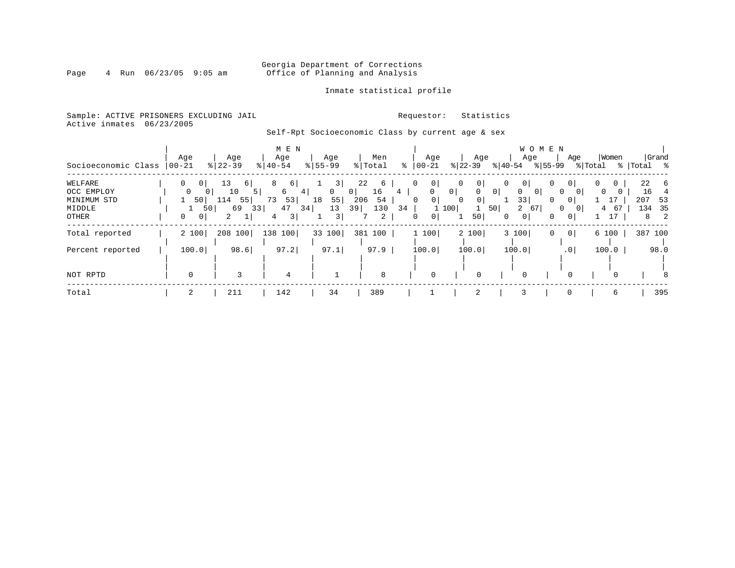Georgia Department of Corrections
Office of Planning and Analysis

Inmate statistical profile

Sample: ACTIVE PRISONERS EXCLUDING JAIL
Active inmates 06/23/2005

Requestor: Statistics

Self-Rpt Socioeconomic Class by current age & sex

| | MEN | | | | | | | | | | WOMEN | | | | | | | | | | | |
|---|---|---|---|---|---|---|---|---|---|---|---|---|---|---|---|---|---|---|---|---|---|---|
| Socioeconomic Class | Age 00-21 | % | Age 22-39 | % | Age 40-54 | % | Age 55-99 | % | Men Total | % | Age 00-21 | % | Age 22-39 | % | Age 40-54 | % | Age 55-99 | % | Women Total | % | Grand Total | % |
| WELFARE | 0 | 0 | 13 | 6 | 8 | 6 | 1 | 3 | 22 | 6 | 0 | 0 | 0 | 0 | 0 | 0 | 0 | 0 | 0 | 0 | 22 | 6 |
| OCC EMPLOY | 0 | 0 | 10 | 5 | 6 | 4 | 0 | 0 | 16 | 4 | 0 | 0 | 0 | 0 | 0 | 0 | 0 | 0 | 0 | 0 | 16 | 4 |
| MINIMUM STD | 1 | 50 | 114 | 55 | 73 | 53 | 18 | 55 | 206 | 54 | 0 | 0 | 0 | 0 | 1 | 33 | 0 | 0 | 1 | 17 | 207 | 53 |
| MIDDLE | 1 | 50 | 69 | 33 | 47 | 34 | 13 | 39 | 130 | 34 | 1 | 100 | 1 | 50 | 2 | 67 | 0 | 0 | 4 | 67 | 134 | 35 |
| OTHER | 0 | 0 | 2 | 1 | 4 | 3 | 1 | 3 | 7 | 2 | 0 | 0 | 1 | 50 | 0 | 0 | 0 | 0 | 1 | 17 | 8 | 2 |
| Total reported | 2 | 100 | 208 | 100 | 138 | 100 | 33 | 100 | 381 | 100 | 1 | 100 | 2 | 100 | 3 | 100 | 0 | 0 | 6 | 100 | 387 | 100 |
| Percent reported | 100.0 | | 98.6 | | 97.2 | | 97.1 | | 97.9 | | 100.0 | | 100.0 | | 100.0 | | .0 | | 100.0 | | 98.0 | |
| NOT RPTD | 0 | | 3 | | 4 | | 1 | | 8 | | 0 | | 0 | | 0 | | 0 | | 0 | | 8 | |
| Total | 2 | | 211 | | 142 | | 34 | | 389 | | 1 | | 2 | | 3 | | 0 | | 6 | | 395 | |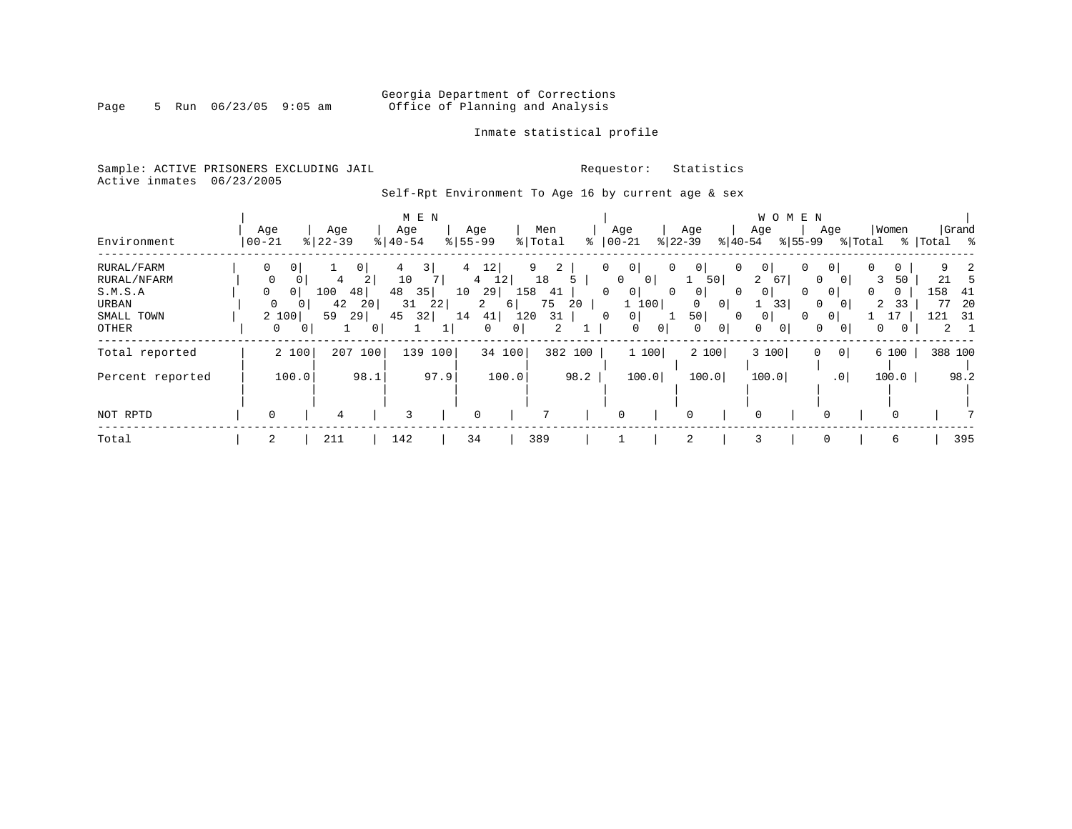Georgia Department of Corrections
Office of Planning and Analysis

Inmate statistical profile

Sample: ACTIVE PRISONERS EXCLUDING JAIL
Active inmates 06/23/2005

Requestor: Statistics

Self-Rpt Environment To Age 16 by current age & sex

| Environment | MEN Age 00-21 | % | Age 22-39 | % | Age 40-54 | % | Age 55-99 | % | Men Total | % | WOMEN Age 00-21 | % | Age 22-39 | % | Age 40-54 | % | Age 55-99 | % | Women Total | % | Grand Total | % |
|---|---|---|---|---|---|---|---|---|---|---|---|---|---|---|---|---|---|---|---|---|---|---|
| RURAL/FARM | 0 | 0 | 1 | 0 | 4 | 3 | 4 | 12 | 9 | 2 | 0 | 0 | 0 | 0 | 0 | 0 | 0 | 0 | 0 | 0 | 9 | 2 |
| RURAL/NFARM | 0 | 0 | 4 | 2 | 10 | 7 | 4 | 12 | 18 | 5 | 0 | 0 | 1 | 50 | 2 | 67 | 0 | 0 | 3 | 50 | 21 | 5 |
| S.M.S.A | 0 | 0 | 100 | 48 | 48 | 35 | 10 | 29 | 158 | 41 | 0 | 0 | 0 | 0 | 0 | 0 | 0 | 0 | 0 | 0 | 158 | 41 |
| URBAN | 0 | 0 | 42 | 20 | 31 | 22 | 2 | 6 | 75 | 20 | 1 | 100 | 0 | 0 | 1 | 33 | 0 | 0 | 2 | 33 | 77 | 20 |
| SMALL TOWN | 2 | 100 | 59 | 29 | 45 | 32 | 14 | 41 | 120 | 31 | 0 | 0 | 1 | 50 | 0 | 0 | 0 | 0 | 1 | 17 | 121 | 31 |
| OTHER | 0 | 0 | 1 | 0 | 1 | 1 | 0 | 0 | 2 | 1 | 0 | 0 | 0 | 0 | 0 | 0 | 0 | 0 | 0 | 0 | 2 | 1 |
| Total reported | 2 | 100 | 207 | 100 | 139 | 100 | 34 | 100 | 382 | 100 | 1 | 100 | 2 | 100 | 3 | 100 | 0 | 0 | 6 | 100 | 388 | 100 |
| Percent reported | | 100.0 | | 98.1 | | 97.9 | | 100.0 | | 98.2 | | 100.0 | | 100.0 | | 100.0 | | .0 | | 100.0 | | 98.2 |
| NOT RPTD | 0 | | 4 | | 3 | | 0 | | 7 | | 0 | | 0 | | 0 | | 0 | | 0 | | 7 | |
| Total | 2 | | 211 | | 142 | | 34 | | 389 | | 1 | | 2 | | 3 | | 0 | | 6 | | 395 | |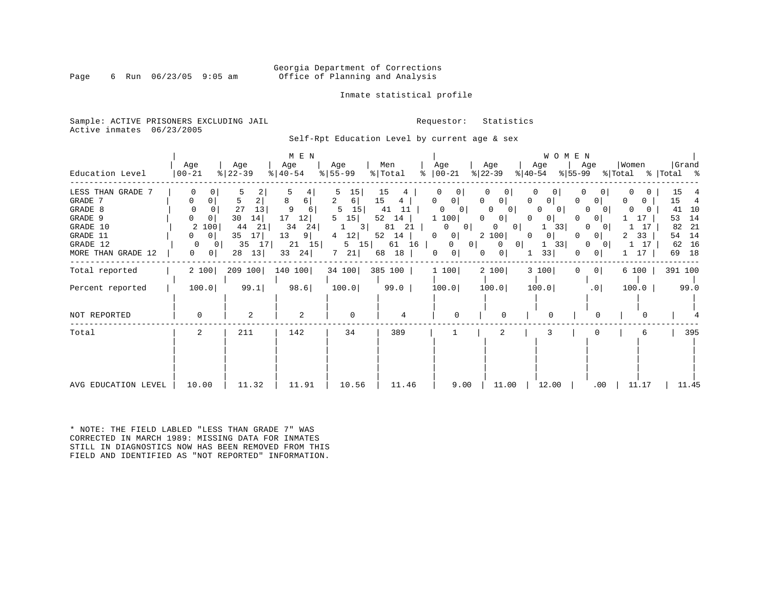Georgia Department of Corrections
Office of Planning and Analysis

Inmate statistical profile

Sample: ACTIVE PRISONERS EXCLUDING JAIL
Active inmates 06/23/2005

Requestor: Statistics

Self-Rpt Education Level by current age & sex

| Education Level | MEN Age 00-21 | % | Age 22-39 | % | Age 40-54 | % | Age 55-99 | % | Men Total | % | WOMEN Age 00-21 | % | Age 22-39 | % | Age 40-54 | % | Age 55-99 | % | Women Total | % | Grand Total | % |
|---|---|---|---|---|---|---|---|---|---|---|---|---|---|---|---|---|---|---|---|---|---|---|
| LESS THAN GRADE 7 | 0 | 0 | 5 | 2 | 5 | 4 | 5 | 15 | 15 | 4 | 0 | 0 | 0 | 0 | 0 | 0 | 0 | 0 | 0 | 0 | 15 | 4 |
| GRADE 7 | 0 | 0 | 5 | 2 | 8 | 6 | 2 | 6 | 15 | 4 | 0 | 0 | 0 | 0 | 0 | 0 | 0 | 0 | 0 | 0 | 15 | 4 |
| GRADE 8 | 0 | 0 | 27 | 13 | 9 | 6 | 5 | 15 | 41 | 11 | 0 | 0 | 0 | 0 | 0 | 0 | 0 | 0 | 0 | 0 | 41 | 10 |
| GRADE 9 | 0 | 0 | 30 | 14 | 17 | 12 | 5 | 15 | 52 | 14 | 1 | 100 | 0 | 0 | 0 | 0 | 0 | 0 | 1 | 17 | 53 | 14 |
| GRADE 10 | 2 | 100 | 44 | 21 | 34 | 24 | 1 | 3 | 81 | 21 | 0 | 0 | 0 | 0 | 1 | 33 | 0 | 0 | 1 | 17 | 82 | 21 |
| GRADE 11 | 0 | 0 | 35 | 17 | 13 | 9 | 4 | 12 | 52 | 14 | 0 | 0 | 2 | 100 | 0 | 0 | 0 | 0 | 2 | 33 | 54 | 14 |
| GRADE 12 | 0 | 0 | 35 | 17 | 21 | 15 | 5 | 15 | 61 | 16 | 0 | 0 | 0 | 0 | 1 | 33 | 0 | 0 | 1 | 17 | 62 | 16 |
| MORE THAN GRADE 12 | 0 | 0 | 28 | 13 | 33 | 24 | 7 | 21 | 68 | 18 | 0 | 0 | 0 | 0 | 1 | 33 | 0 | 0 | 1 | 17 | 69 | 18 |
| Total reported | 2 | 100 | 209 | 100 | 140 | 100 | 34 | 100 | 385 | 100 | 1 | 100 | 2 | 100 | 3 | 100 | 0 | 0 | 6 | 100 | 391 | 100 |
| Percent reported | 100.0 | | 99.1 | | 98.6 | | 100.0 | | 99.0 | | 100.0 | | 100.0 | | 100.0 | | .0 | | 100.0 | | 99.0 | |
| NOT REPORTED | 0 | | 2 | | 2 | | 0 | | 4 | | 0 | | 0 | | 0 | | 0 | | 0 | | 4 | |
| Total | 2 | | 211 | | 142 | | 34 | | 389 | | 1 | | 2 | | 3 | | 0 | | 6 | | 395 | |
| AVG EDUCATION LEVEL | 10.00 | | 11.32 | | 11.91 | | 10.56 | | 11.46 | | 9.00 | | 11.00 | | 12.00 | | .00 | | 11.17 | | 11.45 | |

* NOTE: THE FIELD LABLED "LESS THAN GRADE 7" WAS CORRECTED IN MARCH 1989: MISSING DATA FOR INMATES STILL IN DIAGNOSTICS NOW HAS BEEN REMOVED FROM THIS FIELD AND IDENTIFIED AS "NOT REPORTED" INFORMATION.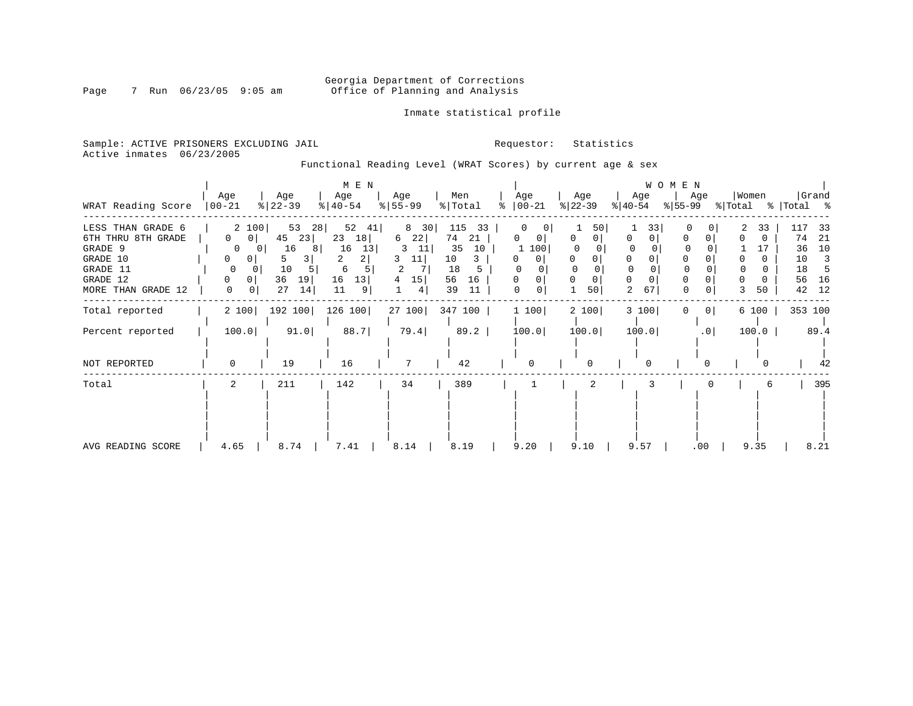Georgia Department of Corrections
Office of Planning and Analysis

Inmate statistical profile

Sample: ACTIVE PRISONERS EXCLUDING JAIL

Requestor: Statistics

Active inmates 06/23/2005

Functional Reading Level (WRAT Scores) by current age & sex

| WRAT Reading Score | MEN Age 00-21 | % | Age 22-39 | % | Age 40-54 | % | Age 55-99 | % | Men Total | % | WOMEN Age 00-21 | % | Age 22-39 | % | Age 40-54 | % | Age 55-99 | % | Women Total | % | Grand Total | % |
|---|---|---|---|---|---|---|---|---|---|---|---|---|---|---|---|---|---|---|---|---|---|---|
| LESS THAN GRADE 6 | 2 | 100 | 53 | 28 | 52 | 41 | 8 | 30 | 115 | 33 | 0 | 0 | 1 | 50 | 1 | 33 | 0 | 0 | 2 | 33 | 117 | 33 |
| 6TH THRU 8TH GRADE | 0 | 0 | 45 | 23 | 23 | 18 | 6 | 22 | 74 | 21 | 0 | 0 | 0 | 0 | 0 | 0 | 0 | 0 | 0 | 0 | 74 | 21 |
| GRADE 9 | 0 | 0 | 16 | 8 | 16 | 13 | 3 | 11 | 35 | 10 | 1 | 100 | 0 | 0 | 0 | 0 | 0 | 0 | 1 | 17 | 36 | 10 |
| GRADE 10 | 0 | 0 | 5 | 3 | 2 | 2 | 3 | 11 | 10 | 3 | 0 | 0 | 0 | 0 | 0 | 0 | 0 | 0 | 0 | 0 | 10 | 3 |
| GRADE 11 | 0 | 0 | 10 | 5 | 6 | 5 | 2 | 7 | 18 | 5 | 0 | 0 | 0 | 0 | 0 | 0 | 0 | 0 | 0 | 0 | 18 | 5 |
| GRADE 12 | 0 | 0 | 36 | 19 | 16 | 13 | 4 | 15 | 56 | 16 | 0 | 0 | 0 | 0 | 0 | 0 | 0 | 0 | 0 | 0 | 56 | 16 |
| MORE THAN GRADE 12 | 0 | 0 | 27 | 14 | 11 | 9 | 1 | 4 | 39 | 11 | 0 | 0 | 1 | 50 | 2 | 67 | 0 | 0 | 3 | 50 | 42 | 12 |
| Total reported | 2 | 100 | 192 | 100 | 126 | 100 | 27 | 100 | 347 | 100 | 1 | 100 | 2 | 100 | 3 | 100 | 0 | 0 | 6 | 100 | 353 | 100 |
| Percent reported | 100.0 | | 91.0 | | 88.7 | | 79.4 | | 89.2 | | 100.0 | | 100.0 | | 100.0 | | .0 | | 100.0 | | 89.4 | |
| NOT REPORTED | 0 | | 19 | | 16 | | 7 | | 42 | | 0 | | 0 | | 0 | | 0 | | 0 | | 42 | |
| Total | 2 | | 211 | | 142 | | 34 | | 389 | | 1 | | 2 | | 3 | | 0 | | 6 | | 395 | |
| AVG READING SCORE | 4.65 | | 8.74 | | 7.41 | | 8.14 | | 8.19 | | 9.20 | | 9.10 | | 9.57 | | .00 | | 9.35 | | 8.21 | |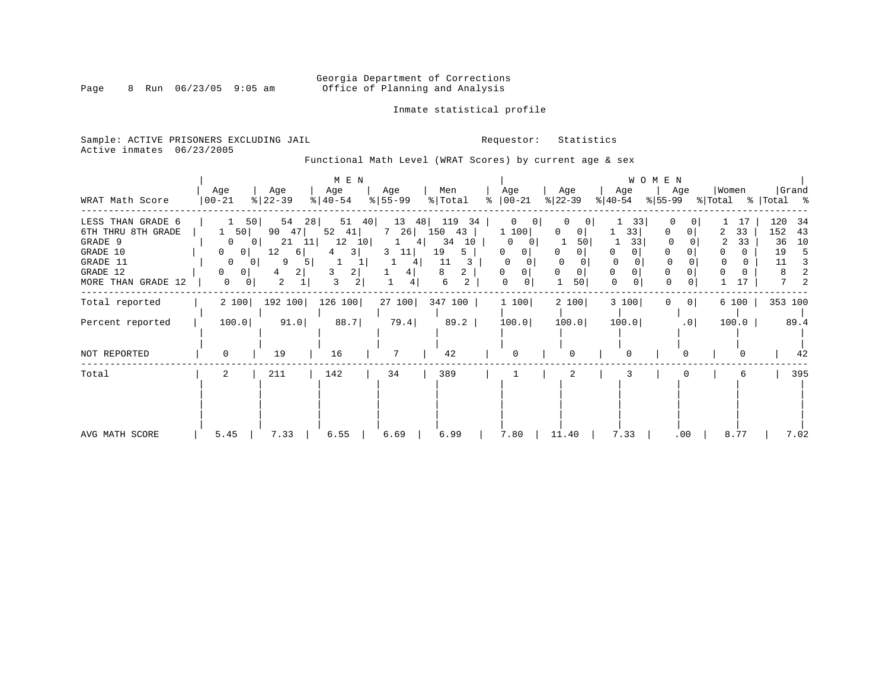Georgia Department of Corrections
Office of Planning and Analysis

Inmate statistical profile

Sample: ACTIVE PRISONERS EXCLUDING JAIL
Active inmates 06/23/2005

Requestor: Statistics

Functional Math Level (WRAT Scores) by current age & sex

| WRAT Math Score | MEN Age 00-21 | % | Age 22-39 | % | Age 40-54 | % | Age 55-99 | % | Men Total | % | WOMEN Age 00-21 | % | Age 22-39 | % | Age 40-54 | % | Age 55-99 | % | Women Total | % | Grand Total | % |
|---|---|---|---|---|---|---|---|---|---|---|---|---|---|---|---|---|---|---|---|---|---|---|
| LESS THAN GRADE 6 | 1 | 50 | 54 | 28 | 51 | 40 | 13 | 48 | 119 | 34 | 0 | 0 | 0 | 0 | 1 | 33 | 0 | 0 | 1 | 17 | 120 | 34 |
| 6TH THRU 8TH GRADE | 1 | 50 | 90 | 47 | 52 | 41 | 7 | 26 | 150 | 43 | 1 | 100 | 0 | 0 | 1 | 33 | 0 | 0 | 2 | 33 | 152 | 43 |
| GRADE 9 | 0 | 0 | 21 | 11 | 12 | 10 | 1 | 4 | 34 | 10 | 0 | 0 | 1 | 50 | 1 | 33 | 0 | 0 | 2 | 33 | 36 | 10 |
| GRADE 10 | 0 | 0 | 12 | 6 | 4 | 3 | 3 | 11 | 19 | 5 | 0 | 0 | 0 | 0 | 0 | 0 | 0 | 0 | 0 | 0 | 19 | 5 |
| GRADE 11 | 0 | 0 | 9 | 5 | 1 | 1 | 1 | 4 | 11 | 3 | 0 | 0 | 0 | 0 | 0 | 0 | 0 | 0 | 0 | 0 | 11 | 3 |
| GRADE 12 | 0 | 0 | 4 | 2 | 3 | 2 | 1 | 4 | 8 | 2 | 0 | 0 | 0 | 0 | 0 | 0 | 0 | 0 | 0 | 0 | 8 | 2 |
| MORE THAN GRADE 12 | 0 | 0 | 2 | 1 | 3 | 2 | 1 | 4 | 6 | 2 | 0 | 0 | 1 | 50 | 0 | 0 | 0 | 0 | 1 | 17 | 7 | 2 |
| Total reported | 2 | 100 | 192 | 100 | 126 | 100 | 27 | 100 | 347 | 100 | 1 | 100 | 2 | 100 | 3 | 100 | 0 | 0 | 6 | 100 | 353 | 100 |
| Percent reported | 100.0 | | 91.0 | | 88.7 | | 79.4 | | 89.2 | | 100.0 | | 100.0 | | 100.0 | | .0 | | 100.0 | | 89.4 | |
| NOT REPORTED | 0 | | 19 | | 16 | | 7 | | 42 | | 0 | | 0 | | 0 | | 0 | | 0 | | 42 | |
| Total | 2 | | 211 | | 142 | | 34 | | 389 | | 1 | | 2 | | 3 | | 0 | | 6 | | 395 | |
| AVG MATH SCORE | 5.45 | | 7.33 | | 6.55 | | 6.69 | | 6.99 | | 7.80 | | 11.40 | | 7.33 | | .00 | | 8.77 | | 7.02 | |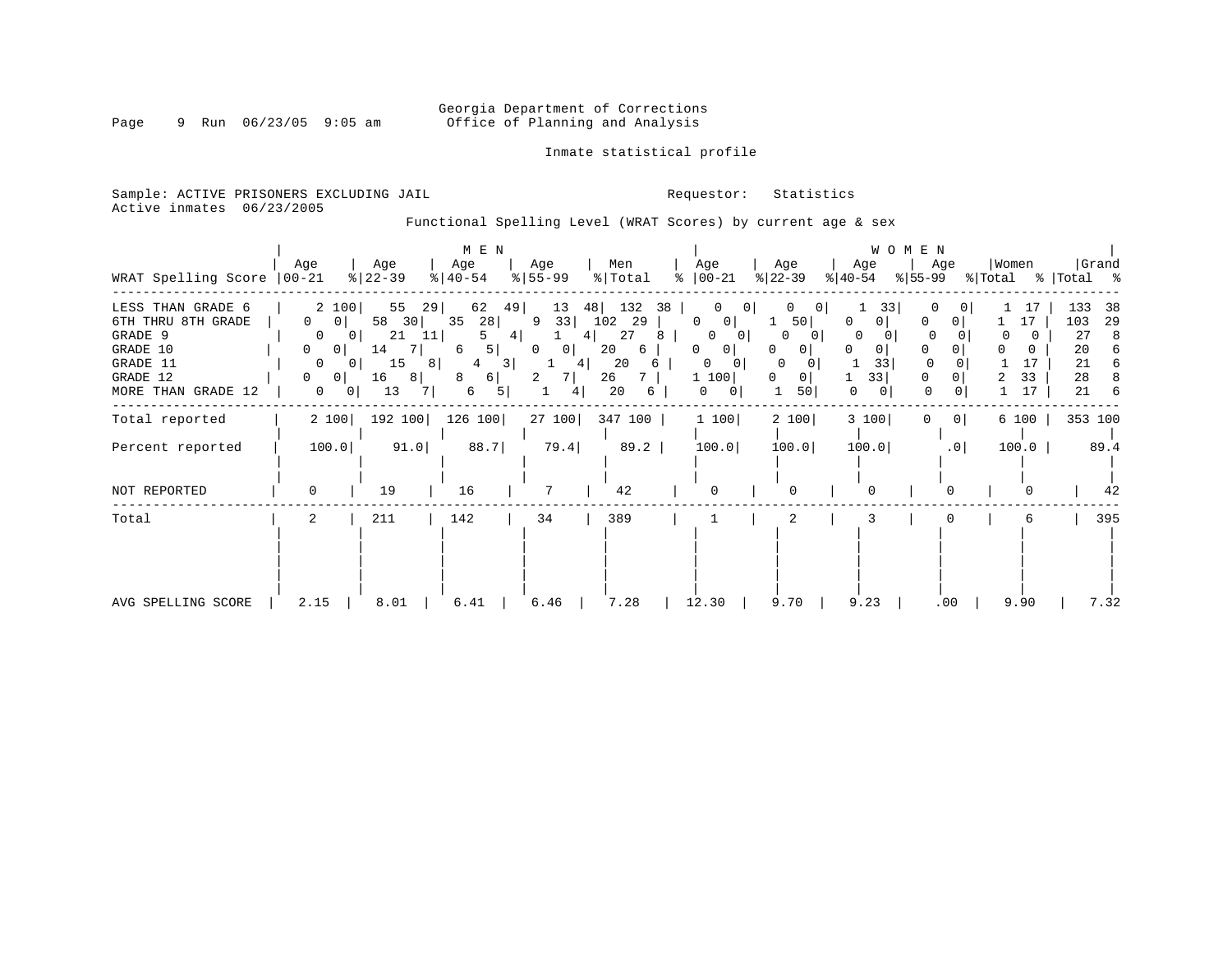Georgia Department of Corrections
Office of Planning and Analysis

Inmate statistical profile

Sample: ACTIVE PRISONERS EXCLUDING JAIL
Requestor: Statistics
Active inmates 06/23/2005

Functional Spelling Level (WRAT Scores) by current age & sex

| | MEN | | | | | | | | | | WOMEN | | | | | | | | | | | |
|---|---|---|---|---|---|---|---|---|---|---|---|---|---|---|---|---|---|---|---|---|---|---|
| WRAT Spelling Score | Age 00-21 | % | Age 22-39 | % | Age 40-54 | % | Age 55-99 | % | Men Total | % | Age 00-21 | % | Age 22-39 | % | Age 40-54 | % | Age 55-99 | % | Women Total | % | Grand Total | % |
| LESS THAN GRADE 6 | 2 | 100 | 55 | 29 | 62 | 49 | 13 | 48 | 132 | 38 | 0 | 0 | 0 | 0 | 1 | 33 | 0 | 0 | 1 | 17 | 133 | 38 |
| 6TH THRU 8TH GRADE | 0 | 0 | 58 | 30 | 35 | 28 | 9 | 33 | 102 | 29 | 0 | 0 | 1 | 50 | 0 | 0 | 0 | 0 | 1 | 17 | 103 | 29 |
| GRADE 9 | 0 | 0 | 21 | 11 | 5 | 4 | 1 | 4 | 27 | 8 | 0 | 0 | 0 | 0 | 0 | 0 | 0 | 0 | 0 | 0 | 27 | 8 |
| GRADE 10 | 0 | 0 | 14 | 7 | 6 | 5 | 0 | 0 | 20 | 6 | 0 | 0 | 0 | 0 | 0 | 0 | 0 | 0 | 0 | 0 | 20 | 6 |
| GRADE 11 | 0 | 0 | 15 | 8 | 4 | 3 | 1 | 4 | 20 | 6 | 0 | 0 | 0 | 0 | 1 | 33 | 0 | 0 | 1 | 17 | 21 | 6 |
| GRADE 12 | 0 | 0 | 16 | 8 | 8 | 6 | 2 | 7 | 26 | 7 | 1 | 100 | 0 | 0 | 1 | 33 | 0 | 0 | 2 | 33 | 28 | 8 |
| MORE THAN GRADE 12 | 0 | 0 | 13 | 7 | 6 | 5 | 1 | 4 | 20 | 6 | 0 | 0 | 1 | 50 | 0 | 0 | 0 | 0 | 1 | 17 | 21 | 6 |
| Total reported | 2 | 100 | 192 | 100 | 126 | 100 | 27 | 100 | 347 | 100 | 1 | 100 | 2 | 100 | 3 | 100 | 0 | 0 | 6 | 100 | 353 | 100 |
| Percent reported | 100.0 | | 91.0 | | 88.7 | | 79.4 | | 89.2 | | 100.0 | | 100.0 | | 100.0 | | .0 | | 100.0 | | 89.4 | |
| NOT REPORTED | 0 | | 19 | | 16 | | 7 | | 42 | | 0 | | 0 | | 0 | | 0 | | 0 | | 42 | |
| Total | 2 | | 211 | | 142 | | 34 | | 389 | | 1 | | 2 | | 3 | | 0 | | 6 | | 395 | |
| AVG SPELLING SCORE | 2.15 | | 8.01 | | 6.41 | | 6.46 | | 7.28 | | 12.30 | | 9.70 | | 9.23 | | .00 | | 9.90 | | 7.32 | |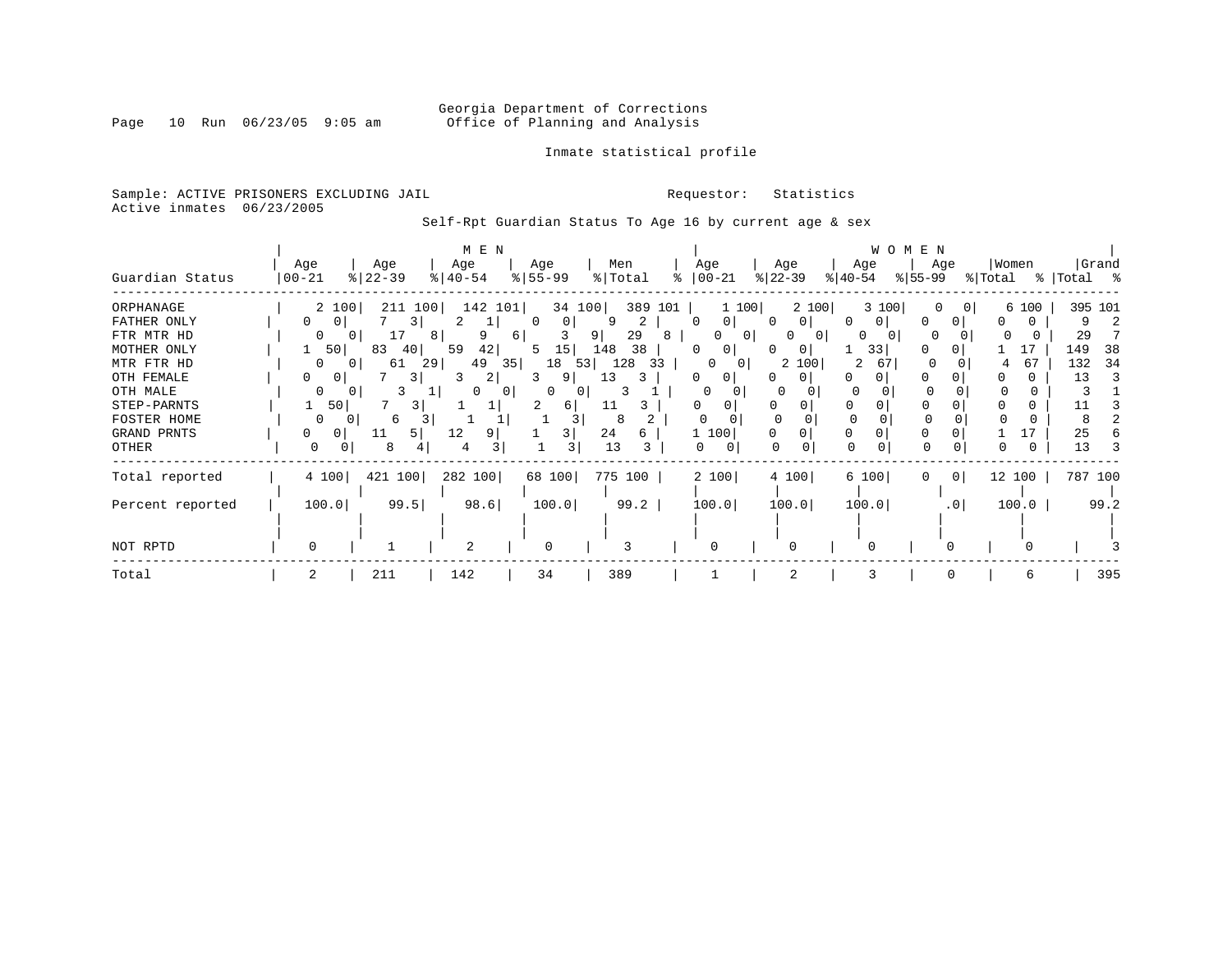Georgia Department of Corrections
Office of Planning and Analysis

Inmate statistical profile

Sample: ACTIVE PRISONERS EXCLUDING JAIL    Requestor: Statistics
Active inmates 06/23/2005

Self-Rpt Guardian Status To Age 16 by current age & sex

| | MEN | | | | | | | | | | WOMEN | | | | | | | | | | | |
|---|---|---|---|---|---|---|---|---|---|---|---|---|---|---|---|---|---|---|---|---|---|---|
| Guardian Status | Age 00-21 | % | Age 22-39 | % | Age 40-54 | % | Age 55-99 | % | Men Total | % | Age 00-21 | % | Age 22-39 | % | Age 40-54 | % | Age 55-99 | % | Women Total | % | Grand Total | % |
| ORPHANAGE | 2 | 100 | 211 | 100 | 142 | 101 | 34 | 100 | 389 | 101 | 1 | 100 | 2 | 100 | 3 | 100 | 0 | 0 | 6 | 100 | 395 | 101 |
| FATHER ONLY | 0 | 0 | 7 | 3 | 2 | 1 | 0 | 0 | 9 | 2 | 0 | 0 | 0 | 0 | 0 | 0 | 0 | 0 | 0 | 0 | 9 | 2 |
| FTR MTR HD | 0 | 0 | 17 | 8 | 9 | 6 | 3 | 9 | 29 | 8 | 0 | 0 | 0 | 0 | 0 | 0 | 0 | 0 | 0 | 0 | 29 | 7 |
| MOTHER ONLY | 1 | 50 | 83 | 40 | 59 | 42 | 5 | 15 | 148 | 38 | 0 | 0 | 0 | 0 | 1 | 33 | 0 | 0 | 1 | 17 | 149 | 38 |
| MTR FTR HD | 0 | 0 | 61 | 29 | 49 | 35 | 18 | 53 | 128 | 33 | 0 | 0 | 2 | 100 | 2 | 67 | 0 | 0 | 4 | 67 | 132 | 34 |
| OTH FEMALE | 0 | 0 | 7 | 3 | 3 | 2 | 3 | 9 | 13 | 3 | 0 | 0 | 0 | 0 | 0 | 0 | 0 | 0 | 0 | 0 | 13 | 3 |
| OTH MALE | 0 | 0 | 3 | 1 | 0 | 0 | 0 | 0 | 3 | 1 | 0 | 0 | 0 | 0 | 0 | 0 | 0 | 0 | 0 | 0 | 3 | 1 |
| STEP-PARNTS | 1 | 50 | 7 | 3 | 1 | 1 | 2 | 6 | 11 | 3 | 0 | 0 | 0 | 0 | 0 | 0 | 0 | 0 | 0 | 0 | 11 | 3 |
| FOSTER HOME | 0 | 0 | 6 | 3 | 1 | 1 | 1 | 3 | 8 | 2 | 0 | 0 | 0 | 0 | 0 | 0 | 0 | 0 | 0 | 0 | 8 | 2 |
| GRAND PRNTS | 0 | 0 | 11 | 5 | 12 | 9 | 1 | 3 | 24 | 6 | 1 | 100 | 0 | 0 | 0 | 0 | 0 | 0 | 1 | 17 | 25 | 6 |
| OTHER | 0 | 0 | 8 | 4 | 4 | 3 | 1 | 3 | 13 | 3 | 0 | 0 | 0 | 0 | 0 | 0 | 0 | 0 | 0 | 0 | 13 | 3 |
| Total reported | 4 | 100 | 421 | 100 | 282 | 100 | 68 | 100 | 775 | 100 | 2 | 100 | 4 | 100 | 6 | 100 | 0 | 0 | 12 | 100 | 787 | 100 |
| Percent reported | 100.0 | | 99.5 | | 98.6 | | 100.0 | | 99.2 | | 100.0 | | 100.0 | | 100.0 | | .0 | | 100.0 | | 99.2 | |
| NOT RPTD | 0 | | 1 | | 2 | | 0 | | 3 | | 0 | | 0 | | 0 | | 0 | | 0 | | 3 | |
| Total | 2 | | 211 | | 142 | | 34 | | 389 | | 1 | | 2 | | 3 | | 0 | | 6 | | 395 | |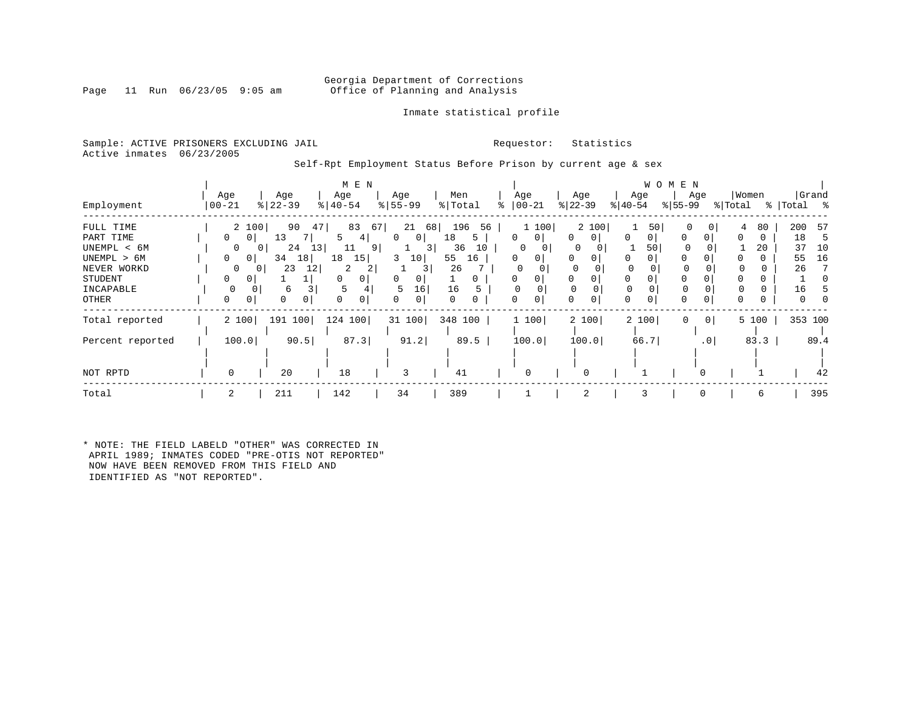Georgia Department of Corrections
Office of Planning and Analysis

Inmate statistical profile

Sample: ACTIVE PRISONERS EXCLUDING JAIL    Requestor: Statistics
Active inmates 06/23/2005

Self-Rpt Employment Status Before Prison by current age & sex

| | MEN | | | | | | | | | | WOMEN | | | | | | | | | | Grand | |
|---|---|---|---|---|---|---|---|---|---|---|---|---|---|---|---|---|---|---|---|---|---|---|
| Employment | Age 00-21 | % | Age 22-39 | % | Age 40-54 | % | Age 55-99 | % | Men Total | % | Age 00-21 | % | Age 22-39 | % | Age 40-54 | % | Age 55-99 | % | Women Total | % | Total | % |
| FULL TIME | 2 | 100 | 90 | 47 | 83 | 67 | 21 | 68 | 196 | 56 | 1 | 100 | 2 | 100 | 1 | 50 | 0 | 0 | 4 | 80 | 200 | 57 |
| PART TIME | 0 | 0 | 13 | 7 | 5 | 4 | 0 | 0 | 18 | 5 | 0 | 0 | 0 | 0 | 0 | 0 | 0 | 0 | 0 | 0 | 18 | 5 |
| UNEMPL < 6M | 0 | 0 | 24 | 13 | 11 | 9 | 1 | 3 | 36 | 10 | 0 | 0 | 0 | 0 | 1 | 50 | 0 | 0 | 1 | 20 | 37 | 10 |
| UNEMPL > 6M | 0 | 0 | 34 | 18 | 18 | 15 | 3 | 10 | 55 | 16 | 0 | 0 | 0 | 0 | 0 | 0 | 0 | 0 | 0 | 0 | 55 | 16 |
| NEVER WORKD | 0 | 0 | 23 | 12 | 2 | 2 | 1 | 3 | 26 | 7 | 0 | 0 | 0 | 0 | 0 | 0 | 0 | 0 | 0 | 0 | 26 | 7 |
| STUDENT | 0 | 0 | 1 | 1 | 0 | 0 | 0 | 0 | 1 | 0 | 0 | 0 | 0 | 0 | 0 | 0 | 0 | 0 | 0 | 0 | 1 | 0 |
| INCAPABLE | 0 | 0 | 6 | 3 | 5 | 4 | 5 | 16 | 16 | 5 | 0 | 0 | 0 | 0 | 0 | 0 | 0 | 0 | 0 | 0 | 16 | 5 |
| OTHER | 0 | 0 | 0 | 0 | 0 | 0 | 0 | 0 | 0 | 0 | 0 | 0 | 0 | 0 | 0 | 0 | 0 | 0 | 0 | 0 | 0 | 0 |
| Total reported | 2 | 100 | 191 | 100 | 124 | 100 | 31 | 100 | 348 | 100 | 1 | 100 | 2 | 100 | 2 | 100 | 0 | 0 | 5 | 100 | 353 | 100 |
| Percent reported | 100.0 | | 90.5 | | 87.3 | | 91.2 | | 89.5 | | 100.0 | | 100.0 | | 66.7 | | .0 | | 83.3 | | 89.4 | |
| NOT RPTD | 0 | | 20 | | 18 | | 3 | | 41 | | 0 | | 0 | | 1 | | 0 | | 1 | | 42 | |
| Total | 2 | | 211 | | 142 | | 34 | | 389 | | 1 | | 2 | | 3 | | 0 | | 6 | | 395 | |

* NOTE: THE FIELD LABELD "OTHER" WAS CORRECTED IN APRIL 1989; INMATES CODED "PRE-OTIS NOT REPORTED" NOW HAVE BEEN REMOVED FROM THIS FIELD AND IDENTIFIED AS "NOT REPORTED".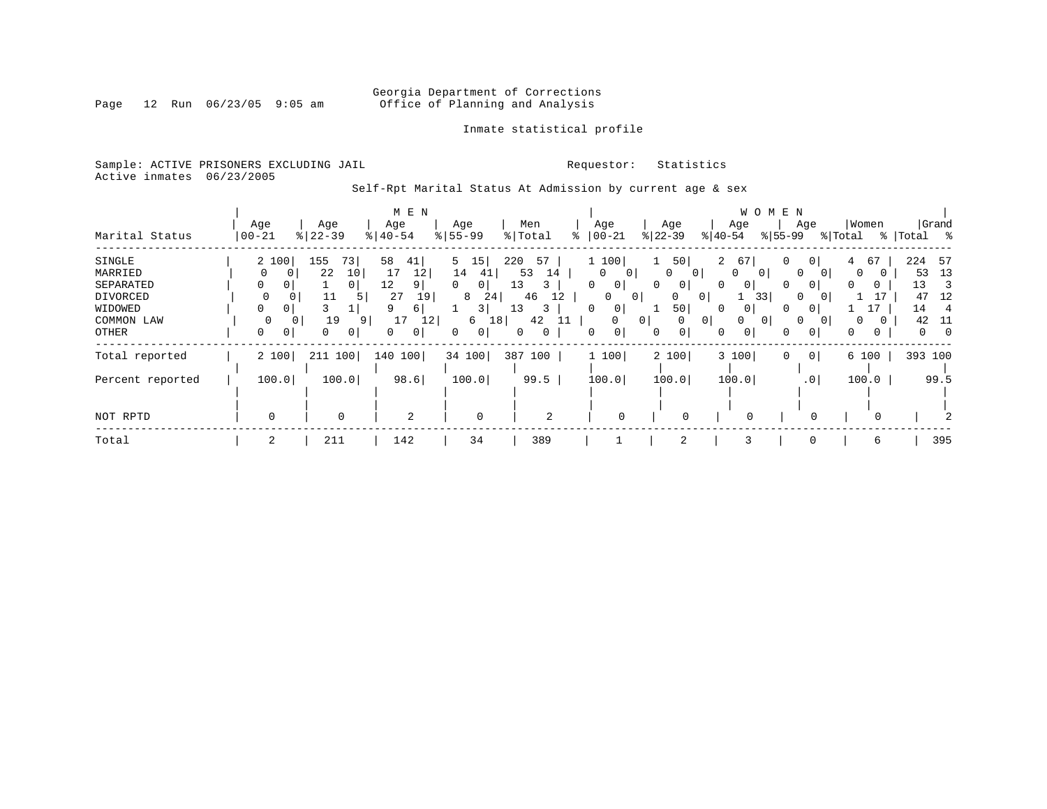Georgia Department of Corrections
Office of Planning and Analysis

Inmate statistical profile

Sample: ACTIVE PRISONERS EXCLUDING JAIL    Requestor: Statistics
Active inmates 06/23/2005

Self-Rpt Marital Status At Admission by current age & sex

| Marital Status | MEN Age 00-21 | % | Age 22-39 | % | Age 40-54 | % | Age 55-99 | % | Men Total | % | WOMEN Age 00-21 | % | Age 22-39 | % | Age 40-54 | % | Age 55-99 | % | Women Total | % | Grand Total | % |
|---|---|---|---|---|---|---|---|---|---|---|---|---|---|---|---|---|---|---|---|---|---|---|
| SINGLE | 2 | 100 | 155 | 73 | 58 | 41 | 5 | 15 | 220 | 57 | 1 | 100 | 1 | 50 | 2 | 67 | 0 | 0 | 4 | 67 | 224 | 57 |
| MARRIED | 0 | 0 | 22 | 10 | 17 | 12 | 14 | 41 | 53 | 14 | 0 | 0 | 0 | 0 | 0 | 0 | 0 | 0 | 0 | 0 | 53 | 13 |
| SEPARATED | 0 | 0 | 1 | 0 | 12 | 9 | 0 | 0 | 13 | 3 | 0 | 0 | 0 | 0 | 0 | 0 | 0 | 0 | 0 | 0 | 13 | 3 |
| DIVORCED | 0 | 0 | 11 | 5 | 27 | 19 | 8 | 24 | 46 | 12 | 0 | 0 | 0 | 0 | 1 | 33 | 0 | 0 | 1 | 17 | 47 | 12 |
| WIDOWED | 0 | 0 | 3 | 1 | 9 | 6 | 1 | 3 | 13 | 3 | 0 | 0 | 1 | 50 | 0 | 0 | 0 | 0 | 1 | 17 | 14 | 4 |
| COMMON LAW | 0 | 0 | 19 | 9 | 17 | 12 | 6 | 18 | 42 | 11 | 0 | 0 | 0 | 0 | 0 | 0 | 0 | 0 | 0 | 0 | 42 | 11 |
| OTHER | 0 | 0 | 0 | 0 | 0 | 0 | 0 | 0 | 0 | 0 | 0 | 0 | 0 | 0 | 0 | 0 | 0 | 0 | 0 | 0 | 0 | 0 |
| Total reported | 2 | 100 | 211 | 100 | 140 | 100 | 34 | 100 | 387 | 100 | 1 | 100 | 2 | 100 | 3 | 100 | 0 | 0 | 6 | 100 | 393 | 100 |
| Percent reported | 100.0 | | 100.0 | | 98.6 | | 100.0 | | 99.5 | | 100.0 | | 100.0 | | 100.0 | | .0 | | 100.0 | | 99.5 | |
| NOT RPTD | 0 | | 0 | | 2 | | 0 | | 2 | | 0 | | 0 | | 0 | | 0 | | 0 | | 2 | |
| Total | 2 | | 211 | | 142 | | 34 | | 389 | | 1 | | 2 | | 3 | | 0 | | 6 | | 395 | |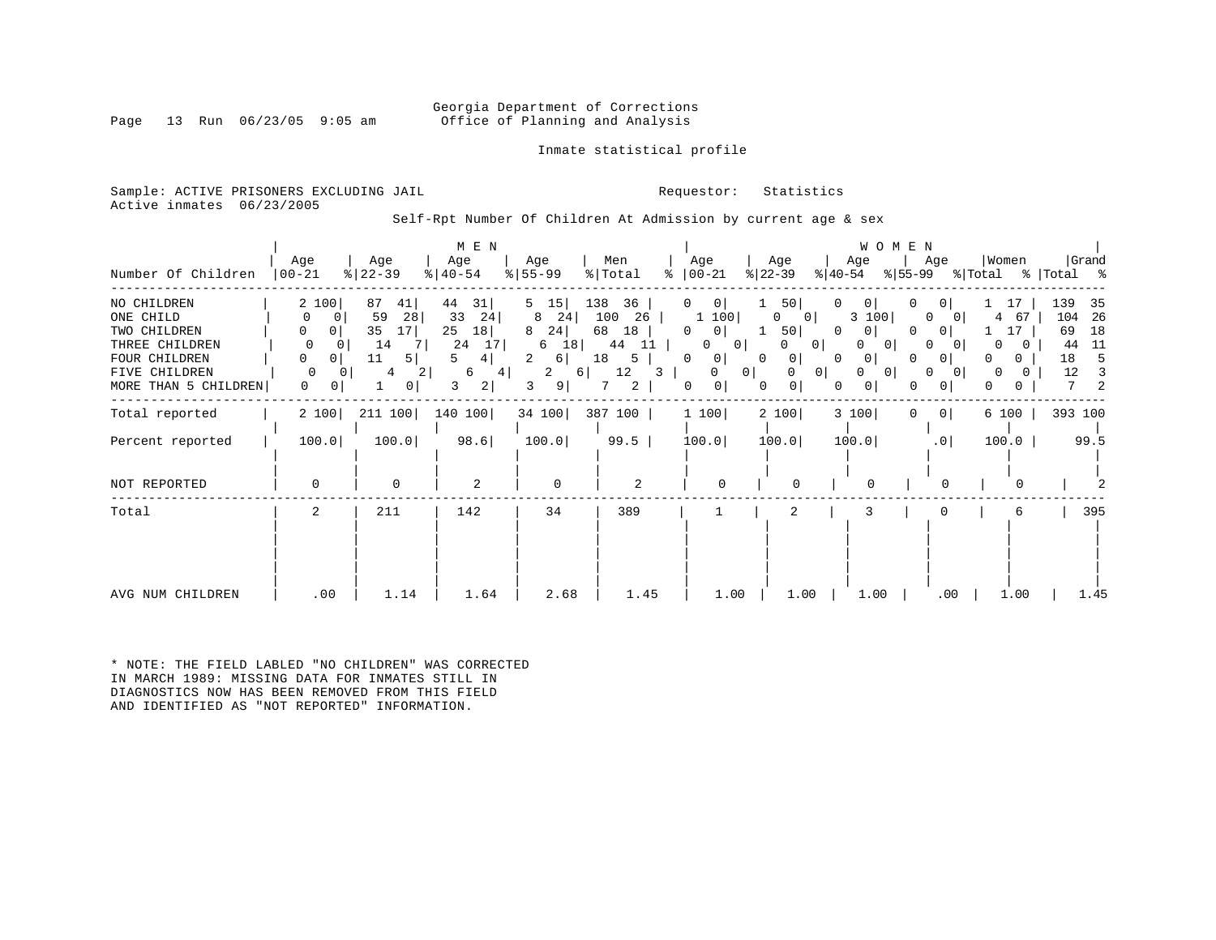Georgia Department of Corrections
Office of Planning and Analysis

Inmate statistical profile

Sample: ACTIVE PRISONERS EXCLUDING JAIL
Active inmates 06/23/2005

Requestor: Statistics

Self-Rpt Number Of Children At Admission by current age & sex

| Number Of Children | MEN Age 00-21 | % | Age 22-39 | % | Age 40-54 | % | Age 55-99 | % | Men Total | % | WOMEN Age 00-21 | % | Age 22-39 | % | Age 40-54 | % | Age 55-99 | % | Women Total | % | Grand Total | % |
|---|---|---|---|---|---|---|---|---|---|---|---|---|---|---|---|---|---|---|---|---|---|---|
| NO CHILDREN | 2 | 100 | 87 | 41 | 44 | 31 | 5 | 15 | 138 | 36 | 0 | 0 | 1 | 50 | 0 | 0 | 0 | 0 | 1 | 17 | 139 | 35 |
| ONE CHILD | 0 | 0 | 59 | 28 | 33 | 24 | 8 | 24 | 100 | 26 | 1 | 100 | 0 | 0 | 3 | 100 | 0 | 0 | 4 | 67 | 104 | 26 |
| TWO CHILDREN | 0 | 0 | 35 | 17 | 25 | 18 | 8 | 24 | 68 | 18 | 0 | 0 | 1 | 50 | 0 | 0 | 0 | 0 | 1 | 17 | 69 | 18 |
| THREE CHILDREN | 0 | 0 | 14 | 7 | 24 | 17 | 6 | 18 | 44 | 11 | 0 | 0 | 0 | 0 | 0 | 0 | 0 | 0 | 0 | 0 | 44 | 11 |
| FOUR CHILDREN | 0 | 0 | 11 | 5 | 5 | 4 | 2 | 6 | 18 | 5 | 0 | 0 | 0 | 0 | 0 | 0 | 0 | 0 | 0 | 0 | 18 | 5 |
| FIVE CHILDREN | 0 | 0 | 4 | 2 | 6 | 4 | 2 | 6 | 12 | 3 | 0 | 0 | 0 | 0 | 0 | 0 | 0 | 0 | 0 | 0 | 12 | 3 |
| MORE THAN 5 CHILDREN | 0 | 0 | 1 | 0 | 3 | 2 | 3 | 9 | 7 | 2 | 0 | 0 | 0 | 0 | 0 | 0 | 0 | 0 | 0 | 0 | 7 | 2 |
| Total reported | 2 | 100 | 211 | 100 | 140 | 100 | 34 | 100 | 387 | 100 | 1 | 100 | 2 | 100 | 3 | 100 | 0 | 0 | 6 | 100 | 393 | 100 |
| Percent reported | 100.0 | | 100.0 | | 98.6 | | 100.0 | | 99.5 | | 100.0 | | 100.0 | | 100.0 | | .0 | | 100.0 | | 99.5 | |
| NOT REPORTED | 0 | | 0 | | 2 | | 0 | | 2 | | 0 | | 0 | | 0 | | 0 | | 0 | | 2 | |
| Total | 2 | | 211 | | 142 | | 34 | | 389 | | 1 | | 2 | | 3 | | 0 | | 6 | | 395 | |
| AVG NUM CHILDREN | .00 | | 1.14 | | 1.64 | | 2.68 | | 1.45 | | 1.00 | | 1.00 | | 1.00 | | .00 | | 1.00 | | 1.45 | |

* NOTE: THE FIELD LABLED "NO CHILDREN" WAS CORRECTED IN MARCH 1989: MISSING DATA FOR INMATES STILL IN DIAGNOSTICS NOW HAS BEEN REMOVED FROM THIS FIELD AND IDENTIFIED AS "NOT REPORTED" INFORMATION.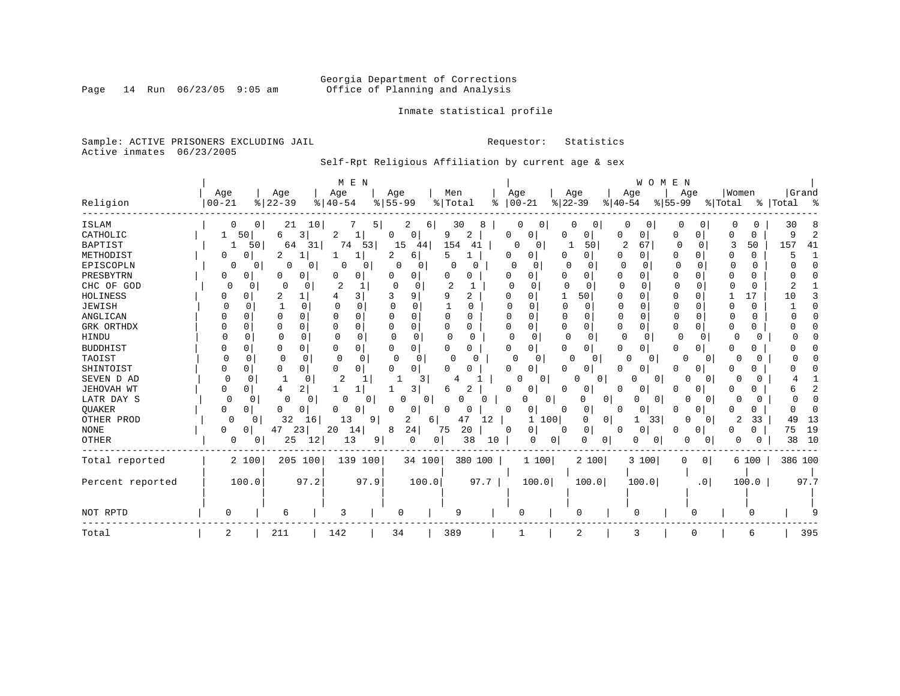Georgia Department of Corrections
Office of Planning and Analysis

Inmate statistical profile

Sample: ACTIVE PRISONERS EXCLUDING JAIL
Active inmates 06/23/2005

Requestor: Statistics

Self-Rpt Religious Affiliation by current age & sex

| Religion | MEN Age 00-21 | % | Age 22-39 | % | Age 40-54 | % | Age 55-99 | % | Men Total | % | WOMEN Age 00-21 | % | Age 22-39 | % | Age 40-54 | % | Age 55-99 | % | Women Total | % | Grand Total | % |
|---|---|---|---|---|---|---|---|---|---|---|---|---|---|---|---|---|---|---|---|---|---|---|
| ISLAM | 0 | 0 | 21 | 10 | 7 | 5 | 2 | 6 | 30 | 8 | 0 | 0 | 0 | 0 | 0 | 0 | 0 | 0 | 0 | 0 | 30 | 8 |
| CATHOLIC | 1 | 50 | 6 | 3 | 2 | 1 | 0 | 0 | 9 | 2 | 0 | 0 | 0 | 0 | 0 | 0 | 0 | 0 | 0 | 0 | 9 | 2 |
| BAPTIST | 1 | 50 | 64 | 31 | 74 | 53 | 15 | 44 | 154 | 41 | 0 | 0 | 1 | 50 | 2 | 67 | 0 | 0 | 3 | 50 | 157 | 41 |
| METHODIST | 0 | 0 | 2 | 1 | 1 | 1 | 2 | 6 | 5 | 1 | 0 | 0 | 0 | 0 | 0 | 0 | 0 | 0 | 0 | 0 | 5 | 1 |
| EPISCOPLN | 0 | 0 | 0 | 0 | 0 | 0 | 0 | 0 | 0 | 0 | 0 | 0 | 0 | 0 | 0 | 0 | 0 | 0 | 0 | 0 | 0 | 0 |
| PRESBYTRN | 0 | 0 | 0 | 0 | 0 | 0 | 0 | 0 | 0 | 0 | 0 | 0 | 0 | 0 | 0 | 0 | 0 | 0 | 0 | 0 | 0 | 0 |
| CHC OF GOD | 0 | 0 | 0 | 0 | 2 | 1 | 0 | 0 | 2 | 1 | 0 | 0 | 0 | 0 | 0 | 0 | 0 | 0 | 0 | 0 | 2 | 1 |
| HOLINESS | 0 | 0 | 2 | 1 | 4 | 3 | 3 | 9 | 9 | 2 | 0 | 0 | 1 | 50 | 0 | 0 | 0 | 0 | 1 | 17 | 10 | 3 |
| JEWISH | 0 | 0 | 1 | 0 | 0 | 0 | 0 | 0 | 1 | 0 | 0 | 0 | 0 | 0 | 0 | 0 | 0 | 0 | 0 | 0 | 1 | 0 |
| ANGLICAN | 0 | 0 | 0 | 0 | 0 | 0 | 0 | 0 | 0 | 0 | 0 | 0 | 0 | 0 | 0 | 0 | 0 | 0 | 0 | 0 | 0 | 0 |
| GRK ORTHDX | 0 | 0 | 0 | 0 | 0 | 0 | 0 | 0 | 0 | 0 | 0 | 0 | 0 | 0 | 0 | 0 | 0 | 0 | 0 | 0 | 0 | 0 |
| HINDU | 0 | 0 | 0 | 0 | 0 | 0 | 0 | 0 | 0 | 0 | 0 | 0 | 0 | 0 | 0 | 0 | 0 | 0 | 0 | 0 | 0 | 0 |
| BUDDHIST | 0 | 0 | 0 | 0 | 0 | 0 | 0 | 0 | 0 | 0 | 0 | 0 | 0 | 0 | 0 | 0 | 0 | 0 | 0 | 0 | 0 | 0 |
| TAOIST | 0 | 0 | 0 | 0 | 0 | 0 | 0 | 0 | 0 | 0 | 0 | 0 | 0 | 0 | 0 | 0 | 0 | 0 | 0 | 0 | 0 | 0 |
| SHINTOIST | 0 | 0 | 0 | 0 | 0 | 0 | 0 | 0 | 0 | 0 | 0 | 0 | 0 | 0 | 0 | 0 | 0 | 0 | 0 | 0 | 0 | 0 |
| SEVEN D AD | 0 | 0 | 1 | 0 | 2 | 1 | 1 | 3 | 4 | 1 | 0 | 0 | 0 | 0 | 0 | 0 | 0 | 0 | 0 | 0 | 4 | 1 |
| JEHOVAH WT | 0 | 0 | 4 | 2 | 1 | 1 | 1 | 3 | 6 | 2 | 0 | 0 | 0 | 0 | 0 | 0 | 0 | 0 | 0 | 0 | 6 | 2 |
| LATR DAY S | 0 | 0 | 0 | 0 | 0 | 0 | 0 | 0 | 0 | 0 | 0 | 0 | 0 | 0 | 0 | 0 | 0 | 0 | 0 | 0 | 0 | 0 |
| QUAKER | 0 | 0 | 0 | 0 | 0 | 0 | 0 | 0 | 0 | 0 | 0 | 0 | 0 | 0 | 0 | 0 | 0 | 0 | 0 | 0 | 0 | 0 |
| OTHER PROD | 0 | 0 | 32 | 16 | 13 | 9 | 2 | 6 | 47 | 12 | 1 | 100 | 0 | 0 | 1 | 33 | 0 | 0 | 2 | 33 | 49 | 13 |
| NONE | 0 | 0 | 47 | 23 | 20 | 14 | 8 | 24 | 75 | 20 | 0 | 0 | 0 | 0 | 0 | 0 | 0 | 0 | 0 | 0 | 75 | 19 |
| OTHER | 0 | 0 | 25 | 12 | 13 | 9 | 0 | 0 | 38 | 10 | 0 | 0 | 0 | 0 | 0 | 0 | 0 | 0 | 0 | 0 | 38 | 10 |
| Total reported | 2 | 100 | 205 | 100 | 139 | 100 | 34 | 100 | 380 | 100 | 1 | 100 | 2 | 100 | 3 | 100 | 0 | 0 | 6 | 100 | 386 | 100 |
| Percent reported | 100.0 | | 97.2 | | 97.9 | | 100.0 | | 97.7 | | 100.0 | | 100.0 | | 100.0 | | .0 | | 100.0 | | 97.7 | |
| NOT RPTD | 0 | | 6 | | 3 | | 0 | | 9 | | 0 | | 0 | | 0 | | 0 | | 0 | | 9 | |
| Total | 2 | | 211 | | 142 | | 34 | | 389 | | 1 | | 2 | | 3 | | 0 | | 6 | | 395 | |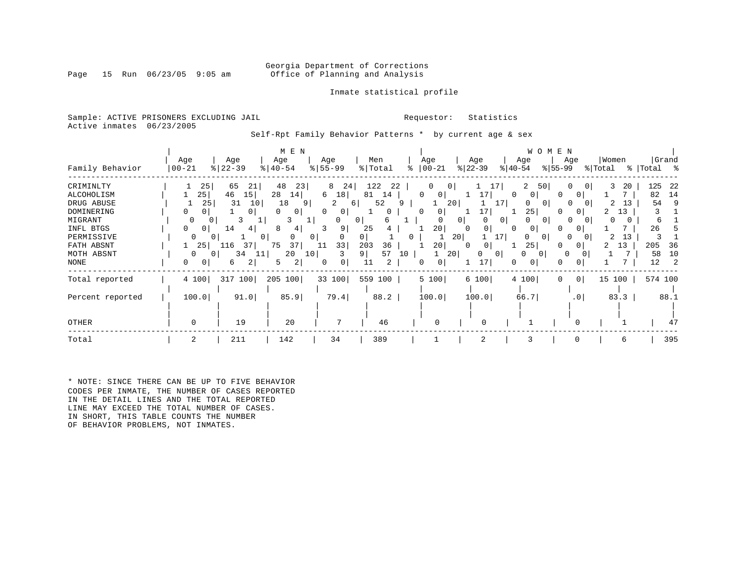Georgia Department of Corrections
Office of Planning and Analysis

Inmate statistical profile

Sample: ACTIVE PRISONERS EXCLUDING JAIL
Active inmates 06/23/2005

Requestor: Statistics

Self-Rpt Family Behavior Patterns * by current age & sex

| Family Behavior | MEN Age 00-21 | % | Age 22-39 | % | Age 40-54 | % | Age 55-99 | % | Men Total | % | WOMEN Age 00-21 | % | Age 22-39 | % | Age 40-54 | % | Age 55-99 | % | Women Total | % | Grand Total | % |
|---|---|---|---|---|---|---|---|---|---|---|---|---|---|---|---|---|---|---|---|---|---|---|
| CRIMINLTY | 1 | 25 | 65 | 21 | 48 | 23 | 8 | 24 | 122 | 22 | 0 | 0 | 1 | 17 | 2 | 50 | 0 | 0 | 3 | 20 | 125 | 22 |
| ALCOHOLISM | 1 | 25 | 46 | 15 | 28 | 14 | 6 | 18 | 81 | 14 | 0 | 0 | 1 | 17 | 0 | 0 | 0 | 0 | 1 | 7 | 82 | 14 |
| DRUG ABUSE | 1 | 25 | 31 | 10 | 18 | 9 | 2 | 6 | 52 | 9 | 1 | 20 | 1 | 17 | 0 | 0 | 0 | 0 | 2 | 13 | 54 | 9 |
| DOMINERING | 0 | 0 | 1 | 0 | 0 | 0 | 0 | 0 | 1 | 0 | 0 | 0 | 1 | 17 | 1 | 25 | 0 | 0 | 2 | 13 | 3 | 1 |
| MIGRANT | 0 | 0 | 3 | 1 | 3 | 1 | 0 | 0 | 6 | 1 | 0 | 0 | 0 | 0 | 0 | 0 | 0 | 0 | 0 | 0 | 6 | 1 |
| INFL BTGS | 0 | 0 | 14 | 4 | 8 | 4 | 3 | 9 | 25 | 4 | 1 | 20 | 0 | 0 | 0 | 0 | 0 | 0 | 1 | 7 | 26 | 5 |
| PERMISSIVE | 0 | 0 | 1 | 0 | 0 | 0 | 0 | 0 | 1 | 0 | 1 | 20 | 1 | 17 | 0 | 0 | 0 | 0 | 2 | 13 | 3 | 1 |
| FATH ABSNT | 1 | 25 | 116 | 37 | 75 | 37 | 11 | 33 | 203 | 36 | 1 | 20 | 0 | 0 | 1 | 25 | 0 | 0 | 2 | 13 | 205 | 36 |
| MOTH ABSNT | 0 | 0 | 34 | 11 | 20 | 10 | 3 | 9 | 57 | 10 | 1 | 20 | 0 | 0 | 0 | 0 | 0 | 0 | 1 | 7 | 58 | 10 |
| NONE | 0 | 0 | 6 | 2 | 5 | 2 | 0 | 0 | 11 | 2 | 0 | 0 | 1 | 17 | 0 | 0 | 0 | 0 | 1 | 7 | 12 | 2 |
| Total reported | 4 | 100 | 317 | 100 | 205 | 100 | 33 | 100 | 559 | 100 | 5 | 100 | 6 | 100 | 4 | 100 | 0 | 0 | 15 | 100 | 574 | 100 |
| Percent reported | 100.0 | | 91.0 | | 85.9 | | 79.4 | | 88.2 | | 100.0 | | 100.0 | | 66.7 | | .0 | | 83.3 | | 88.1 | |
| OTHER | 0 | | 19 | | 20 | | 7 | | 46 | | 0 | | 0 | | 1 | | 0 | | 1 | | 47 | |
| Total | 2 | | 211 | | 142 | | 34 | | 389 | | 1 | | 2 | | 3 | | 0 | | 6 | | 395 | |

* NOTE: SINCE THERE CAN BE UP TO FIVE BEHAVIOR CODES PER INMATE, THE NUMBER OF CASES REPORTED IN THE DETAIL LINES AND THE TOTAL REPORTED LINE MAY EXCEED THE TOTAL NUMBER OF CASES. IN SHORT, THIS TABLE COUNTS THE NUMBER OF BEHAVIOR PROBLEMS, NOT INMATES.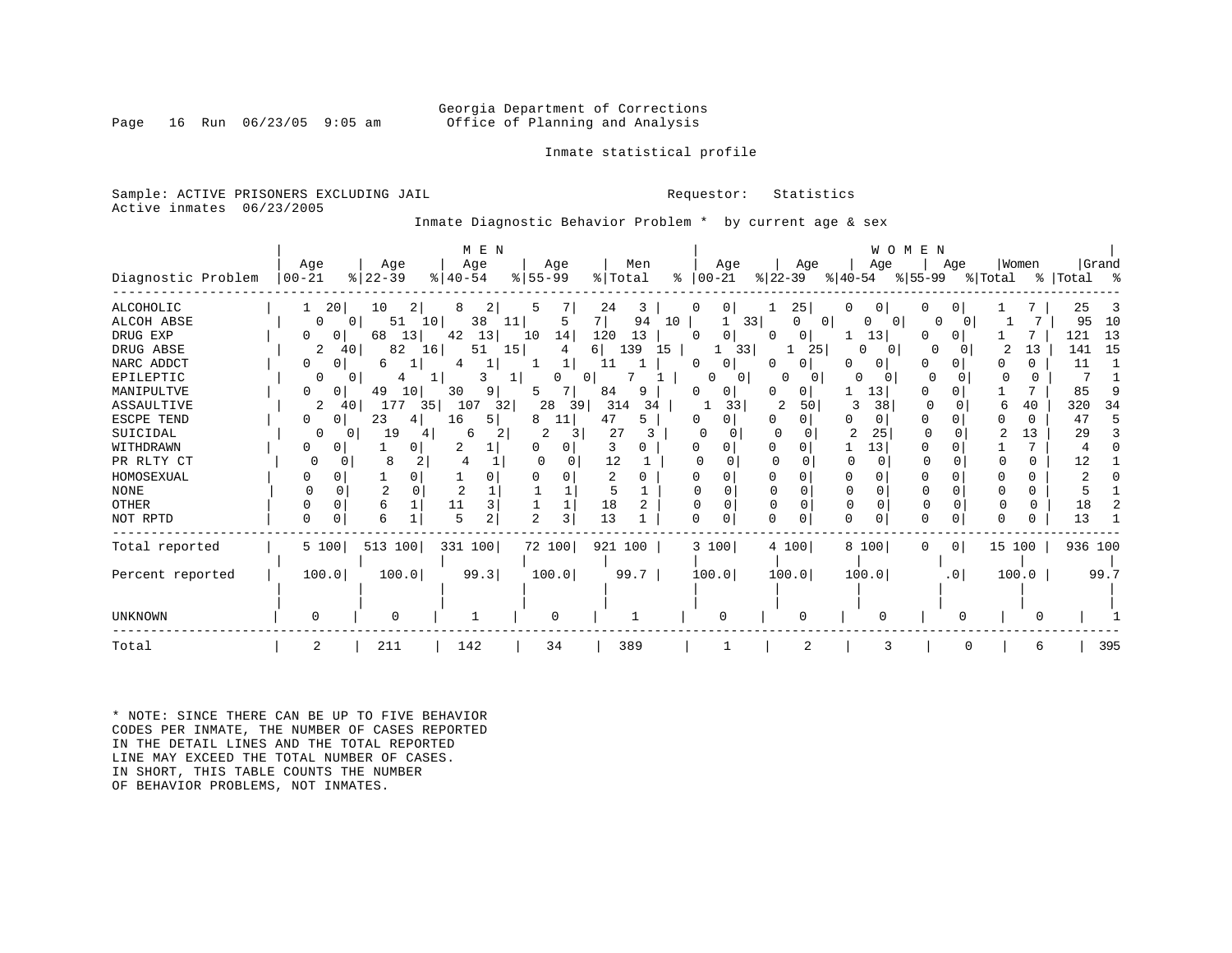Georgia Department of Corrections
Office of Planning and Analysis

Inmate statistical profile

Sample: ACTIVE PRISONERS EXCLUDING JAIL  Requestor: Statistics
Active inmates 06/23/2005

Inmate Diagnostic Behavior Problem * by current age & sex

| Diagnostic Problem | MEN Age 00-21 | % | Age 22-39 | % | Age 40-54 | % | Age 55-99 | % | Men Total | % | WOMEN Age 00-21 | % | Age 22-39 | % | Age 40-54 | % | Age 55-99 | % | Women Total | % | Grand Total | % |
|---|---|---|---|---|---|---|---|---|---|---|---|---|---|---|---|---|---|---|---|---|---|---|
| ALCOHOLIC | 1 | 20 | 10 | 2 | 8 | 2 | 5 | 7 | 24 | 3 | 0 | 0 | 1 | 25 | 0 | 0 | 0 | 0 | 1 | 7 | 25 | 3 |
| ALCOH ABSE | 0 | 0 | 51 | 10 | 38 | 11 | 5 | 7 | 94 | 10 | 1 | 33 | 0 | 0 | 0 | 0 | 0 | 0 | 1 | 7 | 95 | 10 |
| DRUG EXP | 0 | 0 | 68 | 13 | 42 | 13 | 10 | 14 | 120 | 13 | 0 | 0 | 0 | 0 | 1 | 13 | 0 | 0 | 1 | 7 | 121 | 13 |
| DRUG ABSE | 2 | 40 | 82 | 16 | 51 | 15 | 4 | 6 | 139 | 15 | 1 | 33 | 1 | 25 | 0 | 0 | 0 | 0 | 2 | 13 | 141 | 15 |
| NARC ADDCT | 0 | 0 | 6 | 1 | 4 | 1 | 1 | 1 | 11 | 1 | 0 | 0 | 0 | 0 | 0 | 0 | 0 | 0 | 0 | 0 | 11 | 1 |
| EPILEPTIC | 0 | 0 | 4 | 1 | 3 | 1 | 0 | 0 | 7 | 1 | 0 | 0 | 0 | 0 | 0 | 0 | 0 | 0 | 0 | 0 | 7 | 1 |
| MANIPULTVE | 0 | 0 | 49 | 10 | 30 | 9 | 5 | 7 | 84 | 9 | 0 | 0 | 0 | 0 | 1 | 13 | 0 | 0 | 1 | 7 | 85 | 9 |
| ASSAULTIVE | 2 | 40 | 177 | 35 | 107 | 32 | 28 | 39 | 314 | 34 | 1 | 33 | 2 | 50 | 3 | 38 | 0 | 0 | 6 | 40 | 320 | 34 |
| ESCPE TEND | 0 | 0 | 23 | 4 | 16 | 5 | 8 | 11 | 47 | 5 | 0 | 0 | 0 | 0 | 0 | 0 | 0 | 0 | 0 | 0 | 47 | 5 |
| SUICIDAL | 0 | 0 | 19 | 4 | 6 | 2 | 2 | 3 | 27 | 3 | 0 | 0 | 0 | 0 | 2 | 25 | 0 | 0 | 2 | 13 | 29 | 3 |
| WITHDRAWN | 0 | 0 | 1 | 0 | 2 | 1 | 0 | 0 | 3 | 0 | 0 | 0 | 0 | 0 | 1 | 13 | 0 | 0 | 1 | 7 | 4 | 0 |
| PR RLTY CT | 0 | 0 | 8 | 2 | 4 | 1 | 0 | 0 | 12 | 1 | 0 | 0 | 0 | 0 | 0 | 0 | 0 | 0 | 0 | 0 | 12 | 1 |
| HOMOSEXUAL | 0 | 0 | 1 | 0 | 1 | 0 | 0 | 0 | 2 | 0 | 0 | 0 | 0 | 0 | 0 | 0 | 0 | 0 | 0 | 0 | 2 | 0 |
| NONE | 0 | 0 | 2 | 0 | 2 | 1 | 1 | 1 | 5 | 1 | 0 | 0 | 0 | 0 | 0 | 0 | 0 | 0 | 0 | 0 | 5 | 1 |
| OTHER | 0 | 0 | 6 | 1 | 11 | 3 | 1 | 1 | 18 | 2 | 0 | 0 | 0 | 0 | 0 | 0 | 0 | 0 | 0 | 0 | 18 | 2 |
| NOT RPTD | 0 | 0 | 6 | 1 | 5 | 2 | 2 | 3 | 13 | 1 | 0 | 0 | 0 | 0 | 0 | 0 | 0 | 0 | 0 | 0 | 13 | 1 |
| Total reported | 5 | 100 | 513 | 100 | 331 | 100 | 72 | 100 | 921 | 100 | 3 | 100 | 4 | 100 | 8 | 100 | 0 | 0 | 15 | 100 | 936 | 100 |
| Percent reported | 100.0 | | 100.0 | | 99.3 | | 100.0 | | 99.7 | | 100.0 | | 100.0 | | 100.0 | | .0 | | 100.0 | | 99.7 | |
| UNKNOWN | 0 | | 0 | | 1 | | 0 | | 1 | | 0 | | 0 | | 0 | | 0 | | 0 | | 1 | |
| Total | 2 | | 211 | | 142 | | 34 | | 389 | | 1 | | 2 | | 3 | | 0 | | 6 | | 395 | |

* NOTE: SINCE THERE CAN BE UP TO FIVE BEHAVIOR CODES PER INMATE, THE NUMBER OF CASES REPORTED IN THE DETAIL LINES AND THE TOTAL REPORTED LINE MAY EXCEED THE TOTAL NUMBER OF CASES. IN SHORT, THIS TABLE COUNTS THE NUMBER OF BEHAVIOR PROBLEMS, NOT INMATES.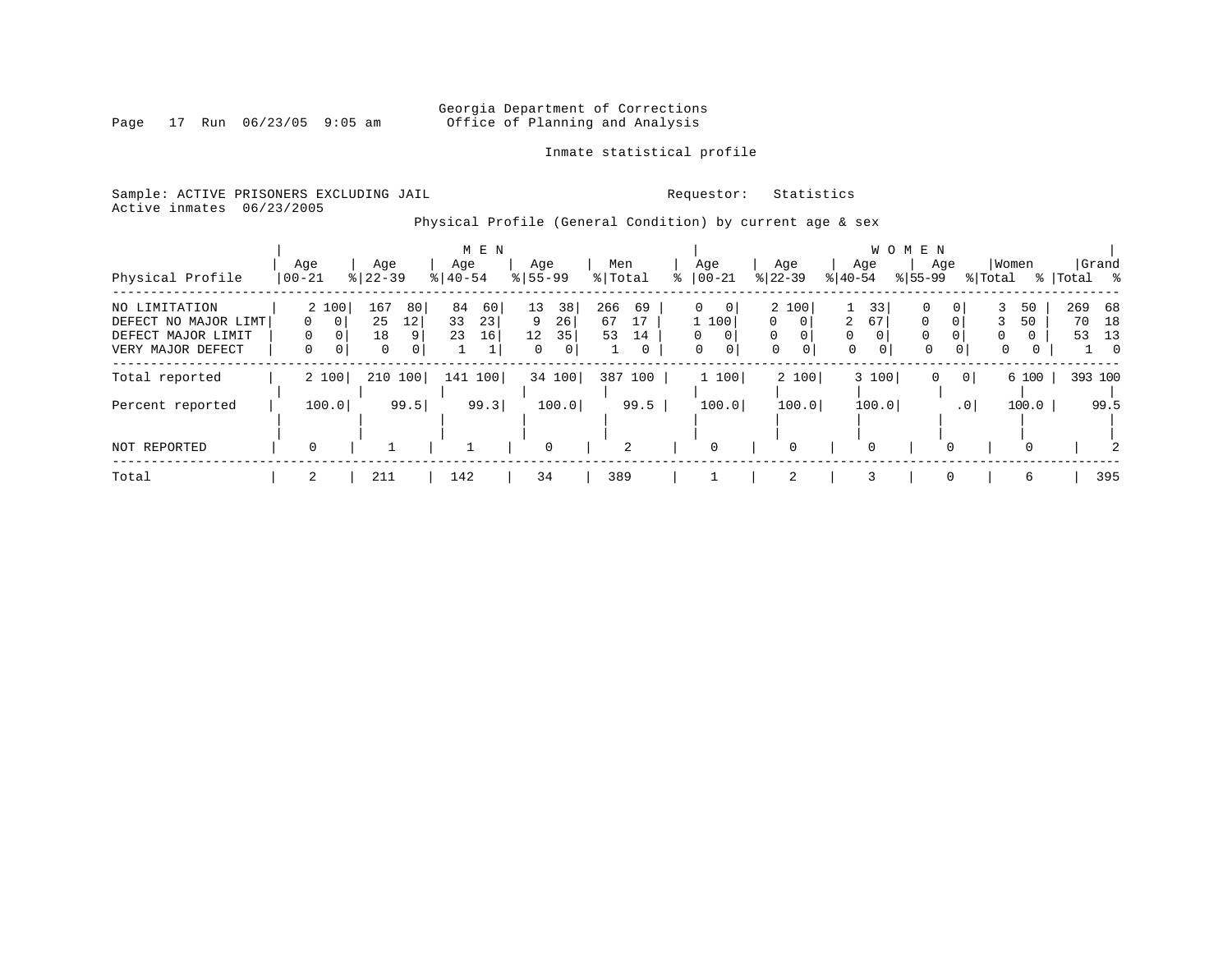Georgia Department of Corrections
Office of Planning and Analysis

Inmate statistical profile

Sample: ACTIVE PRISONERS EXCLUDING JAIL — Requestor: Statistics
Active inmates 06/23/2005

Physical Profile (General Condition) by current age & sex

| Physical Profile | MEN Age 00-21 | % | Age 22-39 | % | Age 40-54 | % | Age 55-99 | % | Men Total | % | WOMEN Age 00-21 | % | Age 22-39 | % | Age 40-54 | % | Age 55-99 | % | Women Total | % | Grand Total | % |
|---|---|---|---|---|---|---|---|---|---|---|---|---|---|---|---|---|---|---|---|---|---|---|
| NO LIMITATION | 2 | 100 | 167 | 80 | 84 | 60 | 13 | 38 | 266 | 69 | 0 | 0 | 2 | 100 | 1 | 33 | 0 | 0 | 3 | 50 | 269 | 68 |
| DEFECT NO MAJOR LIMT | 0 | 0 | 25 | 12 | 33 | 23 | 9 | 26 | 67 | 17 | 1 | 100 | 0 | 0 | 2 | 67 | 0 | 0 | 3 | 50 | 70 | 18 |
| DEFECT MAJOR LIMIT | 0 | 0 | 18 | 9 | 23 | 16 | 12 | 35 | 53 | 14 | 0 | 0 | 0 | 0 | 0 | 0 | 0 | 0 | 0 | 0 | 53 | 13 |
| VERY MAJOR DEFECT | 0 | 0 | 0 | 0 | 1 | 1 | 0 | 0 | 1 | 0 | 0 | 0 | 0 | 0 | 0 | 0 | 0 | 0 | 0 | 0 | 1 | 0 |
| Total reported | 2 | 100 | 210 | 100 | 141 | 100 | 34 | 100 | 387 | 100 | 1 | 100 | 2 | 100 | 3 | 100 | 0 | 0 | 6 | 100 | 393 | 100 |
| Percent reported | 100.0 | | 99.5 | | 99.3 | | 100.0 | | 99.5 | | 100.0 | | 100.0 | | 100.0 | | .0 | | 100.0 | | 99.5 | |
| NOT REPORTED | 0 | | 1 | | 1 | | 0 | | 2 | | 0 | | 0 | | 0 | | 0 | | 0 | | 2 | |
| Total | 2 | | 211 | | 142 | | 34 | | 389 | | 1 | | 2 | | 3 | | 0 | | 6 | | 395 | |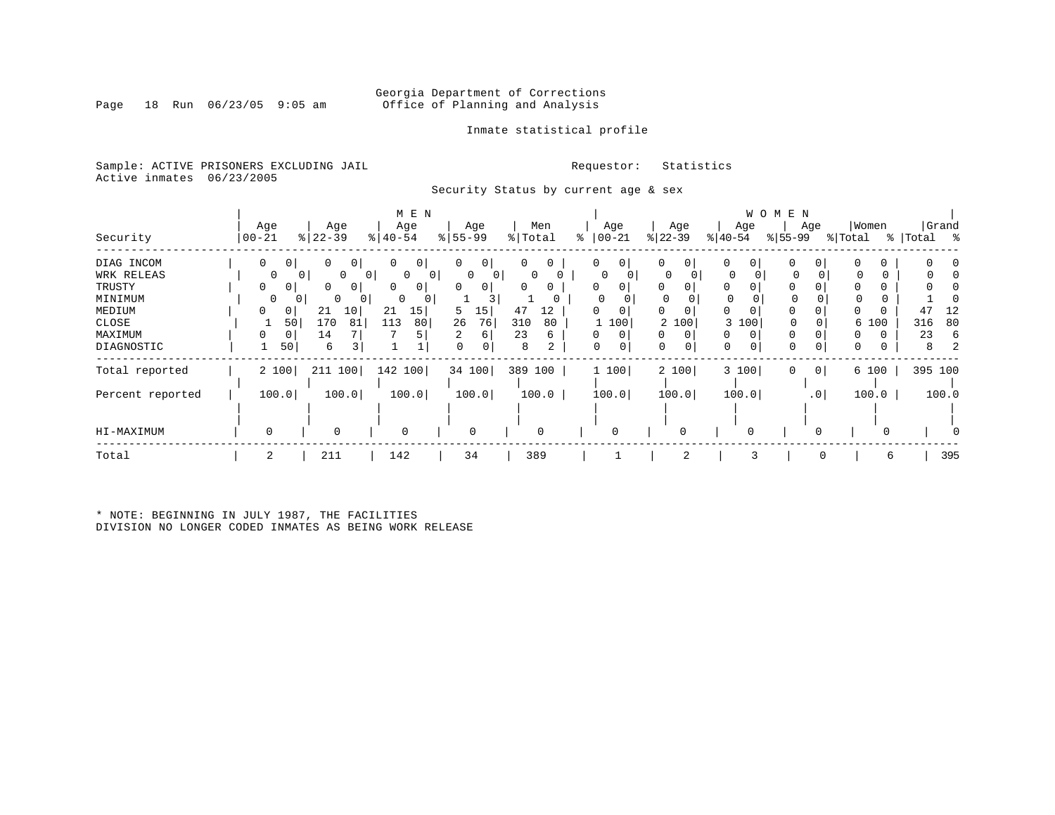Georgia Department of Corrections
Office of Planning and Analysis

Inmate statistical profile

Sample: ACTIVE PRISONERS EXCLUDING JAIL
Active inmates 06/23/2005

Requestor: Statistics

Security Status by current age & sex

| Security | MEN Age 00-21 | % | Age 22-39 | % | Age 40-54 | % | Age 55-99 | % | Men Total | % | WOMEN Age 00-21 | % | Age 22-39 | % | Age 40-54 | % | Age 55-99 | % | Women Total | % | Grand Total | % |
|---|---|---|---|---|---|---|---|---|---|---|---|---|---|---|---|---|---|---|---|---|---|---|
| DIAG INCOM | 0 | 0 | 0 | 0 | 0 | 0 | 0 | 0 | 0 | 0 | 0 | 0 | 0 | 0 | 0 | 0 | 0 | 0 | 0 | 0 | 0 | 0 |
| WRK RELEAS | 0 | 0 | 0 | 0 | 0 | 0 | 0 | 0 | 0 | 0 | 0 | 0 | 0 | 0 | 0 | 0 | 0 | 0 | 0 | 0 | 0 | 0 |
| TRUSTY | 0 | 0 | 0 | 0 | 0 | 0 | 0 | 0 | 0 | 0 | 0 | 0 | 0 | 0 | 0 | 0 | 0 | 0 | 0 | 0 | 0 | 0 |
| MINIMUM | 0 | 0 | 0 | 0 | 0 | 0 | 1 | 3 | 1 | 0 | 0 | 0 | 0 | 0 | 0 | 0 | 0 | 0 | 0 | 0 | 1 | 0 |
| MEDIUM | 0 | 0 | 21 | 10 | 21 | 15 | 5 | 15 | 47 | 12 | 0 | 0 | 0 | 0 | 0 | 0 | 0 | 0 | 0 | 0 | 47 | 12 |
| CLOSE | 1 | 50 | 170 | 81 | 113 | 80 | 26 | 76 | 310 | 80 | 1 | 100 | 2 | 100 | 3 | 100 | 0 | 0 | 6 | 100 | 316 | 80 |
| MAXIMUM | 0 | 0 | 14 | 7 | 7 | 5 | 2 | 6 | 23 | 6 | 0 | 0 | 0 | 0 | 0 | 0 | 0 | 0 | 0 | 0 | 23 | 6 |
| DIAGNOSTIC | 1 | 50 | 6 | 3 | 1 | 1 | 0 | 0 | 8 | 2 | 0 | 0 | 0 | 0 | 0 | 0 | 0 | 0 | 0 | 0 | 8 | 2 |
| Total reported | 2 | 100 | 211 | 100 | 142 | 100 | 34 | 100 | 389 | 100 | 1 | 100 | 2 | 100 | 3 | 100 | 0 | 0 | 6 | 100 | 395 | 100 |
| Percent reported | 100.0 | | 100.0 | | 100.0 | | 100.0 | | 100.0 | | 100.0 | | 100.0 | | 100.0 | | .0 | | 100.0 | | 100.0 | |
| HI-MAXIMUM | 0 | | 0 | | 0 | | 0 | | 0 | | 0 | | 0 | | 0 | | 0 | | 0 | | 0 | |
| Total | 2 | | 211 | | 142 | | 34 | | 389 | | 1 | | 2 | | 3 | | 0 | | 6 | | 395 | |

* NOTE: BEGINNING IN JULY 1987, THE FACILITIES DIVISION NO LONGER CODED INMATES AS BEING WORK RELEASE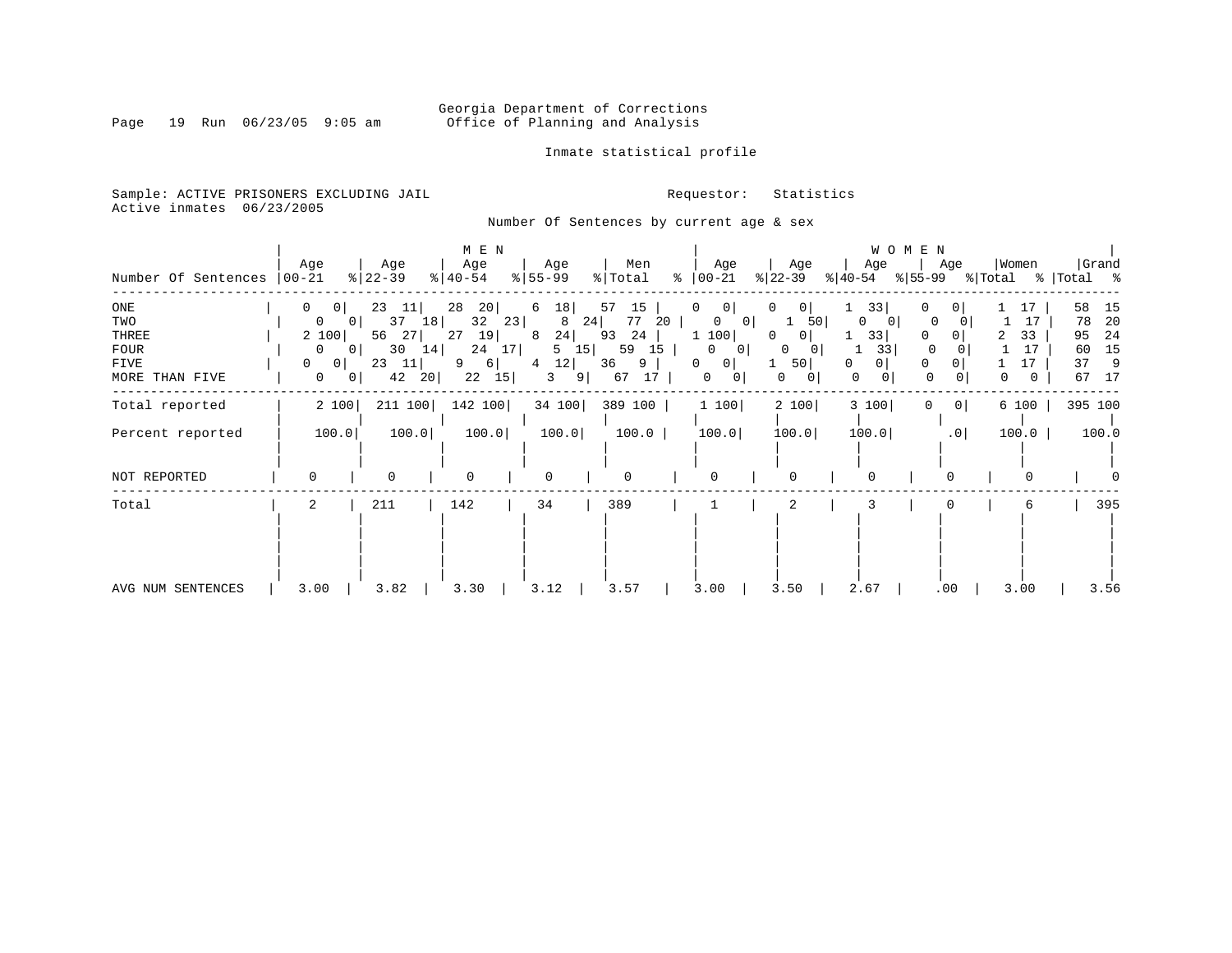Georgia Department of Corrections
Office of Planning and Analysis

Inmate statistical profile

Sample: ACTIVE PRISONERS EXCLUDING JAIL
Active inmates 06/23/2005

Requestor: Statistics

Number Of Sentences by current age & sex

| Number Of Sentences | MEN Age 00-21 | % | Age 22-39 | % | Age 40-54 | % | Age 55-99 | % | Men Total | % | WOMEN Age 00-21 | % | Age 22-39 | % | Age 40-54 | % | Age 55-99 | % | Women Total | % | Grand Total | % |
|---|---|---|---|---|---|---|---|---|---|---|---|---|---|---|---|---|---|---|---|---|---|---|
| ONE | 0 | 0 | 23 | 11 | 28 | 20 | 6 | 18 | 57 | 15 | 0 | 0 | 0 | 0 | 1 | 33 | 0 | 0 | 1 | 17 | 58 | 15 |
| TWO | 0 | 0 | 37 | 18 | 32 | 23 | 8 | 24 | 77 | 20 | 0 | 0 | 1 | 50 | 0 | 0 | 0 | 0 | 1 | 17 | 78 | 20 |
| THREE | 2 | 100 | 56 | 27 | 27 | 19 | 8 | 24 | 93 | 24 | 1 | 100 | 0 | 0 | 1 | 33 | 0 | 0 | 2 | 33 | 95 | 24 |
| FOUR | 0 | 0 | 30 | 14 | 24 | 17 | 5 | 15 | 59 | 15 | 0 | 0 | 0 | 0 | 1 | 33 | 0 | 0 | 1 | 17 | 60 | 15 |
| FIVE | 0 | 0 | 23 | 11 | 9 | 6 | 4 | 12 | 36 | 9 | 0 | 0 | 1 | 50 | 0 | 0 | 0 | 0 | 1 | 17 | 37 | 9 |
| MORE THAN FIVE | 0 | 0 | 42 | 20 | 22 | 15 | 3 | 9 | 67 | 17 | 0 | 0 | 0 | 0 | 0 | 0 | 0 | 0 | 0 | 0 | 67 | 17 |
| Total reported | 2 | 100 | 211 | 100 | 142 | 100 | 34 | 100 | 389 | 100 | 1 | 100 | 2 | 100 | 3 | 100 | 0 | 0 | 6 | 100 | 395 | 100 |
| Percent reported | 100.0 | | 100.0 | | 100.0 | | 100.0 | | 100.0 | | 100.0 | | 100.0 | | 100.0 | | .0 | | 100.0 | | 100.0 | |
| NOT REPORTED | 0 | | 0 | | 0 | | 0 | | 0 | | 0 | | 0 | | 0 | | 0 | | 0 | | 0 | |
| Total | 2 | | 211 | | 142 | | 34 | | 389 | | 1 | | 2 | | 3 | | 0 | | 6 | | 395 | |
| AVG NUM SENTENCES | 3.00 | | 3.82 | | 3.30 | | 3.12 | | 3.57 | | 3.00 | | 3.50 | | 2.67 | | .00 | | 3.00 | | 3.56 | |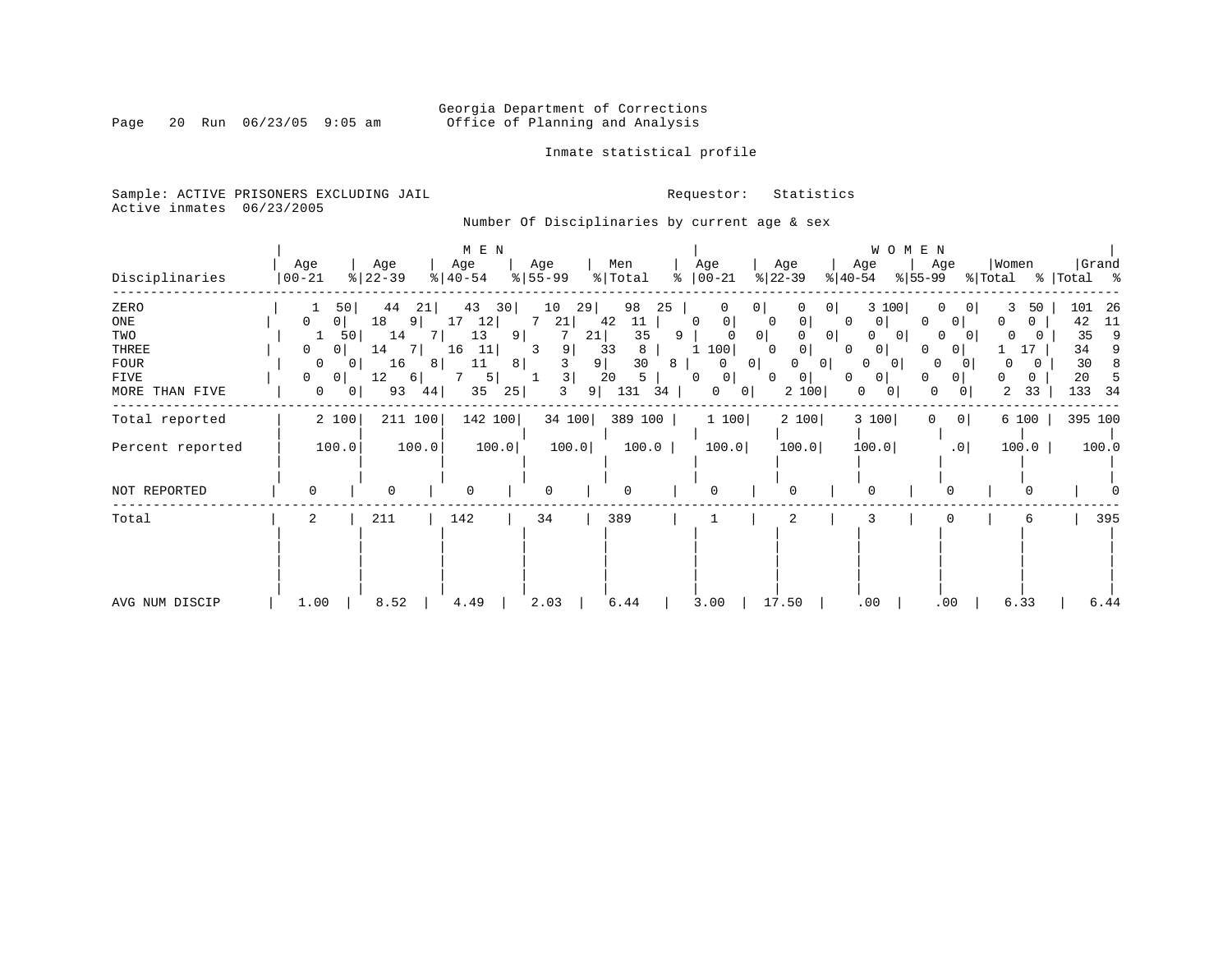Georgia Department of Corrections
Office of Planning and Analysis

Inmate statistical profile

Sample: ACTIVE PRISONERS EXCLUDING JAIL
Active inmates 06/23/2005

Requestor: Statistics

Number Of Disciplinaries by current age & sex

| Disciplinaries | MEN Age 00-21 | % | Age 22-39 | % | Age 40-54 | % | Age 55-99 | % | Men Total | % | WOMEN Age 00-21 | % | Age 22-39 | % | Age 40-54 | % | Age 55-99 | % | Women Total | % | Grand Total | % |
|---|---|---|---|---|---|---|---|---|---|---|---|---|---|---|---|---|---|---|---|---|---|---|
| ZERO | 1 | 50 | 44 | 21 | 43 | 30 | 10 | 29 | 98 | 25 | 0 | 0 | 0 | 0 | 3 | 100 | 0 | 0 | 3 | 50 | 101 | 26 |
| ONE | 0 | 0 | 18 | 9 | 17 | 12 | 7 | 21 | 42 | 11 | 0 | 0 | 0 | 0 | 0 | 0 | 0 | 0 | 0 | 0 | 42 | 11 |
| TWO | 1 | 50 | 14 | 7 | 13 | 9 | 7 | 21 | 35 | 9 | 0 | 0 | 0 | 0 | 0 | 0 | 0 | 0 | 0 | 0 | 35 | 9 |
| THREE | 0 | 0 | 14 | 7 | 16 | 11 | 3 | 9 | 33 | 8 | 1 | 100 | 0 | 0 | 0 | 0 | 0 | 0 | 1 | 17 | 34 | 9 |
| FOUR | 0 | 0 | 16 | 8 | 11 | 8 | 3 | 9 | 30 | 8 | 0 | 0 | 0 | 0 | 0 | 0 | 0 | 0 | 0 | 0 | 30 | 8 |
| FIVE | 0 | 0 | 12 | 6 | 7 | 5 | 1 | 3 | 20 | 5 | 0 | 0 | 0 | 0 | 0 | 0 | 0 | 0 | 0 | 0 | 20 | 5 |
| MORE THAN FIVE | 0 | 0 | 93 | 44 | 35 | 25 | 3 | 9 | 131 | 34 | 0 | 0 | 2 | 100 | 0 | 0 | 0 | 0 | 2 | 33 | 133 | 34 |
| Total reported | 2 | 100 | 211 | 100 | 142 | 100 | 34 | 100 | 389 | 100 | 1 | 100 | 2 | 100 | 3 | 100 | 0 | 0 | 6 | 100 | 395 | 100 |
| Percent reported | 100.0 | | 100.0 | | 100.0 | | 100.0 | | 100.0 | | 100.0 | | 100.0 | | 100.0 | | .0 | | 100.0 | | 100.0 | |
| NOT REPORTED | 0 | | 0 | | 0 | | 0 | | 0 | | 0 | | 0 | | 0 | | 0 | | 0 | | 0 | |
| Total | 2 | | 211 | | 142 | | 34 | | 389 | | 1 | | 2 | | 3 | | 0 | | 6 | | 395 | |
| AVG NUM DISCIP | 1.00 | | 8.52 | | 4.49 | | 2.03 | | 6.44 | | 3.00 | | 17.50 | | .00 | | .00 | | 6.33 | | 6.44 | |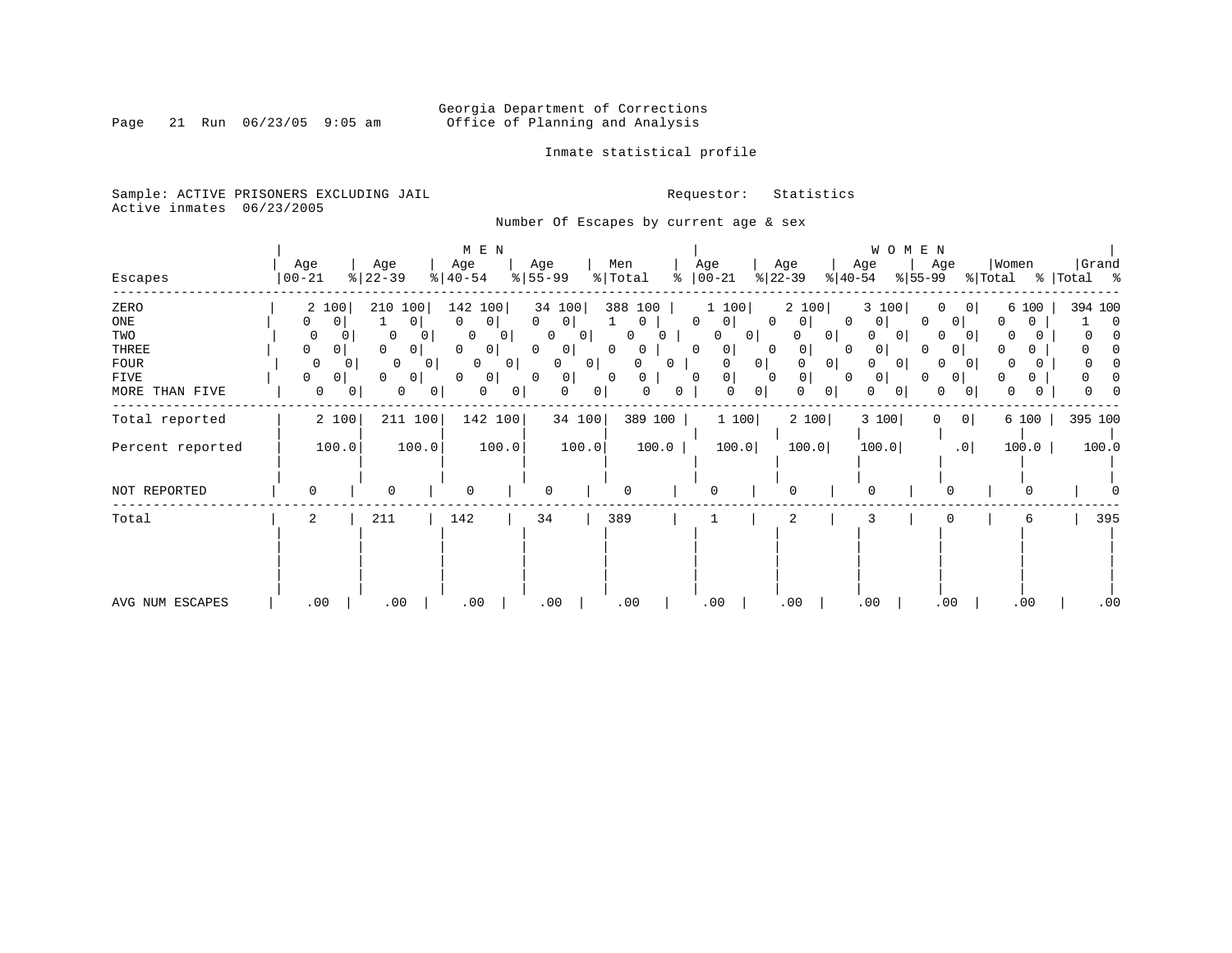Georgia Department of Corrections
Office of Planning and Analysis

Inmate statistical profile

Sample: ACTIVE PRISONERS EXCLUDING JAIL

Active inmates 06/23/2005

Requestor: Statistics

Number Of Escapes by current age & sex

| | MEN | | | | | | | | | | WOMEN | | | | | | | | | | | |
|---|---|---|---|---|---|---|---|---|---|---|---|---|---|---|---|---|---|---|---|---|---|---|
| Escapes | Age 00-21 | % | Age 22-39 | % | Age 40-54 | % | Age 55-99 | % | Men Total | % | Age 00-21 | % | Age 22-39 | % | Age 40-54 | % | Age 55-99 | % | Women Total | % | Grand Total | % |
| ZERO | 2 | 100 | 210 | 100 | 142 | 100 | 34 | 100 | 388 | 100 | 1 | 100 | 2 | 100 | 3 | 100 | 0 | 0 | 6 | 100 | 394 | 100 |
| ONE | 0 | 0 | 1 | 0 | 0 | 0 | 0 | 0 | 1 | 0 | 0 | 0 | 0 | 0 | 0 | 0 | 0 | 0 | 0 | 0 | 1 | 0 |
| TWO | 0 | 0 | 0 | 0 | 0 | 0 | 0 | 0 | 0 | 0 | 0 | 0 | 0 | 0 | 0 | 0 | 0 | 0 | 0 | 0 | 0 | 0 |
| THREE | 0 | 0 | 0 | 0 | 0 | 0 | 0 | 0 | 0 | 0 | 0 | 0 | 0 | 0 | 0 | 0 | 0 | 0 | 0 | 0 | 0 | 0 |
| FOUR | 0 | 0 | 0 | 0 | 0 | 0 | 0 | 0 | 0 | 0 | 0 | 0 | 0 | 0 | 0 | 0 | 0 | 0 | 0 | 0 | 0 | 0 |
| FIVE | 0 | 0 | 0 | 0 | 0 | 0 | 0 | 0 | 0 | 0 | 0 | 0 | 0 | 0 | 0 | 0 | 0 | 0 | 0 | 0 | 0 | 0 |
| MORE THAN FIVE | 0 | 0 | 0 | 0 | 0 | 0 | 0 | 0 | 0 | 0 | 0 | 0 | 0 | 0 | 0 | 0 | 0 | 0 | 0 | 0 | 0 | 0 |
| Total reported | 2 | 100 | 211 | 100 | 142 | 100 | 34 | 100 | 389 | 100 | 1 | 100 | 2 | 100 | 3 | 100 | 0 | 0 | 6 | 100 | 395 | 100 |
| Percent reported | 100.0 | | 100.0 | | 100.0 | | 100.0 | | 100.0 | | 100.0 | | 100.0 | | 100.0 | | .0 | | 100.0 | | 100.0 | |
| NOT REPORTED | 0 | | 0 | | 0 | | 0 | | 0 | | 0 | | 0 | | 0 | | 0 | | 0 | | 0 | |
| Total | 2 | | 211 | | 142 | | 34 | | 389 | | 1 | | 2 | | 3 | | 0 | | 6 | | 395 | |
| AVG NUM ESCAPES | .00 | | .00 | | .00 | | .00 | | .00 | | .00 | | .00 | | .00 | | .00 | | .00 | | .00 | |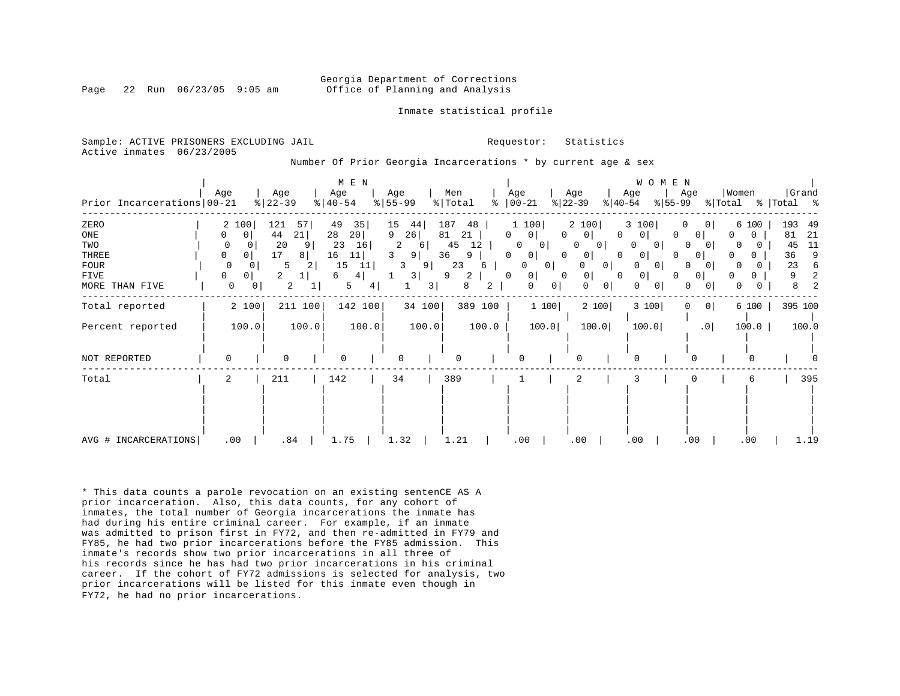Georgia Department of Corrections
Office of Planning and Analysis

Inmate statistical profile

Sample: ACTIVE PRISONERS EXCLUDING JAIL    Requestor: Statistics
Active inmates 06/23/2005

Number Of Prior Georgia Incarcerations * by current age & sex

| Prior Incarcerations | MEN Age 00-21 | % | Age 22-39 | % | Age 40-54 | % | Age 55-99 | % | Men Total | % | WOMEN Age 00-21 | % | Age 22-39 | % | Age 40-54 | % | Age 55-99 | % | Women Total | % | Grand Total | % |
|---|---|---|---|---|---|---|---|---|---|---|---|---|---|---|---|---|---|---|---|---|---|---|
| ZERO | 2 | 100 | 121 | 57 | 49 | 35 | 15 | 44 | 187 | 48 | 1 | 100 | 2 | 100 | 3 | 100 | 0 | 0 | 6 | 100 | 193 | 49 |
| ONE | 0 | 0 | 44 | 21 | 28 | 20 | 9 | 26 | 81 | 21 | 0 | 0 | 0 | 0 | 0 | 0 | 0 | 0 | 0 | 0 | 81 | 21 |
| TWO | 0 | 0 | 20 | 9 | 23 | 16 | 2 | 6 | 45 | 12 | 0 | 0 | 0 | 0 | 0 | 0 | 0 | 0 | 0 | 0 | 45 | 11 |
| THREE | 0 | 0 | 17 | 8 | 16 | 11 | 3 | 9 | 36 | 9 | 0 | 0 | 0 | 0 | 0 | 0 | 0 | 0 | 0 | 0 | 36 | 9 |
| FOUR | 0 | 0 | 5 | 2 | 15 | 11 | 3 | 9 | 23 | 6 | 0 | 0 | 0 | 0 | 0 | 0 | 0 | 0 | 0 | 0 | 23 | 6 |
| FIVE | 0 | 0 | 2 | 1 | 6 | 4 | 1 | 3 | 9 | 2 | 0 | 0 | 0 | 0 | 0 | 0 | 0 | 0 | 0 | 0 | 9 | 2 |
| MORE THAN FIVE | 0 | 0 | 2 | 1 | 5 | 4 | 1 | 3 | 8 | 2 | 0 | 0 | 0 | 0 | 0 | 0 | 0 | 0 | 0 | 0 | 8 | 2 |
| Total reported | 2 | 100 | 211 | 100 | 142 | 100 | 34 | 100 | 389 | 100 | 1 | 100 | 2 | 100 | 3 | 100 | 0 | 0 | 6 | 100 | 395 | 100 |
| Percent reported | 100.0 | | 100.0 | | 100.0 | | 100.0 | | 100.0 | | 100.0 | | 100.0 | | 100.0 | | .0 | | 100.0 | | 100.0 | |
| NOT REPORTED | 0 | | 0 | | 0 | | 0 | | 0 | | 0 | | 0 | | 0 | | 0 | | 0 | | 0 | |
| Total | 2 | | 211 | | 142 | | 34 | | 389 | | 1 | | 2 | | 3 | | 0 | | 6 | | 395 | |
| AVG # INCARCERATIONS | .00 | | .84 | | 1.75 | | 1.32 | | 1.21 | | .00 | | .00 | | .00 | | .00 | | .00 | | 1.19 | |

* This data counts a parole revocation on an existing sentenCE AS A prior incarceration. Also, this data counts, for any cohort of inmates, the total number of Georgia incarcerations the inmate has had during his entire criminal career. For example, if an inmate was admitted to prison first in FY72, and then re-admitted in FY79 and FY85, he had two prior incarcerations before the FY85 admission. This inmate's records show two prior incarcerations in all three of his records since he has had two prior incarcerations in his criminal career. If the cohort of FY72 admissions is selected for analysis, two prior incarcerations will be listed for this inmate even though in FY72, he had no prior incarcerations.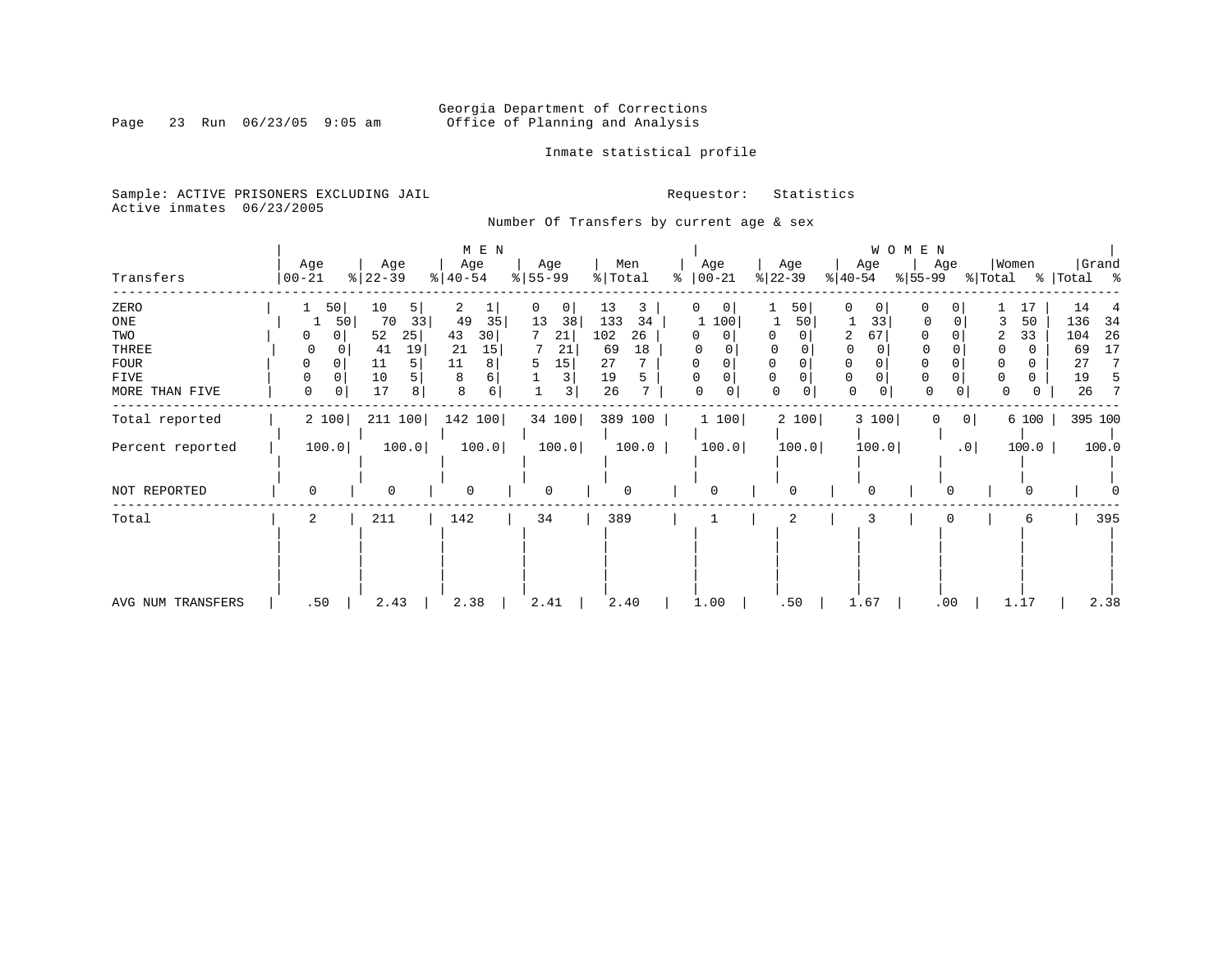Georgia Department of Corrections
Office of Planning and Analysis

Inmate statistical profile

Sample: ACTIVE PRISONERS EXCLUDING JAIL

Requestor: Statistics

Active inmates 06/23/2005

Number Of Transfers by current age & sex

| Transfers | MEN Age 00-21 | % | Age 22-39 | % | Age 40-54 | % | Age 55-99 | % | Men Total | % | WOMEN Age 00-21 | % | Age 22-39 | % | Age 40-54 | % | Age 55-99 | % | Women Total | % | Grand Total | % |
|---|---|---|---|---|---|---|---|---|---|---|---|---|---|---|---|---|---|---|---|---|---|---|
| ZERO | 1 | 50 | 10 | 5 | 2 | 1 | 0 | 0 | 13 | 3 | 0 | 0 | 1 | 50 | 0 | 0 | 0 | 0 | 1 | 17 | 14 | 4 |
| ONE | 1 | 50 | 70 | 33 | 49 | 35 | 13 | 38 | 133 | 34 | 1 | 100 | 1 | 50 | 1 | 33 | 0 | 0 | 3 | 50 | 136 | 34 |
| TWO | 0 | 0 | 52 | 25 | 43 | 30 | 7 | 21 | 102 | 26 | 0 | 0 | 0 | 0 | 2 | 67 | 0 | 0 | 2 | 33 | 104 | 26 |
| THREE | 0 | 0 | 41 | 19 | 21 | 15 | 7 | 21 | 69 | 18 | 0 | 0 | 0 | 0 | 0 | 0 | 0 | 0 | 0 | 0 | 69 | 17 |
| FOUR | 0 | 0 | 11 | 5 | 11 | 8 | 5 | 15 | 27 | 7 | 0 | 0 | 0 | 0 | 0 | 0 | 0 | 0 | 0 | 0 | 27 | 7 |
| FIVE | 0 | 0 | 10 | 5 | 8 | 6 | 1 | 3 | 19 | 5 | 0 | 0 | 0 | 0 | 0 | 0 | 0 | 0 | 0 | 0 | 19 | 5 |
| MORE THAN FIVE | 0 | 0 | 17 | 8 | 8 | 6 | 1 | 3 | 26 | 7 | 0 | 0 | 0 | 0 | 0 | 0 | 0 | 0 | 0 | 0 | 26 | 7 |
| Total reported | 2 | 100 | 211 | 100 | 142 | 100 | 34 | 100 | 389 | 100 | 1 | 100 | 2 | 100 | 3 | 100 | 0 | 0 | 6 | 100 | 395 | 100 |
| Percent reported | 100.0 | | 100.0 | | 100.0 | | 100.0 | | 100.0 | | 100.0 | | 100.0 | | 100.0 | | .0 | | 100.0 | | 100.0 | |
| NOT REPORTED | 0 | | 0 | | 0 | | 0 | | 0 | | 0 | | 0 | | 0 | | 0 | | 0 | | 0 | |
| Total | 2 | | 211 | | 142 | | 34 | | 389 | | 1 | | 2 | | 3 | | 0 | | 6 | | 395 | |
| AVG NUM TRANSFERS | .50 | | 2.43 | | 2.38 | | 2.41 | | 2.40 | | 1.00 | | .50 | | 1.67 | | .00 | | 1.17 | | 2.38 | |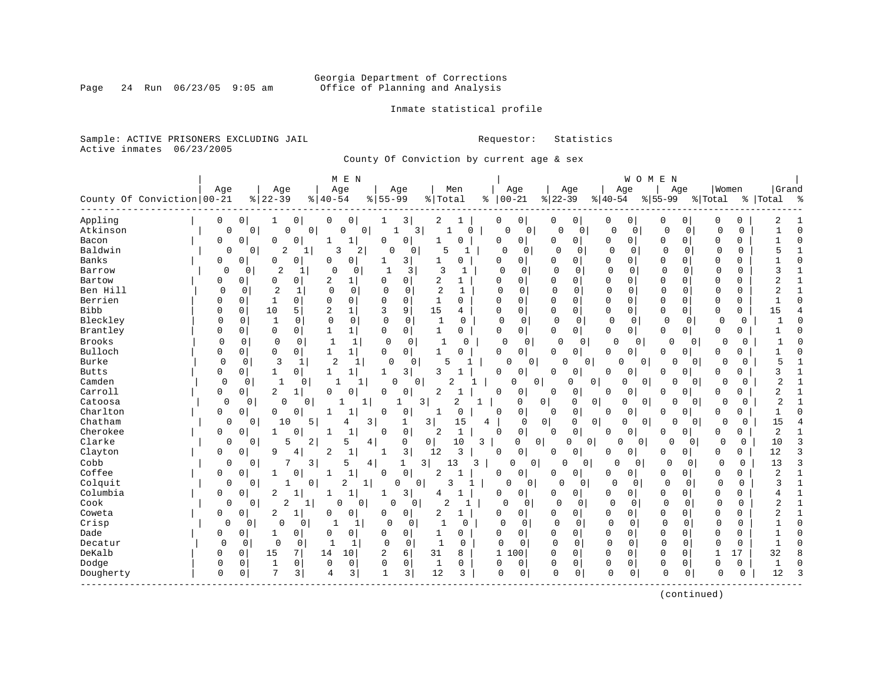Georgia Department of Corrections
Office of Planning and Analysis

Inmate statistical profile

Sample: ACTIVE PRISONERS EXCLUDING JAIL　　Requestor: Statistics
Active inmates 06/23/2005

County Of Conviction by current age & sex

| County Of Conviction | MEN Age 00-21 | % | Age 22-39 | % | Age 40-54 | % | Age 55-99 | % | Men Total | % | WOMEN Age 00-21 | % | Age 22-39 | % | Age 40-54 | % | Age 55-99 | % | Women Total | % | Grand Total | % |
|---|---|---|---|---|---|---|---|---|---|---|---|---|---|---|---|---|---|---|---|---|---|---|
| Appling | 0 | 0 | 1 | 0 | 0 | 0 | 1 | 3 | 2 | 1 | 0 | 0 | 0 | 0 | 0 | 0 | 0 | 0 | 0 | 0 | 2 | 1 |
| Atkinson | 0 | 0 | 0 | 0 | 0 | 0 | 1 | 3 | 1 | 0 | 0 | 0 | 0 | 0 | 0 | 0 | 0 | 0 | 0 | 0 | 1 | 0 |
| Bacon | 0 | 0 | 0 | 0 | 1 | 1 | 0 | 0 | 1 | 0 | 0 | 0 | 0 | 0 | 0 | 0 | 0 | 0 | 0 | 0 | 1 | 0 |
| Baldwin | 0 | 0 | 2 | 1 | 3 | 2 | 0 | 0 | 5 | 1 | 0 | 0 | 0 | 0 | 0 | 0 | 0 | 0 | 0 | 0 | 5 | 1 |
| Banks | 0 | 0 | 0 | 0 | 0 | 0 | 1 | 3 | 1 | 0 | 0 | 0 | 0 | 0 | 0 | 0 | 0 | 0 | 0 | 0 | 1 | 0 |
| Barrow | 0 | 0 | 2 | 1 | 0 | 0 | 1 | 3 | 3 | 1 | 0 | 0 | 0 | 0 | 0 | 0 | 0 | 0 | 0 | 0 | 3 | 1 |
| Bartow | 0 | 0 | 0 | 0 | 2 | 1 | 0 | 0 | 2 | 1 | 0 | 0 | 0 | 0 | 0 | 0 | 0 | 0 | 0 | 0 | 2 | 1 |
| Ben Hill | 0 | 0 | 2 | 1 | 0 | 0 | 0 | 0 | 2 | 1 | 0 | 0 | 0 | 0 | 0 | 0 | 0 | 0 | 0 | 0 | 2 | 1 |
| Berrien | 0 | 0 | 1 | 0 | 0 | 0 | 0 | 0 | 1 | 0 | 0 | 0 | 0 | 0 | 0 | 0 | 0 | 0 | 0 | 0 | 1 | 0 |
| Bibb | 0 | 0 | 10 | 5 | 2 | 1 | 3 | 9 | 15 | 4 | 0 | 0 | 0 | 0 | 0 | 0 | 0 | 0 | 0 | 0 | 15 | 4 |
| Bleckley | 0 | 0 | 1 | 0 | 0 | 0 | 0 | 0 | 1 | 0 | 0 | 0 | 0 | 0 | 0 | 0 | 0 | 0 | 0 | 0 | 1 | 0 |
| Brantley | 0 | 0 | 0 | 0 | 1 | 1 | 0 | 0 | 1 | 0 | 0 | 0 | 0 | 0 | 0 | 0 | 0 | 0 | 0 | 0 | 1 | 0 |
| Brooks | 0 | 0 | 0 | 0 | 1 | 1 | 0 | 0 | 1 | 0 | 0 | 0 | 0 | 0 | 0 | 0 | 0 | 0 | 0 | 0 | 1 | 0 |
| Bulloch | 0 | 0 | 0 | 0 | 1 | 1 | 0 | 0 | 1 | 0 | 0 | 0 | 0 | 0 | 0 | 0 | 0 | 0 | 0 | 0 | 1 | 0 |
| Burke | 0 | 0 | 3 | 1 | 2 | 1 | 0 | 0 | 5 | 1 | 0 | 0 | 0 | 0 | 0 | 0 | 0 | 0 | 0 | 0 | 5 | 1 |
| Butts | 0 | 0 | 1 | 0 | 1 | 1 | 1 | 3 | 3 | 1 | 0 | 0 | 0 | 0 | 0 | 0 | 0 | 0 | 0 | 0 | 3 | 1 |
| Camden | 0 | 0 | 1 | 0 | 1 | 1 | 0 | 0 | 2 | 1 | 0 | 0 | 0 | 0 | 0 | 0 | 0 | 0 | 0 | 0 | 2 | 1 |
| Carroll | 0 | 0 | 2 | 1 | 0 | 0 | 0 | 0 | 2 | 1 | 0 | 0 | 0 | 0 | 0 | 0 | 0 | 0 | 0 | 0 | 2 | 1 |
| Catoosa | 0 | 0 | 0 | 0 | 1 | 1 | 1 | 3 | 2 | 1 | 0 | 0 | 0 | 0 | 0 | 0 | 0 | 0 | 0 | 0 | 2 | 1 |
| Charlton | 0 | 0 | 0 | 0 | 1 | 1 | 0 | 0 | 1 | 0 | 0 | 0 | 0 | 0 | 0 | 0 | 0 | 0 | 0 | 0 | 1 | 0 |
| Chatham | 0 | 0 | 10 | 5 | 4 | 3 | 1 | 3 | 15 | 4 | 0 | 0 | 0 | 0 | 0 | 0 | 0 | 0 | 0 | 0 | 15 | 4 |
| Cherokee | 0 | 0 | 1 | 0 | 1 | 1 | 0 | 0 | 2 | 1 | 0 | 0 | 0 | 0 | 0 | 0 | 0 | 0 | 0 | 0 | 2 | 1 |
| Clarke | 0 | 0 | 5 | 2 | 5 | 4 | 0 | 0 | 10 | 3 | 0 | 0 | 0 | 0 | 0 | 0 | 0 | 0 | 0 | 0 | 10 | 3 |
| Clayton | 0 | 0 | 9 | 4 | 2 | 1 | 1 | 3 | 12 | 3 | 0 | 0 | 0 | 0 | 0 | 0 | 0 | 0 | 0 | 0 | 12 | 3 |
| Cobb | 0 | 0 | 7 | 3 | 5 | 4 | 1 | 3 | 13 | 3 | 0 | 0 | 0 | 0 | 0 | 0 | 0 | 0 | 0 | 0 | 13 | 3 |
| Coffee | 0 | 0 | 1 | 0 | 1 | 1 | 0 | 0 | 2 | 1 | 0 | 0 | 0 | 0 | 0 | 0 | 0 | 0 | 0 | 0 | 2 | 1 |
| Colquit | 0 | 0 | 1 | 0 | 2 | 1 | 0 | 0 | 3 | 1 | 0 | 0 | 0 | 0 | 0 | 0 | 0 | 0 | 0 | 0 | 3 | 1 |
| Columbia | 0 | 0 | 2 | 1 | 1 | 1 | 1 | 3 | 4 | 1 | 0 | 0 | 0 | 0 | 0 | 0 | 0 | 0 | 0 | 0 | 4 | 1 |
| Cook | 0 | 0 | 2 | 1 | 0 | 0 | 0 | 0 | 2 | 1 | 0 | 0 | 0 | 0 | 0 | 0 | 0 | 0 | 0 | 0 | 2 | 1 |
| Coweta | 0 | 0 | 2 | 1 | 0 | 0 | 0 | 0 | 2 | 1 | 0 | 0 | 0 | 0 | 0 | 0 | 0 | 0 | 0 | 0 | 2 | 1 |
| Crisp | 0 | 0 | 0 | 0 | 1 | 1 | 0 | 0 | 1 | 0 | 0 | 0 | 0 | 0 | 0 | 0 | 0 | 0 | 0 | 0 | 1 | 0 |
| Dade | 0 | 0 | 1 | 0 | 0 | 0 | 0 | 0 | 1 | 0 | 0 | 0 | 0 | 0 | 0 | 0 | 0 | 0 | 0 | 0 | 1 | 0 |
| Decatur | 0 | 0 | 0 | 0 | 1 | 1 | 0 | 0 | 1 | 0 | 0 | 0 | 0 | 0 | 0 | 0 | 0 | 0 | 0 | 0 | 1 | 0 |
| DeKalb | 0 | 0 | 15 | 7 | 14 | 10 | 2 | 6 | 31 | 8 | 1 | 100 | 0 | 0 | 0 | 0 | 0 | 0 | 1 | 17 | 32 | 8 |
| Dodge | 0 | 0 | 1 | 0 | 0 | 0 | 0 | 0 | 1 | 0 | 0 | 0 | 0 | 0 | 0 | 0 | 0 | 0 | 0 | 0 | 1 | 0 |
| Dougherty | 0 | 0 | 7 | 3 | 4 | 3 | 1 | 3 | 12 | 3 | 0 | 0 | 0 | 0 | 0 | 0 | 0 | 0 | 0 | 0 | 12 | 3 |

(continued)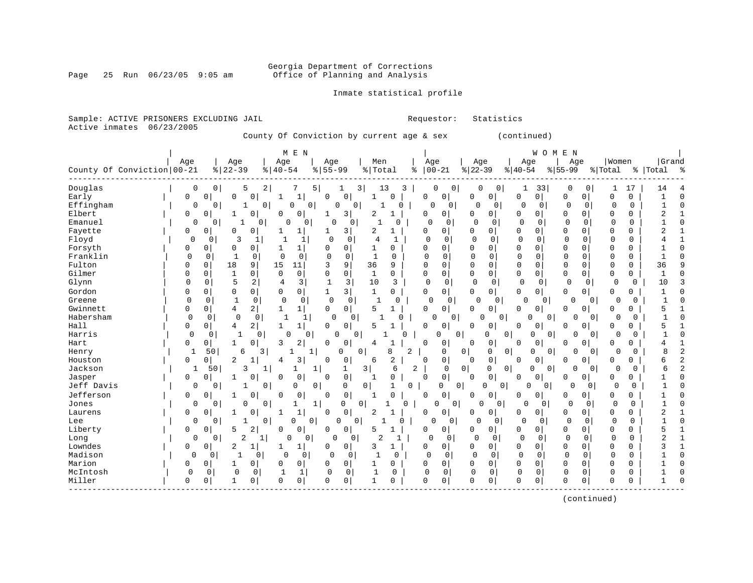Georgia Department of Corrections
Office of Planning and Analysis

Inmate statistical profile

Sample: ACTIVE PRISONERS EXCLUDING JAIL
Active inmates 06/23/2005

Requestor: Statistics

County Of Conviction by current age & sex (continued)

| County Of Conviction | MEN Age 00-21 | % | Age 22-39 | % | Age 40-54 | % | Age 55-99 | % | Men Total | % | WOMEN Age 00-21 | % | Age 22-39 | % | Age 40-54 | % | Age 55-99 | % | Women Total | % | Grand Total | % |
|---|---|---|---|---|---|---|---|---|---|---|---|---|---|---|---|---|---|---|---|---|---|---|
| Douglas | 0 | 0 | 5 | 2 | 7 | 5 | 1 | 3 | 13 | 3 | 0 | 0 | 0 | 0 | 1 | 33 | 0 | 0 | 1 | 17 | 14 | 4 |
| Early | 0 | 0 | 0 | 0 | 1 | 1 | 0 | 0 | 1 | 0 | 0 | 0 | 0 | 0 | 0 | 0 | 0 | 0 | 0 | 0 | 1 | 0 |
| Effingham | 0 | 0 | 1 | 0 | 0 | 0 | 0 | 0 | 1 | 0 | 0 | 0 | 0 | 0 | 0 | 0 | 0 | 0 | 0 | 0 | 1 | 0 |
| Elbert | 0 | 0 | 1 | 0 | 0 | 0 | 1 | 3 | 2 | 1 | 0 | 0 | 0 | 0 | 0 | 0 | 0 | 0 | 0 | 0 | 2 | 1 |
| Emanuel | 0 | 0 | 1 | 0 | 0 | 0 | 0 | 0 | 1 | 0 | 0 | 0 | 0 | 0 | 0 | 0 | 0 | 0 | 0 | 0 | 1 | 0 |
| Fayette | 0 | 0 | 0 | 0 | 1 | 1 | 1 | 3 | 2 | 1 | 0 | 0 | 0 | 0 | 0 | 0 | 0 | 0 | 0 | 0 | 2 | 1 |
| Floyd | 0 | 0 | 3 | 1 | 1 | 1 | 0 | 0 | 4 | 1 | 0 | 0 | 0 | 0 | 0 | 0 | 0 | 0 | 0 | 0 | 4 | 1 |
| Forsyth | 0 | 0 | 0 | 0 | 1 | 1 | 0 | 0 | 1 | 0 | 0 | 0 | 0 | 0 | 0 | 0 | 0 | 0 | 0 | 0 | 1 | 0 |
| Franklin | 0 | 0 | 1 | 0 | 0 | 0 | 0 | 0 | 1 | 0 | 0 | 0 | 0 | 0 | 0 | 0 | 0 | 0 | 0 | 0 | 1 | 0 |
| Fulton | 0 | 0 | 18 | 9 | 15 | 11 | 3 | 9 | 36 | 9 | 0 | 0 | 0 | 0 | 0 | 0 | 0 | 0 | 0 | 0 | 36 | 9 |
| Gilmer | 0 | 0 | 1 | 0 | 0 | 0 | 0 | 0 | 1 | 0 | 0 | 0 | 0 | 0 | 0 | 0 | 0 | 0 | 0 | 0 | 1 | 0 |
| Glynn | 0 | 0 | 5 | 2 | 4 | 3 | 1 | 3 | 10 | 3 | 0 | 0 | 0 | 0 | 0 | 0 | 0 | 0 | 0 | 0 | 10 | 3 |
| Gordon | 0 | 0 | 0 | 0 | 0 | 0 | 1 | 3 | 1 | 0 | 0 | 0 | 0 | 0 | 0 | 0 | 0 | 0 | 0 | 0 | 1 | 0 |
| Greene | 0 | 0 | 1 | 0 | 0 | 0 | 0 | 0 | 1 | 0 | 0 | 0 | 0 | 0 | 0 | 0 | 0 | 0 | 0 | 0 | 1 | 0 |
| Gwinnett | 0 | 0 | 4 | 2 | 1 | 1 | 0 | 0 | 5 | 1 | 0 | 0 | 0 | 0 | 0 | 0 | 0 | 0 | 0 | 0 | 5 | 1 |
| Habersham | 0 | 0 | 0 | 0 | 1 | 1 | 0 | 0 | 1 | 0 | 0 | 0 | 0 | 0 | 0 | 0 | 0 | 0 | 0 | 0 | 1 | 0 |
| Hall | 0 | 0 | 4 | 2 | 1 | 1 | 0 | 0 | 5 | 1 | 0 | 0 | 0 | 0 | 0 | 0 | 0 | 0 | 0 | 0 | 5 | 1 |
| Harris | 0 | 0 | 1 | 0 | 0 | 0 | 0 | 0 | 1 | 0 | 0 | 0 | 0 | 0 | 0 | 0 | 0 | 0 | 0 | 0 | 1 | 0 |
| Hart | 0 | 0 | 1 | 0 | 3 | 2 | 0 | 0 | 4 | 1 | 0 | 0 | 0 | 0 | 0 | 0 | 0 | 0 | 0 | 0 | 4 | 1 |
| Henry | 1 | 50 | 6 | 3 | 1 | 1 | 0 | 0 | 8 | 2 | 0 | 0 | 0 | 0 | 0 | 0 | 0 | 0 | 0 | 0 | 8 | 2 |
| Houston | 0 | 0 | 2 | 1 | 4 | 3 | 0 | 0 | 6 | 2 | 0 | 0 | 0 | 0 | 0 | 0 | 0 | 0 | 0 | 0 | 6 | 2 |
| Jackson | 1 | 50 | 3 | 1 | 1 | 1 | 1 | 3 | 6 | 2 | 0 | 0 | 0 | 0 | 0 | 0 | 0 | 0 | 0 | 0 | 6 | 2 |
| Jasper | 0 | 0 | 1 | 0 | 0 | 0 | 0 | 0 | 1 | 0 | 0 | 0 | 0 | 0 | 0 | 0 | 0 | 0 | 0 | 0 | 1 | 0 |
| Jeff Davis | 0 | 0 | 1 | 0 | 0 | 0 | 0 | 0 | 1 | 0 | 0 | 0 | 0 | 0 | 0 | 0 | 0 | 0 | 0 | 0 | 1 | 0 |
| Jefferson | 0 | 0 | 1 | 0 | 0 | 0 | 0 | 0 | 1 | 0 | 0 | 0 | 0 | 0 | 0 | 0 | 0 | 0 | 0 | 0 | 1 | 0 |
| Jones | 0 | 0 | 0 | 0 | 1 | 1 | 0 | 0 | 1 | 0 | 0 | 0 | 0 | 0 | 0 | 0 | 0 | 0 | 0 | 0 | 1 | 0 |
| Laurens | 0 | 0 | 1 | 0 | 1 | 1 | 0 | 0 | 2 | 1 | 0 | 0 | 0 | 0 | 0 | 0 | 0 | 0 | 0 | 0 | 2 | 1 |
| Lee | 0 | 0 | 1 | 0 | 0 | 0 | 0 | 0 | 1 | 0 | 0 | 0 | 0 | 0 | 0 | 0 | 0 | 0 | 0 | 0 | 1 | 0 |
| Liberty | 0 | 0 | 5 | 2 | 0 | 0 | 0 | 0 | 5 | 1 | 0 | 0 | 0 | 0 | 0 | 0 | 0 | 0 | 0 | 0 | 5 | 1 |
| Long | 0 | 0 | 2 | 1 | 0 | 0 | 0 | 0 | 2 | 1 | 0 | 0 | 0 | 0 | 0 | 0 | 0 | 0 | 0 | 0 | 2 | 1 |
| Lowndes | 0 | 0 | 2 | 1 | 1 | 1 | 0 | 0 | 3 | 1 | 0 | 0 | 0 | 0 | 0 | 0 | 0 | 0 | 0 | 0 | 3 | 1 |
| Madison | 0 | 0 | 1 | 0 | 0 | 0 | 0 | 0 | 1 | 0 | 0 | 0 | 0 | 0 | 0 | 0 | 0 | 0 | 0 | 0 | 1 | 0 |
| Marion | 0 | 0 | 1 | 0 | 0 | 0 | 0 | 0 | 1 | 0 | 0 | 0 | 0 | 0 | 0 | 0 | 0 | 0 | 0 | 0 | 1 | 0 |
| McIntosh | 0 | 0 | 0 | 0 | 1 | 1 | 0 | 0 | 1 | 0 | 0 | 0 | 0 | 0 | 0 | 0 | 0 | 0 | 0 | 0 | 1 | 0 |
| Miller | 0 | 0 | 1 | 0 | 0 | 0 | 0 | 0 | 1 | 0 | 0 | 0 | 0 | 0 | 0 | 0 | 0 | 0 | 0 | 0 | 1 | 0 |

(continued)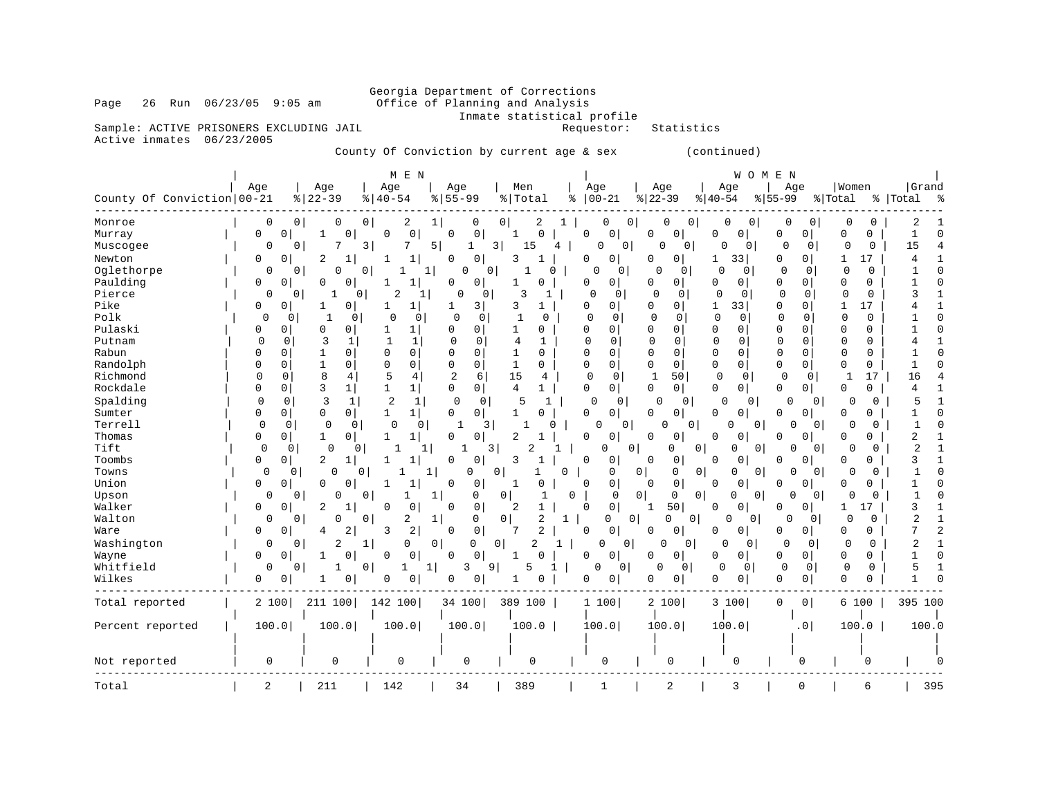Georgia Department of Corrections
Office of Planning and Analysis
Inmate statistical profile

Page 26 Run 06/23/05 9:05 am

Sample: ACTIVE PRISONERS EXCLUDING JAIL — Requestor: Statistics
Active inmates 06/23/2005

County Of Conviction by current age & sex (continued)

| County Of Conviction | MEN Age 00-21 | % | Age 22-39 | % | Age 40-54 | % | Age 55-99 | % | Men Total | % | WOMEN Age 00-21 | % | Age 22-39 | % | Age 40-54 | % | Age 55-99 | % | Women Total | % | Grand Total | % |
|---|---|---|---|---|---|---|---|---|---|---|---|---|---|---|---|---|---|---|---|---|---|---|
| Monroe | 0 | 0 | 0 | 0 | 2 | 1 | 0 | 0 | 2 | 1 | 0 | 0 | 0 | 0 | 0 | 0 | 0 | 0 | 0 | 0 | 2 | 1 |
| Murray | 0 | 0 | 1 | 0 | 0 | 0 | 0 | 0 | 1 | 0 | 0 | 0 | 0 | 0 | 0 | 0 | 0 | 0 | 0 | 0 | 1 | 0 |
| Muscogee | 0 | 0 | 7 | 3 | 7 | 5 | 1 | 3 | 15 | 4 | 0 | 0 | 0 | 0 | 0 | 0 | 0 | 0 | 0 | 0 | 15 | 4 |
| Newton | 0 | 0 | 2 | 1 | 1 | 1 | 0 | 0 | 3 | 1 | 0 | 0 | 0 | 0 | 1 | 33 | 0 | 0 | 1 | 17 | 4 | 1 |
| Oglethorpe | 0 | 0 | 0 | 0 | 1 | 1 | 0 | 0 | 1 | 0 | 0 | 0 | 0 | 0 | 0 | 0 | 0 | 0 | 0 | 0 | 1 | 0 |
| Paulding | 0 | 0 | 0 | 0 | 1 | 1 | 0 | 0 | 1 | 0 | 0 | 0 | 0 | 0 | 0 | 0 | 0 | 0 | 0 | 0 | 1 | 0 |
| Pierce | 0 | 0 | 1 | 0 | 2 | 1 | 0 | 0 | 3 | 1 | 0 | 0 | 0 | 0 | 0 | 0 | 0 | 0 | 0 | 0 | 3 | 1 |
| Pike | 0 | 0 | 1 | 0 | 1 | 1 | 1 | 3 | 3 | 1 | 0 | 0 | 0 | 0 | 1 | 33 | 0 | 0 | 1 | 17 | 4 | 1 |
| Polk | 0 | 0 | 1 | 0 | 0 | 0 | 0 | 0 | 1 | 0 | 0 | 0 | 0 | 0 | 0 | 0 | 0 | 0 | 0 | 0 | 1 | 0 |
| Pulaski | 0 | 0 | 0 | 0 | 1 | 1 | 0 | 0 | 1 | 0 | 0 | 0 | 0 | 0 | 0 | 0 | 0 | 0 | 0 | 0 | 1 | 0 |
| Putnam | 0 | 0 | 3 | 1 | 1 | 1 | 0 | 0 | 4 | 1 | 0 | 0 | 0 | 0 | 0 | 0 | 0 | 0 | 0 | 0 | 4 | 1 |
| Rabun | 0 | 0 | 1 | 0 | 0 | 0 | 0 | 0 | 1 | 0 | 0 | 0 | 0 | 0 | 0 | 0 | 0 | 0 | 0 | 0 | 1 | 0 |
| Randolph | 0 | 0 | 1 | 0 | 0 | 0 | 0 | 0 | 1 | 0 | 0 | 0 | 0 | 0 | 0 | 0 | 0 | 0 | 0 | 0 | 1 | 0 |
| Richmond | 0 | 0 | 8 | 4 | 5 | 4 | 2 | 6 | 15 | 4 | 0 | 0 | 1 | 50 | 0 | 0 | 0 | 0 | 1 | 17 | 16 | 4 |
| Rockdale | 0 | 0 | 3 | 1 | 1 | 1 | 0 | 0 | 4 | 1 | 0 | 0 | 0 | 0 | 0 | 0 | 0 | 0 | 0 | 0 | 4 | 1 |
| Spalding | 0 | 0 | 3 | 1 | 2 | 1 | 0 | 0 | 5 | 1 | 0 | 0 | 0 | 0 | 0 | 0 | 0 | 0 | 0 | 0 | 5 | 1 |
| Sumter | 0 | 0 | 0 | 0 | 1 | 1 | 0 | 0 | 1 | 0 | 0 | 0 | 0 | 0 | 0 | 0 | 0 | 0 | 0 | 0 | 1 | 0 |
| Terrell | 0 | 0 | 0 | 0 | 0 | 0 | 1 | 3 | 1 | 0 | 0 | 0 | 0 | 0 | 0 | 0 | 0 | 0 | 0 | 0 | 1 | 0 |
| Thomas | 0 | 0 | 1 | 0 | 1 | 1 | 0 | 0 | 2 | 1 | 0 | 0 | 0 | 0 | 0 | 0 | 0 | 0 | 0 | 0 | 2 | 1 |
| Tift | 0 | 0 | 0 | 0 | 1 | 1 | 1 | 3 | 2 | 1 | 0 | 0 | 0 | 0 | 0 | 0 | 0 | 0 | 0 | 0 | 2 | 1 |
| Toombs | 0 | 0 | 2 | 1 | 1 | 1 | 0 | 0 | 3 | 1 | 0 | 0 | 0 | 0 | 0 | 0 | 0 | 0 | 0 | 0 | 3 | 1 |
| Towns | 0 | 0 | 0 | 0 | 1 | 1 | 0 | 0 | 1 | 0 | 0 | 0 | 0 | 0 | 0 | 0 | 0 | 0 | 0 | 0 | 1 | 0 |
| Union | 0 | 0 | 0 | 0 | 1 | 1 | 0 | 0 | 1 | 0 | 0 | 0 | 0 | 0 | 0 | 0 | 0 | 0 | 0 | 0 | 1 | 0 |
| Upson | 0 | 0 | 0 | 0 | 1 | 1 | 0 | 0 | 1 | 0 | 0 | 0 | 0 | 0 | 0 | 0 | 0 | 0 | 0 | 0 | 1 | 0 |
| Walker | 0 | 0 | 2 | 1 | 0 | 0 | 0 | 0 | 2 | 1 | 0 | 0 | 1 | 50 | 0 | 0 | 0 | 0 | 1 | 17 | 3 | 1 |
| Walton | 0 | 0 | 0 | 0 | 2 | 1 | 0 | 0 | 2 | 1 | 0 | 0 | 0 | 0 | 0 | 0 | 0 | 0 | 0 | 0 | 2 | 1 |
| Ware | 0 | 0 | 4 | 2 | 3 | 2 | 0 | 0 | 7 | 2 | 0 | 0 | 0 | 0 | 0 | 0 | 0 | 0 | 0 | 0 | 7 | 2 |
| Washington | 0 | 0 | 2 | 1 | 0 | 0 | 0 | 0 | 2 | 1 | 0 | 0 | 0 | 0 | 0 | 0 | 0 | 0 | 0 | 0 | 2 | 1 |
| Wayne | 0 | 0 | 1 | 0 | 0 | 0 | 0 | 0 | 1 | 0 | 0 | 0 | 0 | 0 | 0 | 0 | 0 | 0 | 0 | 0 | 1 | 0 |
| Whitfield | 0 | 0 | 1 | 0 | 1 | 1 | 3 | 9 | 5 | 1 | 0 | 0 | 0 | 0 | 0 | 0 | 0 | 0 | 0 | 0 | 5 | 1 |
| Wilkes | 0 | 0 | 1 | 0 | 0 | 0 | 0 | 0 | 1 | 0 | 0 | 0 | 0 | 0 | 0 | 0 | 0 | 0 | 0 | 0 | 1 | 0 |
| Total reported | 2 | 100 | 211 | 100 | 142 | 100 | 34 | 100 | 389 | 100 | 1 | 100 | 2 | 100 | 3 | 100 | 0 | 0 | 6 | 100 | 395 | 100 |
| Percent reported | 100.0 | | 100.0 | | 100.0 | | 100.0 | | 100.0 | | 100.0 | | 100.0 | | 100.0 | | .0 | | 100.0 | | 100.0 | |
| Not reported | 0 | | 0 | | 0 | | 0 | | 0 | | 0 | | 0 | | 0 | | 0 | | 0 | | 0 | |
| Total | 2 | | 211 | | 142 | | 34 | | 389 | | 1 | | 2 | | 3 | | 0 | | 6 | | 395 | |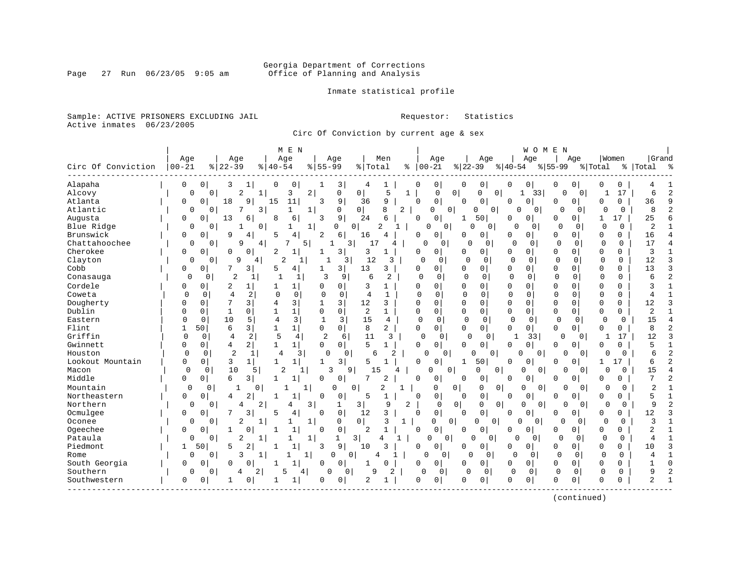Georgia Department of Corrections
Office of Planning and Analysis

Inmate statistical profile

Sample: ACTIVE PRISONERS EXCLUDING JAIL                    Requestor: Statistics
Active inmates 06/23/2005

Circ Of Conviction by current age & sex

| Circ Of Conviction | MEN Age 00-21 | % | Age 22-39 | % | Age 40-54 | % | Age 55-99 | % | Men Total | % | WOMEN Age 00-21 | % | Age 22-39 | % | Age 40-54 | % | Age 55-99 | % | Women Total | % | Grand Total | % |
|---|---|---|---|---|---|---|---|---|---|---|---|---|---|---|---|---|---|---|---|---|---|---|
| Alapaha | 0 | 0 | 3 | 1 | 0 | 0 | 1 | 3 | 4 | 1 | 0 | 0 | 0 | 0 | 0 | 0 | 0 | 0 | 0 | 0 | 4 | 1 |
| Alcovy | 0 | 0 | 2 | 1 | 3 | 2 | 0 | 0 | 5 | 1 | 0 | 0 | 0 | 0 | 1 | 33 | 0 | 0 | 1 | 17 | 6 | 2 |
| Atlanta | 0 | 0 | 18 | 9 | 15 | 11 | 3 | 9 | 36 | 9 | 0 | 0 | 0 | 0 | 0 | 0 | 0 | 0 | 0 | 0 | 36 | 9 |
| Atlantic | 0 | 0 | 7 | 3 | 1 | 1 | 0 | 0 | 8 | 2 | 0 | 0 | 0 | 0 | 0 | 0 | 0 | 0 | 0 | 0 | 8 | 2 |
| Augusta | 0 | 0 | 13 | 6 | 8 | 6 | 3 | 9 | 24 | 6 | 0 | 0 | 1 | 50 | 0 | 0 | 0 | 0 | 1 | 17 | 25 | 6 |
| Blue Ridge | 0 | 0 | 1 | 0 | 1 | 1 | 0 | 0 | 2 | 1 | 0 | 0 | 0 | 0 | 0 | 0 | 0 | 0 | 0 | 0 | 2 | 1 |
| Brunswick | 0 | 0 | 9 | 4 | 5 | 4 | 2 | 6 | 16 | 4 | 0 | 0 | 0 | 0 | 0 | 0 | 0 | 0 | 0 | 0 | 16 | 4 |
| Chattahoochee | 0 | 0 | 9 | 4 | 7 | 5 | 1 | 3 | 17 | 4 | 0 | 0 | 0 | 0 | 0 | 0 | 0 | 0 | 0 | 0 | 17 | 4 |
| Cherokee | 0 | 0 | 0 | 0 | 2 | 1 | 1 | 3 | 3 | 1 | 0 | 0 | 0 | 0 | 0 | 0 | 0 | 0 | 0 | 0 | 3 | 1 |
| Clayton | 0 | 0 | 9 | 4 | 2 | 1 | 1 | 3 | 12 | 3 | 0 | 0 | 0 | 0 | 0 | 0 | 0 | 0 | 0 | 0 | 12 | 3 |
| Cobb | 0 | 0 | 7 | 3 | 5 | 4 | 1 | 3 | 13 | 3 | 0 | 0 | 0 | 0 | 0 | 0 | 0 | 0 | 0 | 0 | 13 | 3 |
| Conasauga | 0 | 0 | 2 | 1 | 1 | 1 | 3 | 9 | 6 | 2 | 0 | 0 | 0 | 0 | 0 | 0 | 0 | 0 | 0 | 0 | 6 | 2 |
| Cordele | 0 | 0 | 2 | 1 | 1 | 1 | 0 | 0 | 3 | 1 | 0 | 0 | 0 | 0 | 0 | 0 | 0 | 0 | 0 | 0 | 3 | 1 |
| Coweta | 0 | 0 | 4 | 2 | 0 | 0 | 0 | 0 | 4 | 1 | 0 | 0 | 0 | 0 | 0 | 0 | 0 | 0 | 0 | 0 | 4 | 1 |
| Dougherty | 0 | 0 | 7 | 3 | 4 | 3 | 1 | 3 | 12 | 3 | 0 | 0 | 0 | 0 | 0 | 0 | 0 | 0 | 0 | 0 | 12 | 3 |
| Dublin | 0 | 0 | 1 | 0 | 1 | 1 | 0 | 0 | 2 | 1 | 0 | 0 | 0 | 0 | 0 | 0 | 0 | 0 | 0 | 0 | 2 | 1 |
| Eastern | 0 | 0 | 10 | 5 | 4 | 3 | 1 | 3 | 15 | 4 | 0 | 0 | 0 | 0 | 0 | 0 | 0 | 0 | 0 | 0 | 15 | 4 |
| Flint | 1 | 50 | 6 | 3 | 1 | 1 | 0 | 0 | 8 | 2 | 0 | 0 | 0 | 0 | 0 | 0 | 0 | 0 | 0 | 0 | 8 | 2 |
| Griffin | 0 | 0 | 4 | 2 | 5 | 4 | 2 | 6 | 11 | 3 | 0 | 0 | 0 | 0 | 1 | 33 | 0 | 0 | 1 | 17 | 12 | 3 |
| Gwinnett | 0 | 0 | 4 | 2 | 1 | 1 | 0 | 0 | 5 | 1 | 0 | 0 | 0 | 0 | 0 | 0 | 0 | 0 | 0 | 0 | 5 | 1 |
| Houston | 0 | 0 | 2 | 1 | 4 | 3 | 0 | 0 | 6 | 2 | 0 | 0 | 0 | 0 | 0 | 0 | 0 | 0 | 0 | 0 | 6 | 2 |
| Lookout Mountain | 0 | 0 | 3 | 1 | 1 | 1 | 1 | 3 | 5 | 1 | 0 | 0 | 1 | 50 | 0 | 0 | 0 | 0 | 1 | 17 | 6 | 2 |
| Macon | 0 | 0 | 10 | 5 | 2 | 1 | 3 | 9 | 15 | 4 | 0 | 0 | 0 | 0 | 0 | 0 | 0 | 0 | 0 | 0 | 15 | 4 |
| Middle | 0 | 0 | 6 | 3 | 1 | 1 | 0 | 0 | 7 | 2 | 0 | 0 | 0 | 0 | 0 | 0 | 0 | 0 | 0 | 0 | 7 | 2 |
| Mountain | 0 | 0 | 1 | 0 | 1 | 1 | 0 | 0 | 2 | 1 | 0 | 0 | 0 | 0 | 0 | 0 | 0 | 0 | 0 | 0 | 2 | 1 |
| Northeastern | 0 | 0 | 4 | 2 | 1 | 1 | 0 | 0 | 5 | 1 | 0 | 0 | 0 | 0 | 0 | 0 | 0 | 0 | 0 | 0 | 5 | 1 |
| Northern | 0 | 0 | 4 | 2 | 4 | 3 | 1 | 3 | 9 | 2 | 0 | 0 | 0 | 0 | 0 | 0 | 0 | 0 | 0 | 0 | 9 | 2 |
| Ocmulgee | 0 | 0 | 7 | 3 | 5 | 4 | 0 | 0 | 12 | 3 | 0 | 0 | 0 | 0 | 0 | 0 | 0 | 0 | 0 | 0 | 12 | 3 |
| Oconee | 0 | 0 | 2 | 1 | 1 | 1 | 0 | 0 | 3 | 1 | 0 | 0 | 0 | 0 | 0 | 0 | 0 | 0 | 0 | 0 | 3 | 1 |
| Ogeechee | 0 | 0 | 1 | 0 | 1 | 1 | 0 | 0 | 2 | 1 | 0 | 0 | 0 | 0 | 0 | 0 | 0 | 0 | 0 | 0 | 2 | 1 |
| Pataula | 0 | 0 | 2 | 1 | 1 | 1 | 1 | 3 | 4 | 1 | 0 | 0 | 0 | 0 | 0 | 0 | 0 | 0 | 0 | 0 | 4 | 1 |
| Piedmont | 1 | 50 | 5 | 2 | 1 | 1 | 3 | 9 | 10 | 3 | 0 | 0 | 0 | 0 | 0 | 0 | 0 | 0 | 0 | 0 | 10 | 3 |
| Rome | 0 | 0 | 3 | 1 | 1 | 1 | 0 | 0 | 4 | 1 | 0 | 0 | 0 | 0 | 0 | 0 | 0 | 0 | 0 | 0 | 4 | 1 |
| South Georgia | 0 | 0 | 0 | 0 | 1 | 1 | 0 | 0 | 1 | 0 | 0 | 0 | 0 | 0 | 0 | 0 | 0 | 0 | 0 | 0 | 1 | 0 |
| Southern | 0 | 0 | 4 | 2 | 5 | 4 | 0 | 0 | 9 | 2 | 0 | 0 | 0 | 0 | 0 | 0 | 0 | 0 | 0 | 0 | 9 | 2 |
| Southwestern | 0 | 0 | 1 | 0 | 1 | 1 | 0 | 0 | 2 | 1 | 0 | 0 | 0 | 0 | 0 | 0 | 0 | 0 | 0 | 0 | 2 | 1 |

(continued)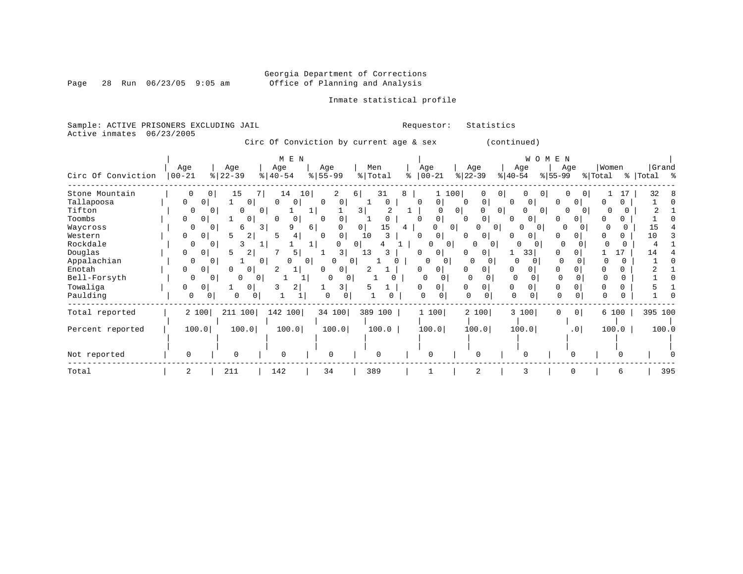Georgia Department of Corrections
Office of Planning and Analysis

Inmate statistical profile

Sample: ACTIVE PRISONERS EXCLUDING JAIL    Requestor: Statistics
Active inmates 06/23/2005

Circ Of Conviction by current age & sex (continued)

| Circ Of Conviction | MEN Age 00-21 | % | Age 22-39 | % | Age 40-54 | % | Age 55-99 | % | Men Total | % | WOMEN Age 00-21 | % | Age 22-39 | % | Age 40-54 | % | Age 55-99 | % | Women Total | % | Grand Total | % |
|---|---|---|---|---|---|---|---|---|---|---|---|---|---|---|---|---|---|---|---|---|---|---|
| Stone Mountain | 0 | 0 | 15 | 7 | 14 | 10 | 2 | 6 | 31 | 8 | 1 | 100 | 0 | 0 | 0 | 0 | 0 | 0 | 1 | 17 | 32 | 8 |
| Tallapoosa | 0 | 0 | 1 | 0 | 0 | 0 | 0 | 0 | 1 | 0 | 0 | 0 | 0 | 0 | 0 | 0 | 0 | 0 | 0 | 0 | 1 | 0 |
| Tifton | 0 | 0 | 0 | 0 | 1 | 1 | 1 | 3 | 2 | 1 | 0 | 0 | 0 | 0 | 0 | 0 | 0 | 0 | 0 | 0 | 2 | 1 |
| Toombs | 0 | 0 | 1 | 0 | 0 | 0 | 0 | 0 | 1 | 0 | 0 | 0 | 0 | 0 | 0 | 0 | 0 | 0 | 0 | 0 | 1 | 0 |
| Waycross | 0 | 0 | 6 | 3 | 9 | 6 | 0 | 0 | 15 | 4 | 0 | 0 | 0 | 0 | 0 | 0 | 0 | 0 | 0 | 0 | 15 | 4 |
| Western | 0 | 0 | 5 | 2 | 5 | 4 | 0 | 0 | 10 | 3 | 0 | 0 | 0 | 0 | 0 | 0 | 0 | 0 | 0 | 0 | 10 | 3 |
| Rockdale | 0 | 0 | 3 | 1 | 1 | 1 | 0 | 0 | 4 | 1 | 0 | 0 | 0 | 0 | 0 | 0 | 0 | 0 | 0 | 0 | 4 | 1 |
| Douglas | 0 | 0 | 5 | 2 | 7 | 5 | 1 | 3 | 13 | 3 | 0 | 0 | 0 | 0 | 1 | 33 | 0 | 0 | 1 | 17 | 14 | 4 |
| Appalachian | 0 | 0 | 1 | 0 | 0 | 0 | 0 | 0 | 1 | 0 | 0 | 0 | 0 | 0 | 0 | 0 | 0 | 0 | 0 | 0 | 1 | 0 |
| Enotah | 0 | 0 | 0 | 0 | 2 | 1 | 0 | 0 | 2 | 1 | 0 | 0 | 0 | 0 | 0 | 0 | 0 | 0 | 0 | 0 | 2 | 1 |
| Bell-Forsyth | 0 | 0 | 0 | 0 | 1 | 1 | 0 | 0 | 1 | 0 | 0 | 0 | 0 | 0 | 0 | 0 | 0 | 0 | 0 | 0 | 1 | 0 |
| Towaliga | 0 | 0 | 1 | 0 | 3 | 2 | 1 | 3 | 5 | 1 | 0 | 0 | 0 | 0 | 0 | 0 | 0 | 0 | 0 | 0 | 5 | 1 |
| Paulding | 0 | 0 | 0 | 0 | 1 | 1 | 0 | 0 | 1 | 0 | 0 | 0 | 0 | 0 | 0 | 0 | 0 | 0 | 0 | 0 | 1 | 0 |
| Total reported | 2 | 100 | 211 | 100 | 142 | 100 | 34 | 100 | 389 | 100 | 1 | 100 | 2 | 100 | 3 | 100 | 0 | 0 | 6 | 100 | 395 | 100 |
| Percent reported | 100.0 | | 100.0 | | 100.0 | | 100.0 | | 100.0 | | 100.0 | | 100.0 | | 100.0 | | .0 | | 100.0 | | 100.0 | |
| Not reported | 0 | | 0 | | 0 | | 0 | | 0 | | 0 | | 0 | | 0 | | 0 | | 0 | | 0 | |
| Total | 2 | | 211 | | 142 | | 34 | | 389 | | 1 | | 2 | | 3 | | 0 | | 6 | | 395 | |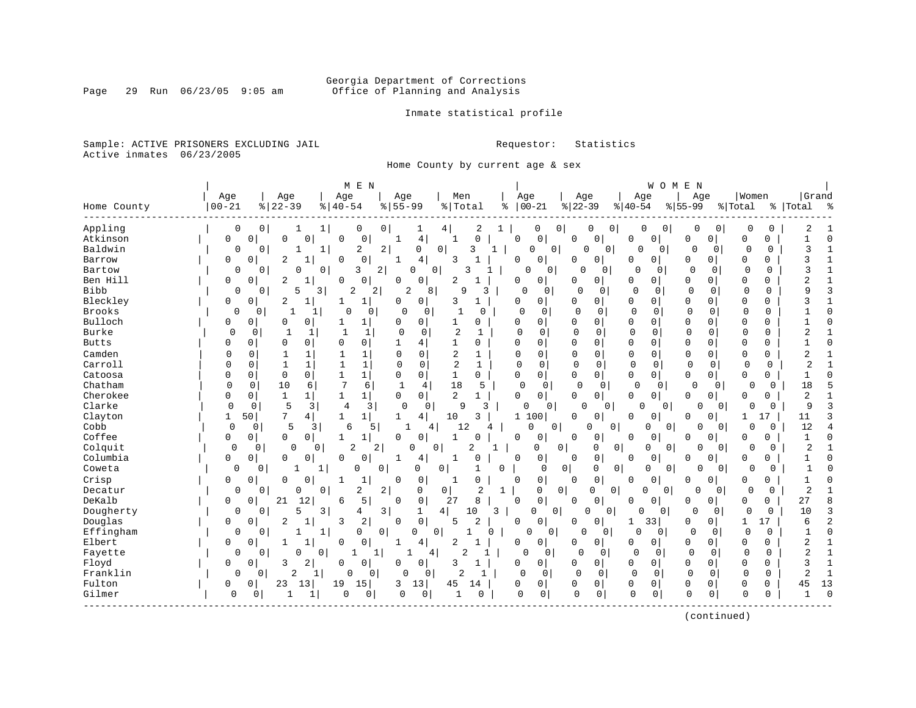Georgia Department of Corrections
Office of Planning and Analysis

Inmate statistical profile

Sample: ACTIVE PRISONERS EXCLUDING JAIL
Active inmates 06/23/2005

Requestor: Statistics

Home County by current age & sex

| Home County | MEN Age 00-21 | % | Age 22-39 | % | Age 40-54 | % | Age 55-99 | % | Men Total | % | WOMEN Age 00-21 | % | Age 22-39 | % | Age 40-54 | % | Age 55-99 | % | Women Total | % | Grand Total | % |
|---|---|---|---|---|---|---|---|---|---|---|---|---|---|---|---|---|---|---|---|---|---|---|
| Appling | 0 | 0 | 1 | 1 | 0 | 0 | 1 | 4 | 2 | 1 | 0 | 0 | 0 | 0 | 0 | 0 | 0 | 0 | 0 | 0 | 2 | 1 |
| Atkinson | 0 | 0 | 0 | 0 | 0 | 0 | 1 | 4 | 1 | 0 | 0 | 0 | 0 | 0 | 0 | 0 | 0 | 0 | 0 | 0 | 1 | 0 |
| Baldwin | 0 | 0 | 1 | 1 | 2 | 2 | 0 | 0 | 3 | 1 | 0 | 0 | 0 | 0 | 0 | 0 | 0 | 0 | 0 | 0 | 3 | 1 |
| Barrow | 0 | 0 | 2 | 1 | 0 | 0 | 1 | 4 | 3 | 1 | 0 | 0 | 0 | 0 | 0 | 0 | 0 | 0 | 0 | 0 | 3 | 1 |
| Bartow | 0 | 0 | 0 | 0 | 3 | 2 | 0 | 0 | 3 | 1 | 0 | 0 | 0 | 0 | 0 | 0 | 0 | 0 | 0 | 0 | 3 | 1 |
| Ben Hill | 0 | 0 | 2 | 1 | 0 | 0 | 0 | 0 | 2 | 1 | 0 | 0 | 0 | 0 | 0 | 0 | 0 | 0 | 0 | 0 | 2 | 1 |
| Bibb | 0 | 0 | 5 | 3 | 2 | 2 | 2 | 8 | 9 | 3 | 0 | 0 | 0 | 0 | 0 | 0 | 0 | 0 | 0 | 0 | 9 | 3 |
| Bleckley | 0 | 0 | 2 | 1 | 1 | 1 | 0 | 0 | 3 | 1 | 0 | 0 | 0 | 0 | 0 | 0 | 0 | 0 | 0 | 0 | 3 | 1 |
| Brooks | 0 | 0 | 1 | 1 | 0 | 0 | 0 | 0 | 1 | 0 | 0 | 0 | 0 | 0 | 0 | 0 | 0 | 0 | 0 | 0 | 1 | 0 |
| Bulloch | 0 | 0 | 0 | 0 | 1 | 1 | 0 | 0 | 1 | 0 | 0 | 0 | 0 | 0 | 0 | 0 | 0 | 0 | 0 | 0 | 1 | 0 |
| Burke | 0 | 0 | 1 | 1 | 1 | 1 | 0 | 0 | 2 | 1 | 0 | 0 | 0 | 0 | 0 | 0 | 0 | 0 | 0 | 0 | 2 | 1 |
| Butts | 0 | 0 | 0 | 0 | 0 | 0 | 1 | 4 | 1 | 0 | 0 | 0 | 0 | 0 | 0 | 0 | 0 | 0 | 0 | 0 | 1 | 0 |
| Camden | 0 | 0 | 1 | 1 | 1 | 1 | 0 | 0 | 2 | 1 | 0 | 0 | 0 | 0 | 0 | 0 | 0 | 0 | 0 | 0 | 2 | 1 |
| Carroll | 0 | 0 | 1 | 1 | 1 | 1 | 0 | 0 | 2 | 1 | 0 | 0 | 0 | 0 | 0 | 0 | 0 | 0 | 0 | 0 | 2 | 1 |
| Catoosa | 0 | 0 | 0 | 0 | 1 | 1 | 0 | 0 | 1 | 0 | 0 | 0 | 0 | 0 | 0 | 0 | 0 | 0 | 0 | 0 | 1 | 0 |
| Chatham | 0 | 0 | 10 | 6 | 7 | 6 | 1 | 4 | 18 | 5 | 0 | 0 | 0 | 0 | 0 | 0 | 0 | 0 | 0 | 0 | 18 | 5 |
| Cherokee | 0 | 0 | 1 | 1 | 1 | 1 | 0 | 0 | 2 | 1 | 0 | 0 | 0 | 0 | 0 | 0 | 0 | 0 | 0 | 0 | 2 | 1 |
| Clarke | 0 | 0 | 5 | 3 | 4 | 3 | 0 | 0 | 9 | 3 | 0 | 0 | 0 | 0 | 0 | 0 | 0 | 0 | 0 | 0 | 9 | 3 |
| Clayton | 1 | 50 | 7 | 4 | 1 | 1 | 1 | 4 | 10 | 3 | 1 | 100 | 0 | 0 | 0 | 0 | 0 | 0 | 1 | 17 | 11 | 3 |
| Cobb | 0 | 0 | 5 | 3 | 6 | 5 | 1 | 4 | 12 | 4 | 0 | 0 | 0 | 0 | 0 | 0 | 0 | 0 | 0 | 0 | 12 | 4 |
| Coffee | 0 | 0 | 0 | 0 | 1 | 1 | 0 | 0 | 1 | 0 | 0 | 0 | 0 | 0 | 0 | 0 | 0 | 0 | 0 | 0 | 1 | 0 |
| Colquit | 0 | 0 | 0 | 0 | 2 | 2 | 0 | 0 | 2 | 1 | 0 | 0 | 0 | 0 | 0 | 0 | 0 | 0 | 0 | 0 | 2 | 1 |
| Columbia | 0 | 0 | 0 | 0 | 0 | 0 | 1 | 4 | 1 | 0 | 0 | 0 | 0 | 0 | 0 | 0 | 0 | 0 | 0 | 0 | 1 | 0 |
| Coweta | 0 | 0 | 1 | 1 | 0 | 0 | 0 | 0 | 1 | 0 | 0 | 0 | 0 | 0 | 0 | 0 | 0 | 0 | 0 | 0 | 1 | 0 |
| Crisp | 0 | 0 | 0 | 0 | 1 | 1 | 0 | 0 | 1 | 0 | 0 | 0 | 0 | 0 | 0 | 0 | 0 | 0 | 0 | 0 | 1 | 0 |
| Decatur | 0 | 0 | 0 | 0 | 2 | 2 | 0 | 0 | 2 | 1 | 0 | 0 | 0 | 0 | 0 | 0 | 0 | 0 | 0 | 0 | 2 | 1 |
| DeKalb | 0 | 0 | 21 | 12 | 6 | 5 | 0 | 0 | 27 | 8 | 0 | 0 | 0 | 0 | 0 | 0 | 0 | 0 | 0 | 0 | 27 | 8 |
| Dougherty | 0 | 0 | 5 | 3 | 4 | 3 | 1 | 4 | 10 | 3 | 0 | 0 | 0 | 0 | 0 | 0 | 0 | 0 | 0 | 0 | 10 | 3 |
| Douglas | 0 | 0 | 2 | 1 | 3 | 2 | 0 | 0 | 5 | 2 | 0 | 0 | 0 | 0 | 1 | 33 | 0 | 0 | 1 | 17 | 6 | 2 |
| Effingham | 0 | 0 | 1 | 1 | 0 | 0 | 0 | 0 | 1 | 0 | 0 | 0 | 0 | 0 | 0 | 0 | 0 | 0 | 0 | 0 | 1 | 0 |
| Elbert | 0 | 0 | 1 | 1 | 0 | 0 | 1 | 4 | 2 | 1 | 0 | 0 | 0 | 0 | 0 | 0 | 0 | 0 | 0 | 0 | 2 | 1 |
| Fayette | 0 | 0 | 0 | 0 | 1 | 1 | 1 | 4 | 2 | 1 | 0 | 0 | 0 | 0 | 0 | 0 | 0 | 0 | 0 | 0 | 2 | 1 |
| Floyd | 0 | 0 | 3 | 2 | 0 | 0 | 0 | 0 | 3 | 1 | 0 | 0 | 0 | 0 | 0 | 0 | 0 | 0 | 0 | 0 | 3 | 1 |
| Franklin | 0 | 0 | 2 | 1 | 0 | 0 | 0 | 0 | 2 | 1 | 0 | 0 | 0 | 0 | 0 | 0 | 0 | 0 | 0 | 0 | 2 | 1 |
| Fulton | 0 | 0 | 23 | 13 | 19 | 15 | 3 | 13 | 45 | 14 | 0 | 0 | 0 | 0 | 0 | 0 | 0 | 0 | 0 | 0 | 45 | 13 |
| Gilmer | 0 | 0 | 1 | 1 | 0 | 0 | 0 | 0 | 1 | 0 | 0 | 0 | 0 | 0 | 0 | 0 | 0 | 0 | 0 | 0 | 1 | 0 |

(continued)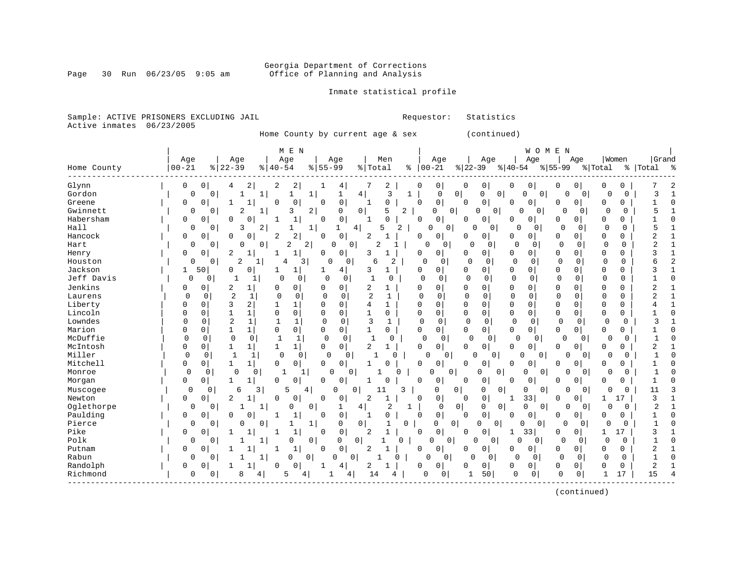Georgia Department of Corrections
Office of Planning and Analysis

Inmate statistical profile

Sample: ACTIVE PRISONERS EXCLUDING JAIL                                  Requestor: Statistics
Active inmates 06/23/2005

Home County by current age & sex (continued)

| Home County | MEN Age 00-21 | % | Age 22-39 | % | Age 40-54 | % | Age 55-99 | % | Men Total | % | WOMEN Age 00-21 | % | Age 22-39 | % | Age 40-54 | % | Age 55-99 | % | Women Total | % | Grand Total | % |
|---|---|---|---|---|---|---|---|---|---|---|---|---|---|---|---|---|---|---|---|---|---|---|
| Glynn | 0 | 0 | 4 | 2 | 2 | 2 | 1 | 4 | 7 | 2 | 0 | 0 | 0 | 0 | 0 | 0 | 0 | 0 | 0 | 0 | 7 | 2 |
| Gordon | 0 | 0 | 1 | 1 | 1 | 1 | 1 | 4 | 3 | 1 | 0 | 0 | 0 | 0 | 0 | 0 | 0 | 0 | 0 | 0 | 3 | 1 |
| Greene | 0 | 0 | 1 | 1 | 0 | 0 | 0 | 0 | 1 | 0 | 0 | 0 | 0 | 0 | 0 | 0 | 0 | 0 | 0 | 0 | 1 | 0 |
| Gwinnett | 0 | 0 | 2 | 1 | 3 | 2 | 0 | 0 | 5 | 2 | 0 | 0 | 0 | 0 | 0 | 0 | 0 | 0 | 0 | 0 | 5 | 1 |
| Habersham | 0 | 0 | 0 | 0 | 1 | 1 | 0 | 0 | 1 | 0 | 0 | 0 | 0 | 0 | 0 | 0 | 0 | 0 | 0 | 0 | 1 | 0 |
| Hall | 0 | 0 | 3 | 2 | 1 | 1 | 1 | 4 | 5 | 2 | 0 | 0 | 0 | 0 | 0 | 0 | 0 | 0 | 0 | 0 | 5 | 1 |
| Hancock | 0 | 0 | 0 | 0 | 2 | 2 | 0 | 0 | 2 | 1 | 0 | 0 | 0 | 0 | 0 | 0 | 0 | 0 | 0 | 0 | 2 | 1 |
| Hart | 0 | 0 | 0 | 0 | 2 | 2 | 0 | 0 | 2 | 1 | 0 | 0 | 0 | 0 | 0 | 0 | 0 | 0 | 0 | 0 | 2 | 1 |
| Henry | 0 | 0 | 2 | 1 | 1 | 1 | 0 | 0 | 3 | 1 | 0 | 0 | 0 | 0 | 0 | 0 | 0 | 0 | 0 | 0 | 3 | 1 |
| Houston | 0 | 0 | 2 | 1 | 4 | 3 | 0 | 0 | 6 | 2 | 0 | 0 | 0 | 0 | 0 | 0 | 0 | 0 | 0 | 0 | 6 | 2 |
| Jackson | 1 | 50 | 0 | 0 | 1 | 1 | 1 | 4 | 3 | 1 | 0 | 0 | 0 | 0 | 0 | 0 | 0 | 0 | 0 | 0 | 3 | 1 |
| Jeff Davis | 0 | 0 | 1 | 1 | 0 | 0 | 0 | 0 | 1 | 0 | 0 | 0 | 0 | 0 | 0 | 0 | 0 | 0 | 0 | 0 | 1 | 0 |
| Jenkins | 0 | 0 | 2 | 1 | 0 | 0 | 0 | 0 | 2 | 1 | 0 | 0 | 0 | 0 | 0 | 0 | 0 | 0 | 0 | 0 | 2 | 1 |
| Laurens | 0 | 0 | 2 | 1 | 0 | 0 | 0 | 0 | 2 | 1 | 0 | 0 | 0 | 0 | 0 | 0 | 0 | 0 | 0 | 0 | 2 | 1 |
| Liberty | 0 | 0 | 3 | 2 | 1 | 1 | 0 | 0 | 4 | 1 | 0 | 0 | 0 | 0 | 0 | 0 | 0 | 0 | 0 | 0 | 4 | 1 |
| Lincoln | 0 | 0 | 1 | 1 | 0 | 0 | 0 | 0 | 1 | 0 | 0 | 0 | 0 | 0 | 0 | 0 | 0 | 0 | 0 | 0 | 1 | 0 |
| Lowndes | 0 | 0 | 2 | 1 | 1 | 1 | 0 | 0 | 3 | 1 | 0 | 0 | 0 | 0 | 0 | 0 | 0 | 0 | 0 | 0 | 3 | 1 |
| Marion | 0 | 0 | 1 | 1 | 0 | 0 | 0 | 0 | 1 | 0 | 0 | 0 | 0 | 0 | 0 | 0 | 0 | 0 | 0 | 0 | 1 | 0 |
| McDuffie | 0 | 0 | 0 | 0 | 1 | 1 | 0 | 0 | 1 | 0 | 0 | 0 | 0 | 0 | 0 | 0 | 0 | 0 | 0 | 0 | 1 | 0 |
| McIntosh | 0 | 0 | 1 | 1 | 1 | 1 | 0 | 0 | 2 | 1 | 0 | 0 | 0 | 0 | 0 | 0 | 0 | 0 | 0 | 0 | 2 | 1 |
| Miller | 0 | 0 | 1 | 1 | 0 | 0 | 0 | 0 | 1 | 0 | 0 | 0 | 0 | 0 | 0 | 0 | 0 | 0 | 0 | 0 | 1 | 0 |
| Mitchell | 0 | 0 | 1 | 1 | 0 | 0 | 0 | 0 | 1 | 0 | 0 | 0 | 0 | 0 | 0 | 0 | 0 | 0 | 0 | 0 | 1 | 0 |
| Monroe | 0 | 0 | 0 | 0 | 1 | 1 | 0 | 0 | 1 | 0 | 0 | 0 | 0 | 0 | 0 | 0 | 0 | 0 | 0 | 0 | 1 | 0 |
| Morgan | 0 | 0 | 1 | 1 | 0 | 0 | 0 | 0 | 1 | 0 | 0 | 0 | 0 | 0 | 0 | 0 | 0 | 0 | 0 | 0 | 1 | 0 |
| Muscogee | 0 | 0 | 6 | 3 | 5 | 4 | 0 | 0 | 11 | 3 | 0 | 0 | 0 | 0 | 0 | 0 | 0 | 0 | 0 | 0 | 11 | 3 |
| Newton | 0 | 0 | 2 | 1 | 0 | 0 | 0 | 0 | 2 | 1 | 0 | 0 | 0 | 0 | 1 | 33 | 0 | 0 | 1 | 17 | 3 | 1 |
| Oglethorpe | 0 | 0 | 1 | 1 | 0 | 0 | 1 | 4 | 2 | 1 | 0 | 0 | 0 | 0 | 0 | 0 | 0 | 0 | 0 | 0 | 2 | 1 |
| Paulding | 0 | 0 | 0 | 0 | 1 | 1 | 0 | 0 | 1 | 0 | 0 | 0 | 0 | 0 | 0 | 0 | 0 | 0 | 0 | 0 | 1 | 0 |
| Pierce | 0 | 0 | 0 | 0 | 1 | 1 | 0 | 0 | 1 | 0 | 0 | 0 | 0 | 0 | 0 | 0 | 0 | 0 | 0 | 0 | 1 | 0 |
| Pike | 0 | 0 | 1 | 1 | 1 | 1 | 0 | 0 | 2 | 1 | 0 | 0 | 0 | 0 | 1 | 33 | 0 | 0 | 1 | 17 | 3 | 1 |
| Polk | 0 | 0 | 1 | 1 | 0 | 0 | 0 | 0 | 1 | 0 | 0 | 0 | 0 | 0 | 0 | 0 | 0 | 0 | 0 | 0 | 1 | 0 |
| Putnam | 0 | 0 | 1 | 1 | 1 | 1 | 0 | 0 | 2 | 1 | 0 | 0 | 0 | 0 | 0 | 0 | 0 | 0 | 0 | 0 | 2 | 1 |
| Rabun | 0 | 0 | 1 | 1 | 0 | 0 | 0 | 0 | 1 | 0 | 0 | 0 | 0 | 0 | 0 | 0 | 0 | 0 | 0 | 0 | 1 | 0 |
| Randolph | 0 | 0 | 1 | 1 | 0 | 0 | 1 | 4 | 2 | 1 | 0 | 0 | 0 | 0 | 0 | 0 | 0 | 0 | 0 | 0 | 2 | 1 |
| Richmond | 0 | 0 | 8 | 4 | 5 | 4 | 1 | 4 | 14 | 4 | 0 | 0 | 1 | 50 | 0 | 0 | 0 | 0 | 1 | 17 | 15 | 4 |

(continued)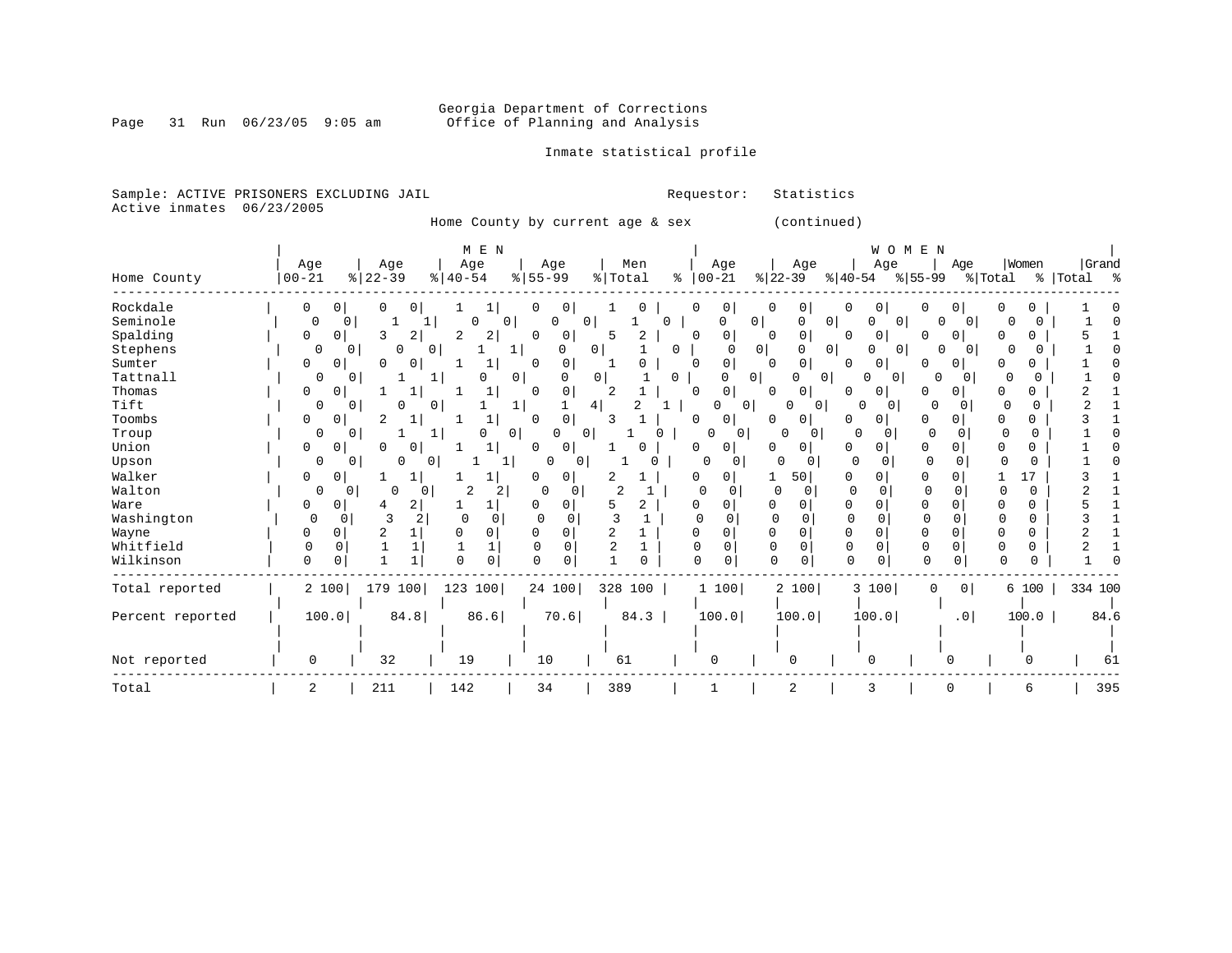Georgia Department of Corrections
Office of Planning and Analysis

Inmate statistical profile

Sample: ACTIVE PRISONERS EXCLUDING JAIL
Active inmates 06/23/2005

Requestor: Statistics

Home County by current age & sex (continued)

| Home County | MEN Age 00-21 | % | MEN Age 22-39 | % | MEN Age 40-54 | % | MEN Age 55-99 | % | Men Total | % | WOMEN Age 00-21 | % | WOMEN Age 22-39 | % | WOMEN Age 40-54 | % | WOMEN Age 55-99 | % | Women Total | % | Grand Total | % |
|---|---|---|---|---|---|---|---|---|---|---|---|---|---|---|---|---|---|---|---|---|---|---|
| Rockdale | 0 | 0 | 0 | 0 | 1 | 1 | 0 | 0 | 1 | 0 | 0 | 0 | 0 | 0 | 0 | 0 | 0 | 0 | 0 | 0 | 1 | 0 |
| Seminole | 0 | 0 | 1 | 1 | 0 | 0 | 0 | 0 | 1 | 0 | 0 | 0 | 0 | 0 | 0 | 0 | 0 | 0 | 0 | 0 | 1 | 0 |
| Spalding | 0 | 0 | 3 | 2 | 2 | 2 | 0 | 0 | 5 | 2 | 0 | 0 | 0 | 0 | 0 | 0 | 0 | 0 | 0 | 0 | 5 | 1 |
| Stephens | 0 | 0 | 0 | 0 | 1 | 1 | 0 | 0 | 1 | 0 | 0 | 0 | 0 | 0 | 0 | 0 | 0 | 0 | 0 | 0 | 1 | 0 |
| Sumter | 0 | 0 | 0 | 0 | 1 | 1 | 0 | 0 | 1 | 0 | 0 | 0 | 0 | 0 | 0 | 0 | 0 | 0 | 0 | 0 | 1 | 0 |
| Tattnall | 0 | 0 | 1 | 1 | 0 | 0 | 0 | 0 | 1 | 0 | 0 | 0 | 0 | 0 | 0 | 0 | 0 | 0 | 0 | 0 | 1 | 0 |
| Thomas | 0 | 0 | 1 | 1 | 1 | 1 | 0 | 0 | 2 | 1 | 0 | 0 | 0 | 0 | 0 | 0 | 0 | 0 | 0 | 0 | 2 | 1 |
| Tift | 0 | 0 | 0 | 0 | 1 | 1 | 1 | 4 | 2 | 1 | 0 | 0 | 0 | 0 | 0 | 0 | 0 | 0 | 0 | 0 | 2 | 1 |
| Toombs | 0 | 0 | 2 | 1 | 1 | 1 | 0 | 0 | 3 | 1 | 0 | 0 | 0 | 0 | 0 | 0 | 0 | 0 | 0 | 0 | 3 | 1 |
| Troup | 0 | 0 | 1 | 1 | 0 | 0 | 0 | 0 | 1 | 0 | 0 | 0 | 0 | 0 | 0 | 0 | 0 | 0 | 0 | 0 | 1 | 0 |
| Union | 0 | 0 | 0 | 0 | 1 | 1 | 0 | 0 | 1 | 0 | 0 | 0 | 0 | 0 | 0 | 0 | 0 | 0 | 0 | 0 | 1 | 0 |
| Upson | 0 | 0 | 0 | 0 | 1 | 1 | 0 | 0 | 1 | 0 | 0 | 0 | 0 | 0 | 0 | 0 | 0 | 0 | 0 | 0 | 1 | 0 |
| Walker | 0 | 0 | 1 | 1 | 1 | 1 | 0 | 0 | 2 | 1 | 0 | 0 | 1 | 50 | 0 | 0 | 0 | 0 | 1 | 17 | 3 | 1 |
| Walton | 0 | 0 | 0 | 0 | 2 | 2 | 0 | 0 | 2 | 1 | 0 | 0 | 0 | 0 | 0 | 0 | 0 | 0 | 0 | 0 | 2 | 1 |
| Ware | 0 | 0 | 4 | 2 | 1 | 1 | 0 | 0 | 5 | 2 | 0 | 0 | 0 | 0 | 0 | 0 | 0 | 0 | 0 | 0 | 5 | 1 |
| Washington | 0 | 0 | 3 | 2 | 0 | 0 | 0 | 0 | 3 | 1 | 0 | 0 | 0 | 0 | 0 | 0 | 0 | 0 | 0 | 0 | 3 | 1 |
| Wayne | 0 | 0 | 2 | 1 | 0 | 0 | 0 | 0 | 2 | 1 | 0 | 0 | 0 | 0 | 0 | 0 | 0 | 0 | 0 | 0 | 2 | 1 |
| Whitfield | 0 | 0 | 1 | 1 | 1 | 1 | 0 | 0 | 2 | 1 | 0 | 0 | 0 | 0 | 0 | 0 | 0 | 0 | 0 | 0 | 2 | 1 |
| Wilkinson | 0 | 0 | 1 | 1 | 0 | 0 | 0 | 0 | 1 | 0 | 0 | 0 | 0 | 0 | 0 | 0 | 0 | 0 | 0 | 0 | 1 | 0 |
| Total reported | 2 | 100 | 179 | 100 | 123 | 100 | 24 | 100 | 328 | 100 | 1 | 100 | 2 | 100 | 3 | 100 | 0 | 0 | 6 | 100 | 334 | 100 |
| Percent reported | 100.0 | | 84.8 | | 86.6 | | 70.6 | | 84.3 | | 100.0 | | 100.0 | | 100.0 | | .0 | | 100.0 | | 84.6 | |
| Not reported | 0 | | 32 | | 19 | | 10 | | 61 | | 0 | | 0 | | 0 | | 0 | | 0 | | 61 | |
| Total | 2 | | 211 | | 142 | | 34 | | 389 | | 1 | | 2 | | 3 | | 0 | | 6 | | 395 | |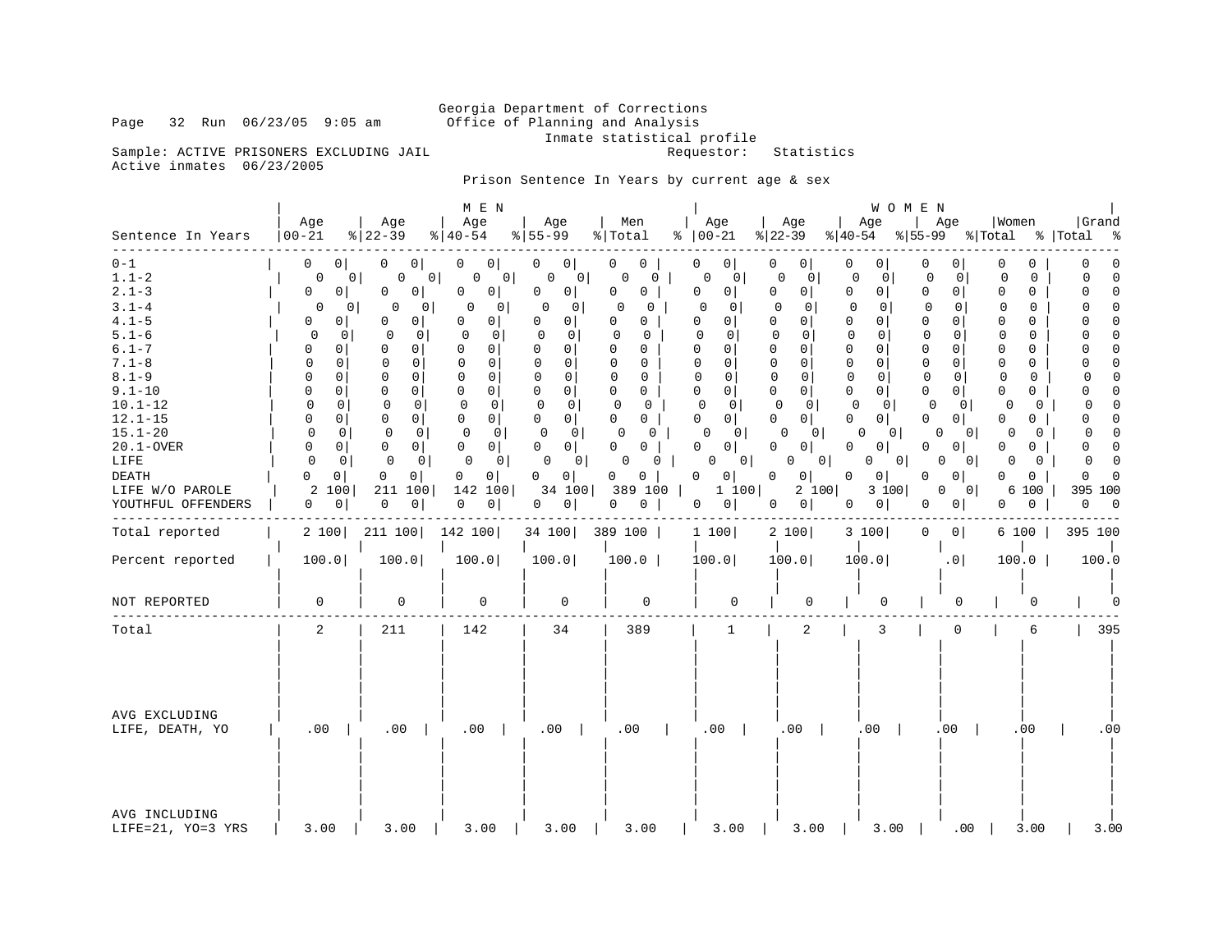Georgia Department of Corrections
Office of Planning and Analysis
Inmate statistical profile

Page 32 Run 06/23/05 9:05 am

Sample: ACTIVE PRISONERS EXCLUDING JAIL
Requestor: Statistics
Active inmates 06/23/2005

Prison Sentence In Years by current age & sex

| | MEN | | | | | | | | | | WOMEN | | | | | | | | | | | |
|---|---|---|---|---|---|---|---|---|---|---|---|---|---|---|---|---|---|---|---|---|---|---|
| Sentence In Years | Age 00-21 | % | Age 22-39 | % | Age 40-54 | % | Age 55-99 | % | Men Total | % | Age 00-21 | % | Age 22-39 | % | Age 40-54 | % | Age 55-99 | % | Women Total | % | Grand Total | % |
| 0-1 | 0 | 0 | 0 | 0 | 0 | 0 | 0 | 0 | 0 | 0 | 0 | 0 | 0 | 0 | 0 | 0 | 0 | 0 | 0 | 0 | 0 | 0 |
| 1.1-2 | 0 | 0 | 0 | 0 | 0 | 0 | 0 | 0 | 0 | 0 | 0 | 0 | 0 | 0 | 0 | 0 | 0 | 0 | 0 | 0 | 0 | 0 |
| 2.1-3 | 0 | 0 | 0 | 0 | 0 | 0 | 0 | 0 | 0 | 0 | 0 | 0 | 0 | 0 | 0 | 0 | 0 | 0 | 0 | 0 | 0 | 0 |
| 3.1-4 | 0 | 0 | 0 | 0 | 0 | 0 | 0 | 0 | 0 | 0 | 0 | 0 | 0 | 0 | 0 | 0 | 0 | 0 | 0 | 0 | 0 | 0 |
| 4.1-5 | 0 | 0 | 0 | 0 | 0 | 0 | 0 | 0 | 0 | 0 | 0 | 0 | 0 | 0 | 0 | 0 | 0 | 0 | 0 | 0 | 0 | 0 |
| 5.1-6 | 0 | 0 | 0 | 0 | 0 | 0 | 0 | 0 | 0 | 0 | 0 | 0 | 0 | 0 | 0 | 0 | 0 | 0 | 0 | 0 | 0 | 0 |
| 6.1-7 | 0 | 0 | 0 | 0 | 0 | 0 | 0 | 0 | 0 | 0 | 0 | 0 | 0 | 0 | 0 | 0 | 0 | 0 | 0 | 0 | 0 | 0 |
| 7.1-8 | 0 | 0 | 0 | 0 | 0 | 0 | 0 | 0 | 0 | 0 | 0 | 0 | 0 | 0 | 0 | 0 | 0 | 0 | 0 | 0 | 0 | 0 |
| 8.1-9 | 0 | 0 | 0 | 0 | 0 | 0 | 0 | 0 | 0 | 0 | 0 | 0 | 0 | 0 | 0 | 0 | 0 | 0 | 0 | 0 | 0 | 0 |
| 9.1-10 | 0 | 0 | 0 | 0 | 0 | 0 | 0 | 0 | 0 | 0 | 0 | 0 | 0 | 0 | 0 | 0 | 0 | 0 | 0 | 0 | 0 | 0 |
| 10.1-12 | 0 | 0 | 0 | 0 | 0 | 0 | 0 | 0 | 0 | 0 | 0 | 0 | 0 | 0 | 0 | 0 | 0 | 0 | 0 | 0 | 0 | 0 |
| 12.1-15 | 0 | 0 | 0 | 0 | 0 | 0 | 0 | 0 | 0 | 0 | 0 | 0 | 0 | 0 | 0 | 0 | 0 | 0 | 0 | 0 | 0 | 0 |
| 15.1-20 | 0 | 0 | 0 | 0 | 0 | 0 | 0 | 0 | 0 | 0 | 0 | 0 | 0 | 0 | 0 | 0 | 0 | 0 | 0 | 0 | 0 | 0 |
| 20.1-OVER | 0 | 0 | 0 | 0 | 0 | 0 | 0 | 0 | 0 | 0 | 0 | 0 | 0 | 0 | 0 | 0 | 0 | 0 | 0 | 0 | 0 | 0 |
| LIFE | 0 | 0 | 0 | 0 | 0 | 0 | 0 | 0 | 0 | 0 | 0 | 0 | 0 | 0 | 0 | 0 | 0 | 0 | 0 | 0 | 0 | 0 |
| DEATH | 0 | 0 | 0 | 0 | 0 | 0 | 0 | 0 | 0 | 0 | 0 | 0 | 0 | 0 | 0 | 0 | 0 | 0 | 0 | 0 | 0 | 0 |
| LIFE W/O PAROLE | 2 | 100 | 211 | 100 | 142 | 100 | 34 | 100 | 389 | 100 | 1 | 100 | 2 | 100 | 3 | 100 | 0 | 0 | 6 | 100 | 395 | 100 |
| YOUTHFUL OFFENDERS | 0 | 0 | 0 | 0 | 0 | 0 | 0 | 0 | 0 | 0 | 0 | 0 | 0 | 0 | 0 | 0 | 0 | 0 | 0 | 0 | 0 | 0 |
| Total reported | 2 | 100 | 211 | 100 | 142 | 100 | 34 | 100 | 389 | 100 | 1 | 100 | 2 | 100 | 3 | 100 | 0 | 0 | 6 | 100 | 395 | 100 |
| Percent reported | 100.0 | | 100.0 | | 100.0 | | 100.0 | | 100.0 | | 100.0 | | 100.0 | | 100.0 | | .0 | | 100.0 | | 100.0 | |
| NOT REPORTED | 0 | | 0 | | 0 | | 0 | | 0 | | 0 | | 0 | | 0 | | 0 | | 0 | | 0 | |
| Total | 2 | | 211 | | 142 | | 34 | | 389 | | 1 | | 2 | | 3 | | 0 | | 6 | | 395 | |
| AVG EXCLUDING LIFE, DEATH, YO | .00 | | .00 | | .00 | | .00 | | .00 | | .00 | | .00 | | .00 | | .00 | | .00 | | .00 | |
| AVG INCLUDING LIFE=21, YO=3 YRS | 3.00 | | 3.00 | | 3.00 | | 3.00 | | 3.00 | | 3.00 | | 3.00 | | 3.00 | | .00 | | 3.00 | | 3.00 | |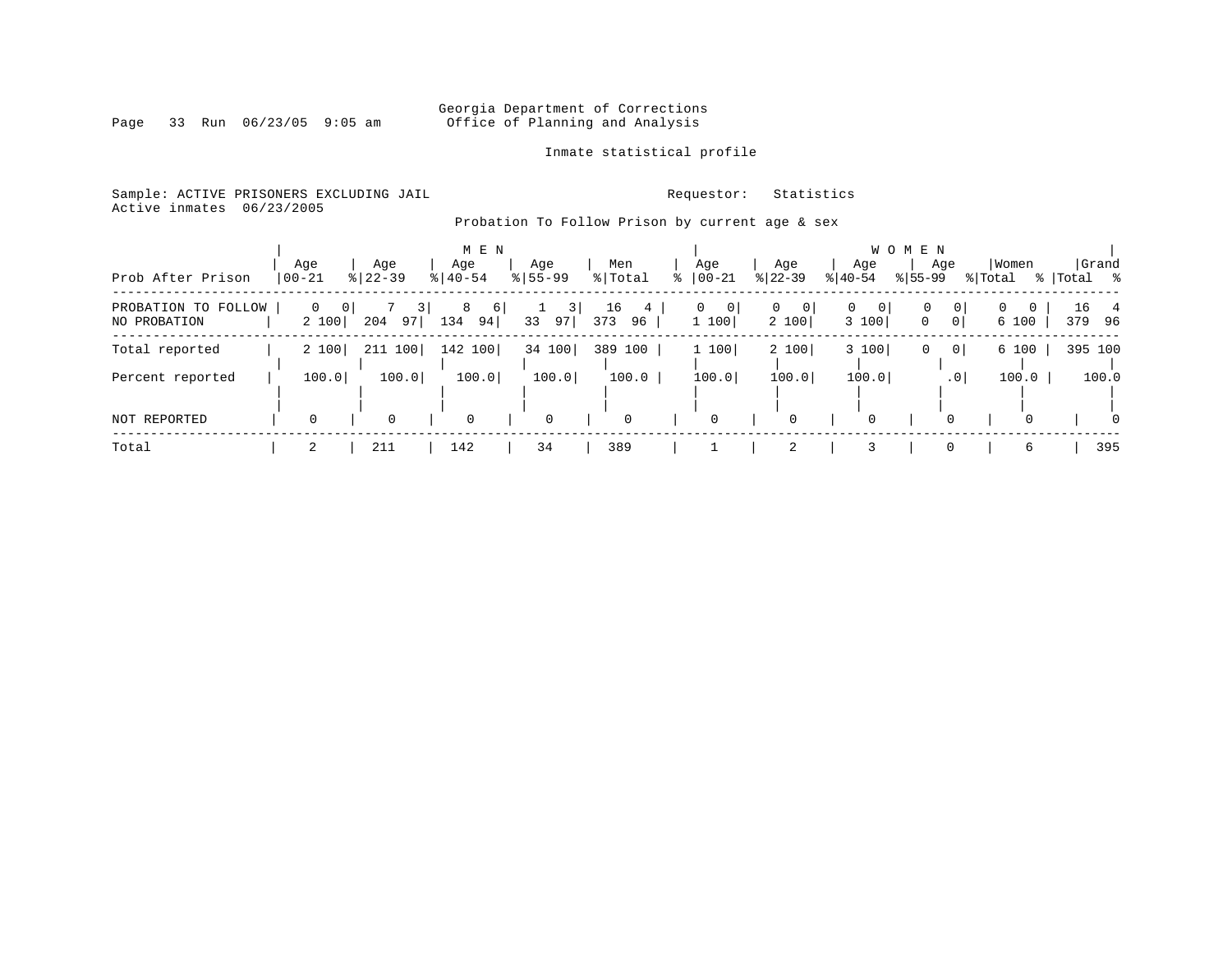Georgia Department of Corrections
Office of Planning and Analysis

Inmate statistical profile

Sample: ACTIVE PRISONERS EXCLUDING JAIL
Active inmates 06/23/2005

Requestor: Statistics

Probation To Follow Prison by current age & sex

| | MEN | | | | | | | | | | WOMEN | | | | | | | | | | | |
|---|---|---|---|---|---|---|---|---|---|---|---|---|---|---|---|---|---|---|---|---|---|---|
| Prob After Prison | Age 00-21 | % | Age 22-39 | % | Age 40-54 | % | Age 55-99 | % | Men Total | % | Age 00-21 | % | Age 22-39 | % | Age 40-54 | % | Age 55-99 | % | Women Total | % | Grand Total | % |
| PROBATION TO FOLLOW | 0 | 0 | 7 | 3 | 8 | 6 | 1 | 3 | 16 | 4 | 0 | 0 | 0 | 0 | 0 | 0 | 0 | 0 | 0 | 0 | 16 | 4 |
| NO PROBATION | 2 | 100 | 204 | 97 | 134 | 94 | 33 | 97 | 373 | 96 | 1 | 100 | 2 | 100 | 3 | 100 | 0 | 0 | 6 | 100 | 379 | 96 |
| Total reported | 2 | 100 | 211 | 100 | 142 | 100 | 34 | 100 | 389 | 100 | 1 | 100 | 2 | 100 | 3 | 100 | 0 | 0 | 6 | 100 | 395 | 100 |
| Percent reported | 100.0 | | 100.0 | | 100.0 | | 100.0 | | 100.0 | | 100.0 | | 100.0 | | 100.0 | | .0 | | 100.0 | | 100.0 | |
| NOT REPORTED | 0 | | 0 | | 0 | | 0 | | 0 | | 0 | | 0 | | 0 | | 0 | | 0 | | 0 | |
| Total | 2 | | 211 | | 142 | | 34 | | 389 | | 1 | | 2 | | 3 | | 0 | | 6 | | 395 | |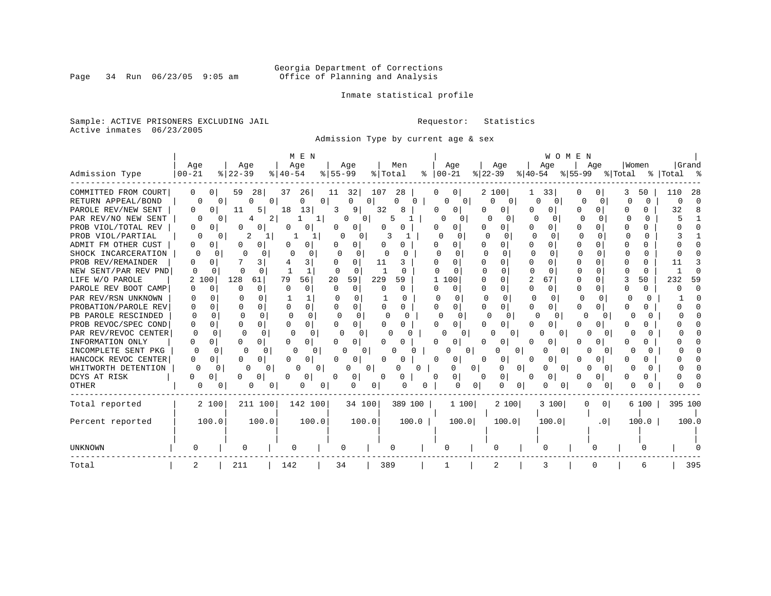Georgia Department of Corrections
Office of Planning and Analysis

Inmate statistical profile

Sample: ACTIVE PRISONERS EXCLUDING JAIL
Active inmates 06/23/2005

Requestor: Statistics

Admission Type by current age & sex

| Admission Type | MEN Age 00-21 | % | Age 22-39 | % | Age 40-54 | % | Age 55-99 | % | Men Total | % | WOMEN Age 00-21 | % | Age 22-39 | % | Age 40-54 | % | Age 55-99 | % | Women Total | % | Grand Total | % |
|---|---|---|---|---|---|---|---|---|---|---|---|---|---|---|---|---|---|---|---|---|---|---|
| COMMITTED FROM COURT | 0 | 0 | 59 | 28 | 37 | 26 | 11 | 32 | 107 | 28 | 0 | 0 | 2 | 100 | 1 | 33 | 0 | 0 | 3 | 50 | 110 | 28 |
| RETURN APPEAL/BOND | 0 | 0 | 0 | 0 | 0 | 0 | 0 | 0 | 0 | 0 | 0 | 0 | 0 | 0 | 0 | 0 | 0 | 0 | 0 | 0 | 0 | 0 |
| PAROLE REV/NEW SENT | 0 | 0 | 11 | 5 | 18 | 13 | 3 | 9 | 32 | 8 | 0 | 0 | 0 | 0 | 0 | 0 | 0 | 0 | 0 | 0 | 32 | 8 |
| PAR REV/NO NEW SENT | 0 | 0 | 4 | 2 | 1 | 1 | 0 | 0 | 5 | 1 | 0 | 0 | 0 | 0 | 0 | 0 | 0 | 0 | 0 | 0 | 5 | 1 |
| PROB VIOL/TOTAL REV | 0 | 0 | 0 | 0 | 0 | 0 | 0 | 0 | 0 | 0 | 0 | 0 | 0 | 0 | 0 | 0 | 0 | 0 | 0 | 0 | 0 | 0 |
| PROB VIOL/PARTIAL | 0 | 0 | 2 | 1 | 1 | 1 | 0 | 0 | 3 | 1 | 0 | 0 | 0 | 0 | 0 | 0 | 0 | 0 | 0 | 0 | 3 | 1 |
| ADMIT FM OTHER CUST | 0 | 0 | 0 | 0 | 0 | 0 | 0 | 0 | 0 | 0 | 0 | 0 | 0 | 0 | 0 | 0 | 0 | 0 | 0 | 0 | 0 | 0 |
| SHOCK INCARCERATION | 0 | 0 | 0 | 0 | 0 | 0 | 0 | 0 | 0 | 0 | 0 | 0 | 0 | 0 | 0 | 0 | 0 | 0 | 0 | 0 | 0 | 0 |
| PROB REV/REMAINDER | 0 | 0 | 7 | 3 | 4 | 3 | 0 | 0 | 11 | 3 | 0 | 0 | 0 | 0 | 0 | 0 | 0 | 0 | 0 | 0 | 11 | 3 |
| NEW SENT/PAR REV PND | 0 | 0 | 0 | 0 | 1 | 1 | 0 | 0 | 1 | 0 | 0 | 0 | 0 | 0 | 0 | 0 | 0 | 0 | 0 | 0 | 1 | 0 |
| LIFE W/O PAROLE | 2 | 100 | 128 | 61 | 79 | 56 | 20 | 59 | 229 | 59 | 1 | 100 | 0 | 0 | 2 | 67 | 0 | 0 | 3 | 50 | 232 | 59 |
| PAROLE REV BOOT CAMP | 0 | 0 | 0 | 0 | 0 | 0 | 0 | 0 | 0 | 0 | 0 | 0 | 0 | 0 | 0 | 0 | 0 | 0 | 0 | 0 | 0 | 0 |
| PAR REV/RSN UNKNOWN | 0 | 0 | 0 | 0 | 1 | 1 | 0 | 0 | 1 | 0 | 0 | 0 | 0 | 0 | 0 | 0 | 0 | 0 | 0 | 0 | 1 | 0 |
| PROBATION/PAROLE REV | 0 | 0 | 0 | 0 | 0 | 0 | 0 | 0 | 0 | 0 | 0 | 0 | 0 | 0 | 0 | 0 | 0 | 0 | 0 | 0 | 0 | 0 |
| PB PAROLE RESCINDED | 0 | 0 | 0 | 0 | 0 | 0 | 0 | 0 | 0 | 0 | 0 | 0 | 0 | 0 | 0 | 0 | 0 | 0 | 0 | 0 | 0 | 0 |
| PROB REVOC/SPEC COND | 0 | 0 | 0 | 0 | 0 | 0 | 0 | 0 | 0 | 0 | 0 | 0 | 0 | 0 | 0 | 0 | 0 | 0 | 0 | 0 | 0 | 0 |
| PAR REV/REVOC CENTER | 0 | 0 | 0 | 0 | 0 | 0 | 0 | 0 | 0 | 0 | 0 | 0 | 0 | 0 | 0 | 0 | 0 | 0 | 0 | 0 | 0 | 0 |
| INFORMATION ONLY | 0 | 0 | 0 | 0 | 0 | 0 | 0 | 0 | 0 | 0 | 0 | 0 | 0 | 0 | 0 | 0 | 0 | 0 | 0 | 0 | 0 | 0 |
| INCOMPLETE SENT PKG | 0 | 0 | 0 | 0 | 0 | 0 | 0 | 0 | 0 | 0 | 0 | 0 | 0 | 0 | 0 | 0 | 0 | 0 | 0 | 0 | 0 | 0 |
| HANCOCK REVOC CENTER | 0 | 0 | 0 | 0 | 0 | 0 | 0 | 0 | 0 | 0 | 0 | 0 | 0 | 0 | 0 | 0 | 0 | 0 | 0 | 0 | 0 | 0 |
| WHITWORTH DETENTION | 0 | 0 | 0 | 0 | 0 | 0 | 0 | 0 | 0 | 0 | 0 | 0 | 0 | 0 | 0 | 0 | 0 | 0 | 0 | 0 | 0 | 0 |
| DCYS AT RISK | 0 | 0 | 0 | 0 | 0 | 0 | 0 | 0 | 0 | 0 | 0 | 0 | 0 | 0 | 0 | 0 | 0 | 0 | 0 | 0 | 0 | 0 |
| OTHER | 0 | 0 | 0 | 0 | 0 | 0 | 0 | 0 | 0 | 0 | 0 | 0 | 0 | 0 | 0 | 0 | 0 | 0 | 0 | 0 | 0 | 0 |
| Total reported | 2 | 100 | 211 | 100 | 142 | 100 | 34 | 100 | 389 | 100 | 1 | 100 | 2 | 100 | 3 | 100 | 0 | 0 | 6 | 100 | 395 | 100 |
| Percent reported | | 100.0 | | 100.0 | | 100.0 | | 100.0 | | 100.0 | | 100.0 | | 100.0 | | 100.0 | | .0 | | 100.0 | | 100.0 |
| UNKNOWN | 0 | | 0 | | 0 | | 0 | | 0 | | 0 | | 0 | | 0 | | 0 | | 0 | | | 0 |
| Total | 2 | | 211 | | 142 | | 34 | | 389 | | 1 | | 2 | | 3 | | 0 | | 6 | | 395 | |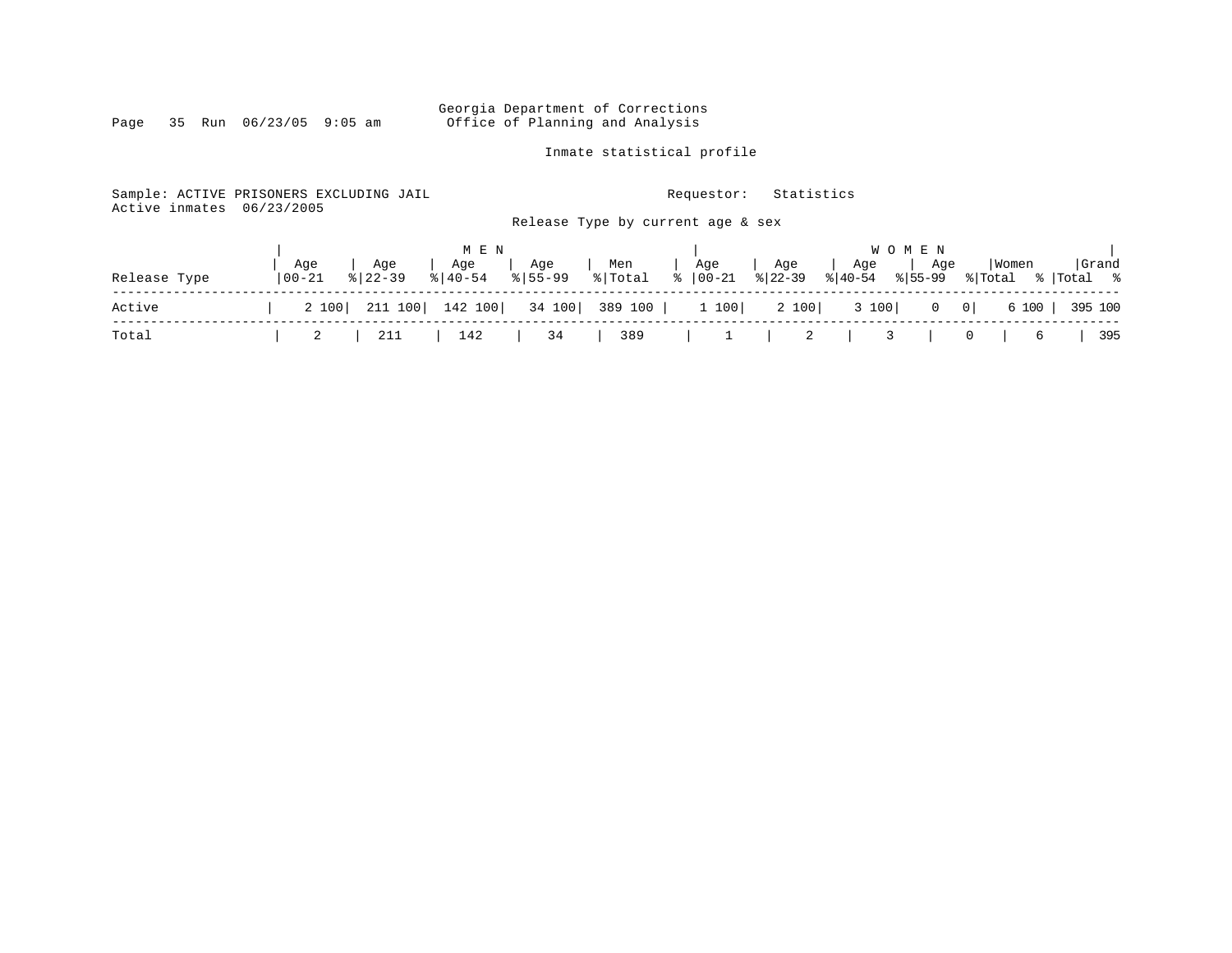Georgia Department of Corrections
Office of Planning and Analysis

Inmate statistical profile

Sample: ACTIVE PRISONERS EXCLUDING JAIL
Active inmates 06/23/2005

Requestor: Statistics

Release Type by current age & sex

| | MEN | | | | | | | | | | WOMEN | | | | | | | | | | | |
|---|---|---|---|---|---|---|---|---|---|---|---|---|---|---|---|---|---|---|---|---|---|---|
| Release Type | Age 00-21 | % | Age 22-39 | % | Age 40-54 | % | Age 55-99 | % | Men Total | % | Age 00-21 | % | Age 22-39 | % | Age 40-54 | % | Age 55-99 | % | Women Total | % | Grand Total | % |
| Active | 2 | 100 | 211 | 100 | 142 | 100 | 34 | 100 | 389 | 100 | 1 | 100 | 2 | 100 | 3 | 100 | 0 | 0 | 6 | 100 | 395 | 100 |
| Total | 2 | | 211 | | 142 | | 34 | | 389 | | 1 | | 2 | | 3 | | 0 | | 6 | | 395 | |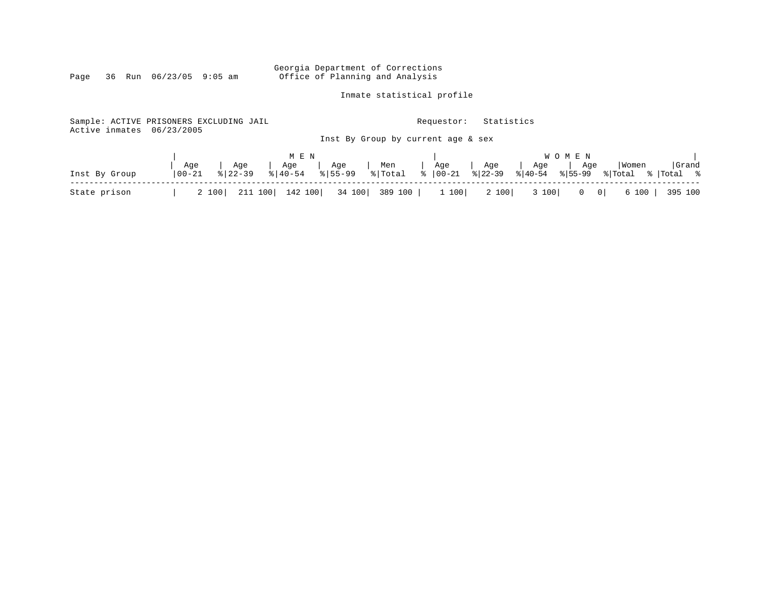Georgia Department of Corrections
Office of Planning and Analysis

Inmate statistical profile

Sample: ACTIVE PRISONERS EXCLUDING JAIL    Requestor: Statistics
Active inmates 06/23/2005

Inst By Group by current age & sex

| Inst By Group | MEN | | | | | | | | | | WOMEN | | | | | | | | | | Grand | |
|---|---|---|---|---|---|---|---|---|---|---|---|---|---|---|---|---|---|---|---|---|---|---|
| | Age 00-21 | % | Age 22-39 | % | Age 40-54 | % | Age 55-99 | % | Men Total | % | Age 00-21 | % | Age 22-39 | % | Age 40-54 | % | Age 55-99 | % | Women Total | % | Grand Total | % |
| State prison | 2 | 100 | 211 | 100 | 142 | 100 | 34 | 100 | 389 | 100 | 1 | 100 | 2 | 100 | 3 | 100 | 0 | 0 | 6 | 100 | 395 | 100 |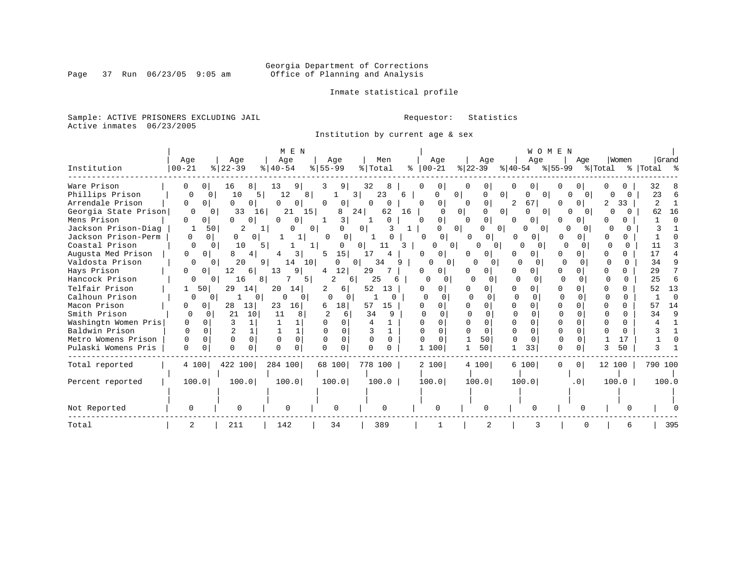Georgia Department of Corrections
Office of Planning and Analysis

Inmate statistical profile

Sample: ACTIVE PRISONERS EXCLUDING JAIL

Active inmates 06/23/2005

Requestor: Statistics

Institution by current age & sex

| Institution | MEN Age 00-21 | % | Age 22-39 | % | Age 40-54 | % | Age 55-99 | % | Men Total | % | WOMEN Age 00-21 | % | Age 22-39 | % | Age 40-54 | % | Age 55-99 | % | Women Total | % | Grand Total | % |
|---|---|---|---|---|---|---|---|---|---|---|---|---|---|---|---|---|---|---|---|---|---|---|
| Ware Prison | 0 | 0 | 16 | 8 | 13 | 9 | 3 | 9 | 32 | 8 | 0 | 0 | 0 | 0 | 0 | 0 | 0 | 0 | 0 | 0 | 32 | 8 |
| Phillips Prison | 0 | 0 | 10 | 5 | 12 | 8 | 1 | 3 | 23 | 6 | 0 | 0 | 0 | 0 | 0 | 0 | 0 | 0 | 0 | 0 | 23 | 6 |
| Arrendale Prison | 0 | 0 | 0 | 0 | 0 | 0 | 0 | 0 | 0 | 0 | 0 | 0 | 0 | 0 | 2 | 67 | 0 | 0 | 2 | 33 | 2 | 1 |
| Georgia State Prison | 0 | 0 | 33 | 16 | 21 | 15 | 8 | 24 | 62 | 16 | 0 | 0 | 0 | 0 | 0 | 0 | 0 | 0 | 0 | 0 | 62 | 16 |
| Mens Prison | 0 | 0 | 0 | 0 | 0 | 0 | 1 | 3 | 1 | 0 | 0 | 0 | 0 | 0 | 0 | 0 | 0 | 0 | 0 | 0 | 1 | 0 |
| Jackson Prison-Diag | 1 | 50 | 2 | 1 | 0 | 0 | 0 | 0 | 3 | 1 | 0 | 0 | 0 | 0 | 0 | 0 | 0 | 0 | 0 | 0 | 3 | 1 |
| Jackson Prison-Perm | 0 | 0 | 0 | 0 | 1 | 1 | 0 | 0 | 1 | 0 | 0 | 0 | 0 | 0 | 0 | 0 | 0 | 0 | 0 | 0 | 1 | 0 |
| Coastal Prison | 0 | 0 | 10 | 5 | 1 | 1 | 0 | 0 | 11 | 3 | 0 | 0 | 0 | 0 | 0 | 0 | 0 | 0 | 0 | 0 | 11 | 3 |
| Augusta Med Prison | 0 | 0 | 8 | 4 | 4 | 3 | 5 | 15 | 17 | 4 | 0 | 0 | 0 | 0 | 0 | 0 | 0 | 0 | 0 | 0 | 17 | 4 |
| Valdosta Prison | 0 | 0 | 20 | 9 | 14 | 10 | 0 | 0 | 34 | 9 | 0 | 0 | 0 | 0 | 0 | 0 | 0 | 0 | 0 | 0 | 34 | 9 |
| Hays Prison | 0 | 0 | 12 | 6 | 13 | 9 | 4 | 12 | 29 | 7 | 0 | 0 | 0 | 0 | 0 | 0 | 0 | 0 | 0 | 0 | 29 | 7 |
| Hancock Prison | 0 | 0 | 16 | 8 | 7 | 5 | 2 | 6 | 25 | 6 | 0 | 0 | 0 | 0 | 0 | 0 | 0 | 0 | 0 | 0 | 25 | 6 |
| Telfair Prison | 1 | 50 | 29 | 14 | 20 | 14 | 2 | 6 | 52 | 13 | 0 | 0 | 0 | 0 | 0 | 0 | 0 | 0 | 0 | 0 | 52 | 13 |
| Calhoun Prison | 0 | 0 | 1 | 0 | 0 | 0 | 0 | 0 | 1 | 0 | 0 | 0 | 0 | 0 | 0 | 0 | 0 | 0 | 0 | 0 | 1 | 0 |
| Macon Prison | 0 | 0 | 28 | 13 | 23 | 16 | 6 | 18 | 57 | 15 | 0 | 0 | 0 | 0 | 0 | 0 | 0 | 0 | 0 | 0 | 57 | 14 |
| Smith Prison | 0 | 0 | 21 | 10 | 11 | 8 | 2 | 6 | 34 | 9 | 0 | 0 | 0 | 0 | 0 | 0 | 0 | 0 | 0 | 0 | 34 | 9 |
| Washingtn Women Pris | 0 | 0 | 3 | 1 | 1 | 1 | 0 | 0 | 4 | 1 | 0 | 0 | 0 | 0 | 0 | 0 | 0 | 0 | 0 | 0 | 4 | 1 |
| Baldwin Prison | 0 | 0 | 2 | 1 | 1 | 1 | 0 | 0 | 3 | 1 | 0 | 0 | 0 | 0 | 0 | 0 | 0 | 0 | 0 | 0 | 3 | 1 |
| Metro Womens Prison | 0 | 0 | 0 | 0 | 0 | 0 | 0 | 0 | 0 | 0 | 0 | 0 | 1 | 50 | 0 | 0 | 0 | 0 | 1 | 17 | 1 | 0 |
| Pulaski Womens Pris | 0 | 0 | 0 | 0 | 0 | 0 | 0 | 0 | 0 | 0 | 1 | 100 | 1 | 50 | 1 | 33 | 0 | 0 | 3 | 50 | 3 | 1 |
| Total reported | 4 | 100 | 422 | 100 | 284 | 100 | 68 | 100 | 778 | 100 | 2 | 100 | 4 | 100 | 6 | 100 | 0 | 0 | 12 | 100 | 790 | 100 |
| Percent reported | 100.0 | | 100.0 | | 100.0 | | 100.0 | | 100.0 | | 100.0 | | 100.0 | | 100.0 | | .0 | | 100.0 | | 100.0 | |
| Not Reported | 0 | | 0 | | 0 | | 0 | | 0 | | 0 | | 0 | | 0 | | 0 | | 0 | | 0 | |
| Total | 2 | | 211 | | 142 | | 34 | | 389 | | 1 | | 2 | | 3 | | 0 | | 6 | | 395 | |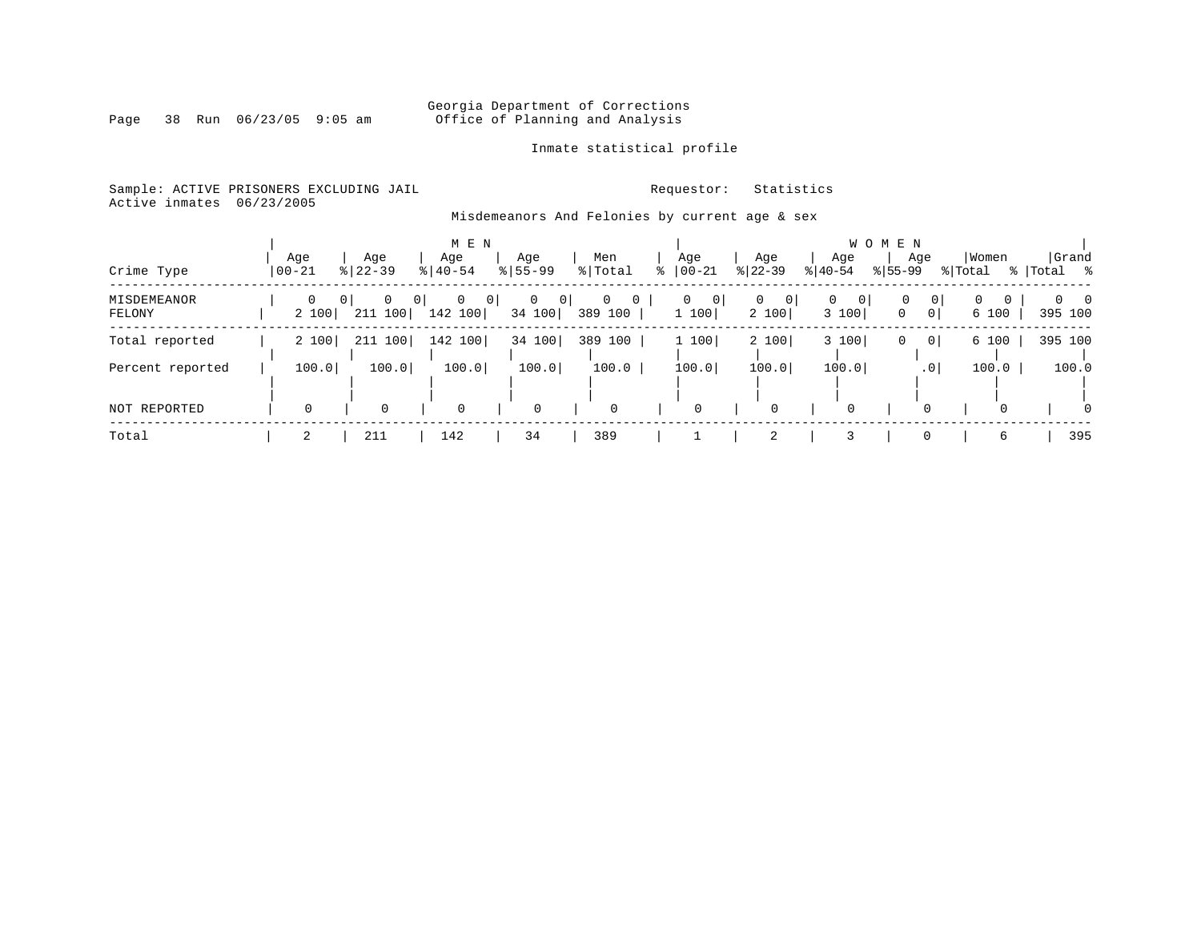Georgia Department of Corrections
Office of Planning and Analysis

Inmate statistical profile

Sample: ACTIVE PRISONERS EXCLUDING JAIL
Active inmates 06/23/2005

Requestor: Statistics

Misdemeanors And Felonies by current age & sex

| Crime Type | MEN Age 00-21 | % | Age 22-39 | % | Age 40-54 | % | Age 55-99 | % | Men Total | % | WOMEN Age 00-21 | % | Age 22-39 | % | Age 40-54 | % | Age 55-99 | % | Women Total | % | Grand Total | % |
|---|---|---|---|---|---|---|---|---|---|---|---|---|---|---|---|---|---|---|---|---|---|---|
| MISDEMEANOR | 0 | 0 | 0 | 0 | 0 | 0 | 0 | 0 | 0 | 0 | 0 | 0 | 0 | 0 | 0 | 0 | 0 | 0 | 0 | 0 | 0 | 0 |
| FELONY | 2 | 100 | 211 | 100 | 142 | 100 | 34 | 100 | 389 | 100 | 1 | 100 | 2 | 100 | 3 | 100 | 0 | 0 | 6 | 100 | 395 | 100 |
| Total reported | 2 | 100 | 211 | 100 | 142 | 100 | 34 | 100 | 389 | 100 | 1 | 100 | 2 | 100 | 3 | 100 | 0 | 0 | 6 | 100 | 395 | 100 |
| Percent reported | 100.0 | | 100.0 | | 100.0 | | 100.0 | | 100.0 | | 100.0 | | 100.0 | | 100.0 | | .0 | | 100.0 | | 100.0 | |
| NOT REPORTED | 0 | | 0 | | 0 | | 0 | | 0 | | 0 | | 0 | | 0 | | 0 | | 0 | | 0 | |
| Total | 2 | | 211 | | 142 | | 34 | | 389 | | 1 | | 2 | | 3 | | 0 | | 6 | | 395 | |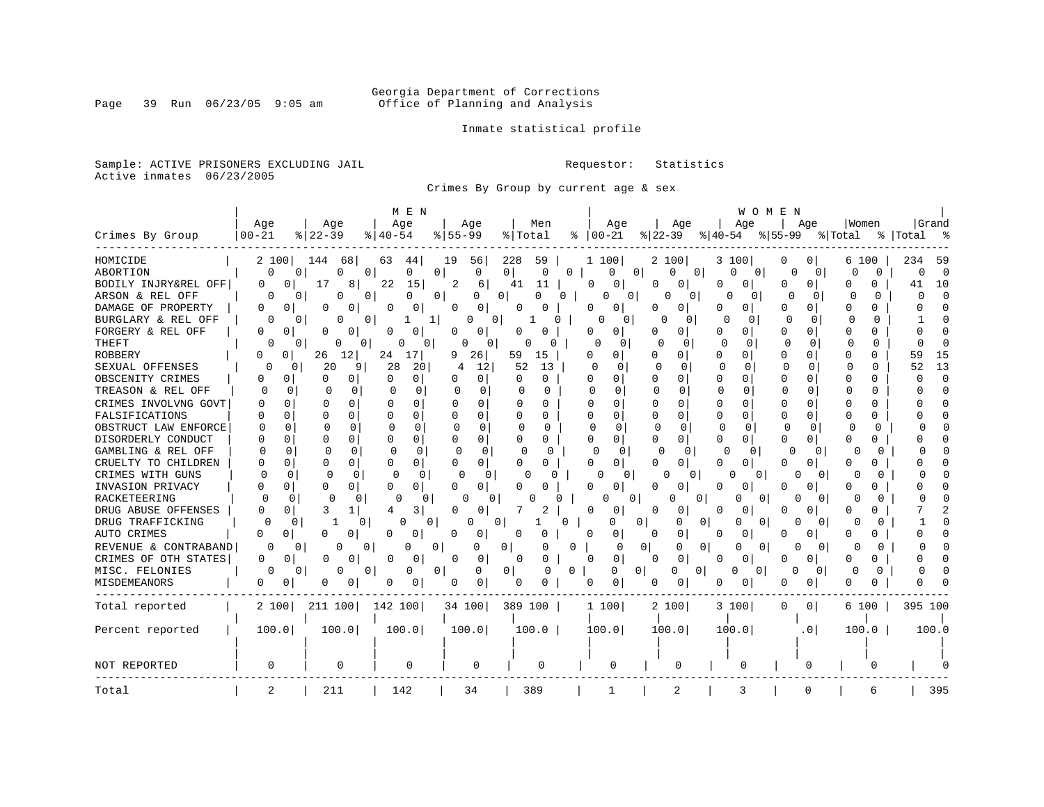Georgia Department of Corrections
Office of Planning and Analysis

Inmate statistical profile

Sample: ACTIVE PRISONERS EXCLUDING JAIL

Active inmates 06/23/2005

Requestor: Statistics

Crimes By Group by current age & sex

| Crimes By Group | MEN Age 00-21 | % | Age 22-39 | % | Age 40-54 | % | Age 55-99 | % | Men Total | % | WOMEN Age 00-21 | % | Age 22-39 | % | Age 40-54 | % | Age 55-99 | % | Women Total | % | Grand Total | % |
|---|---|---|---|---|---|---|---|---|---|---|---|---|---|---|---|---|---|---|---|---|---|---|
| HOMICIDE | 2 | 100 | 144 | 68 | 63 | 44 | 19 | 56 | 228 | 59 | 1 | 100 | 2 | 100 | 3 | 100 | 0 | 0 | 6 | 100 | 234 | 59 |
| ABORTION | 0 | 0 | 0 | 0 | 0 | 0 | 0 | 0 | 0 | 0 | 0 | 0 | 0 | 0 | 0 | 0 | 0 | 0 | 0 | 0 | 0 | 0 |
| BODILY INJRY&REL OFF | 0 | 0 | 17 | 8 | 22 | 15 | 2 | 6 | 41 | 11 | 0 | 0 | 0 | 0 | 0 | 0 | 0 | 0 | 0 | 0 | 41 | 10 |
| ARSON & REL OFF | 0 | 0 | 0 | 0 | 0 | 0 | 0 | 0 | 0 | 0 | 0 | 0 | 0 | 0 | 0 | 0 | 0 | 0 | 0 | 0 | 0 | 0 |
| DAMAGE OF PROPERTY | 0 | 0 | 0 | 0 | 0 | 0 | 0 | 0 | 0 | 0 | 0 | 0 | 0 | 0 | 0 | 0 | 0 | 0 | 0 | 0 | 0 | 0 |
| BURGLARY & REL OFF | 0 | 0 | 0 | 0 | 1 | 1 | 0 | 0 | 1 | 0 | 0 | 0 | 0 | 0 | 0 | 0 | 0 | 0 | 0 | 0 | 1 | 0 |
| FORGERY & REL OFF | 0 | 0 | 0 | 0 | 0 | 0 | 0 | 0 | 0 | 0 | 0 | 0 | 0 | 0 | 0 | 0 | 0 | 0 | 0 | 0 | 0 | 0 |
| THEFT | 0 | 0 | 0 | 0 | 0 | 0 | 0 | 0 | 0 | 0 | 0 | 0 | 0 | 0 | 0 | 0 | 0 | 0 | 0 | 0 | 0 | 0 |
| ROBBERY | 0 | 0 | 26 | 12 | 24 | 17 | 9 | 26 | 59 | 15 | 0 | 0 | 0 | 0 | 0 | 0 | 0 | 0 | 0 | 0 | 59 | 15 |
| SEXUAL OFFENSES | 0 | 0 | 20 | 9 | 28 | 20 | 4 | 12 | 52 | 13 | 0 | 0 | 0 | 0 | 0 | 0 | 0 | 0 | 0 | 0 | 52 | 13 |
| OBSCENITY CRIMES | 0 | 0 | 0 | 0 | 0 | 0 | 0 | 0 | 0 | 0 | 0 | 0 | 0 | 0 | 0 | 0 | 0 | 0 | 0 | 0 | 0 | 0 |
| TREASON & REL OFF | 0 | 0 | 0 | 0 | 0 | 0 | 0 | 0 | 0 | 0 | 0 | 0 | 0 | 0 | 0 | 0 | 0 | 0 | 0 | 0 | 0 | 0 |
| CRIMES INVOLVNG GOVT | 0 | 0 | 0 | 0 | 0 | 0 | 0 | 0 | 0 | 0 | 0 | 0 | 0 | 0 | 0 | 0 | 0 | 0 | 0 | 0 | 0 | 0 |
| FALSIFICATIONS | 0 | 0 | 0 | 0 | 0 | 0 | 0 | 0 | 0 | 0 | 0 | 0 | 0 | 0 | 0 | 0 | 0 | 0 | 0 | 0 | 0 | 0 |
| OBSTRUCT LAW ENFORCE | 0 | 0 | 0 | 0 | 0 | 0 | 0 | 0 | 0 | 0 | 0 | 0 | 0 | 0 | 0 | 0 | 0 | 0 | 0 | 0 | 0 | 0 |
| DISORDERLY CONDUCT | 0 | 0 | 0 | 0 | 0 | 0 | 0 | 0 | 0 | 0 | 0 | 0 | 0 | 0 | 0 | 0 | 0 | 0 | 0 | 0 | 0 | 0 |
| GAMBLING & REL OFF | 0 | 0 | 0 | 0 | 0 | 0 | 0 | 0 | 0 | 0 | 0 | 0 | 0 | 0 | 0 | 0 | 0 | 0 | 0 | 0 | 0 | 0 |
| CRUELTY TO CHILDREN | 0 | 0 | 0 | 0 | 0 | 0 | 0 | 0 | 0 | 0 | 0 | 0 | 0 | 0 | 0 | 0 | 0 | 0 | 0 | 0 | 0 | 0 |
| CRIMES WITH GUNS | 0 | 0 | 0 | 0 | 0 | 0 | 0 | 0 | 0 | 0 | 0 | 0 | 0 | 0 | 0 | 0 | 0 | 0 | 0 | 0 | 0 | 0 |
| INVASION PRIVACY | 0 | 0 | 0 | 0 | 0 | 0 | 0 | 0 | 0 | 0 | 0 | 0 | 0 | 0 | 0 | 0 | 0 | 0 | 0 | 0 | 0 | 0 |
| RACKETEERING | 0 | 0 | 0 | 0 | 0 | 0 | 0 | 0 | 0 | 0 | 0 | 0 | 0 | 0 | 0 | 0 | 0 | 0 | 0 | 0 | 0 | 0 |
| DRUG ABUSE OFFENSES | 0 | 0 | 3 | 1 | 4 | 3 | 0 | 0 | 7 | 2 | 0 | 0 | 0 | 0 | 0 | 0 | 0 | 0 | 0 | 0 | 7 | 2 |
| DRUG TRAFFICKING | 0 | 0 | 1 | 0 | 0 | 0 | 0 | 0 | 1 | 0 | 0 | 0 | 0 | 0 | 0 | 0 | 0 | 0 | 0 | 0 | 1 | 0 |
| AUTO CRIMES | 0 | 0 | 0 | 0 | 0 | 0 | 0 | 0 | 0 | 0 | 0 | 0 | 0 | 0 | 0 | 0 | 0 | 0 | 0 | 0 | 0 | 0 |
| REVENUE & CONTRABAND | 0 | 0 | 0 | 0 | 0 | 0 | 0 | 0 | 0 | 0 | 0 | 0 | 0 | 0 | 0 | 0 | 0 | 0 | 0 | 0 | 0 | 0 |
| CRIMES OF OTH STATES | 0 | 0 | 0 | 0 | 0 | 0 | 0 | 0 | 0 | 0 | 0 | 0 | 0 | 0 | 0 | 0 | 0 | 0 | 0 | 0 | 0 | 0 |
| MISC. FELONIES | 0 | 0 | 0 | 0 | 0 | 0 | 0 | 0 | 0 | 0 | 0 | 0 | 0 | 0 | 0 | 0 | 0 | 0 | 0 | 0 | 0 | 0 |
| MISDEMEANORS | 0 | 0 | 0 | 0 | 0 | 0 | 0 | 0 | 0 | 0 | 0 | 0 | 0 | 0 | 0 | 0 | 0 | 0 | 0 | 0 | 0 | 0 |
| Total reported | 2 | 100 | 211 | 100 | 142 | 100 | 34 | 100 | 389 | 100 | 1 | 100 | 2 | 100 | 3 | 100 | 0 | 0 | 6 | 100 | 395 | 100 |
| Percent reported | 100.0 | | 100.0 | | 100.0 | | 100.0 | | 100.0 | | 100.0 | | 100.0 | | 100.0 | | .0 | | 100.0 | | 100.0 | |
| NOT REPORTED | 0 | | 0 | | 0 | | 0 | | 0 | | 0 | | 0 | | 0 | | 0 | | 0 | | 0 | |
| Total | 2 | | 211 | | 142 | | 34 | | 389 | | 1 | | 2 | | 3 | | 0 | | 6 | | 395 | |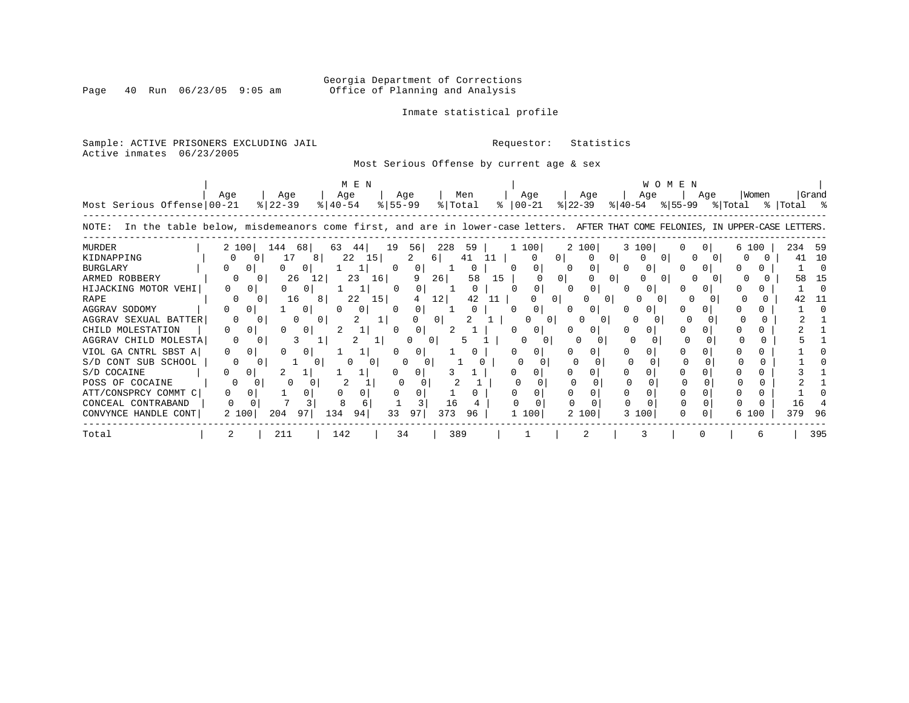Georgia Department of Corrections
Office of Planning and Analysis

Inmate statistical profile

Sample: ACTIVE PRISONERS EXCLUDING JAIL Requestor: Statistics
Active inmates 06/23/2005

Most Serious Offense by current age & sex

| Most Serious Offense | MEN Age 00-21 | % | Age 22-39 | % | Age 40-54 | % | Age 55-99 | % | Men Total | % | WOMEN Age 00-21 | % | Age 22-39 | % | Age 40-54 | % | Age 55-99 | % | Women Total | % | Grand Total | % |
|---|---|---|---|---|---|---|---|---|---|---|---|---|---|---|---|---|---|---|---|---|---|---|
| MURDER | 2 | 100 | 144 | 68 | 63 | 44 | 19 | 56 | 228 | 59 | 1 | 100 | 2 | 100 | 3 | 100 | 0 | 0 | 6 | 100 | 234 | 59 |
| KIDNAPPING | 0 | 0 | 17 | 8 | 22 | 15 | 2 | 6 | 41 | 11 | 0 | 0 | 0 | 0 | 0 | 0 | 0 | 0 | 0 | 0 | 41 | 10 |
| BURGLARY | 0 | 0 | 0 | 0 | 1 | 1 | 0 | 0 | 1 | 0 | 0 | 0 | 0 | 0 | 0 | 0 | 0 | 0 | 0 | 0 | 1 | 0 |
| ARMED ROBBERY | 0 | 0 | 26 | 12 | 23 | 16 | 9 | 26 | 58 | 15 | 0 | 0 | 0 | 0 | 0 | 0 | 0 | 0 | 0 | 0 | 58 | 15 |
| HIJACKING MOTOR VEHI | 0 | 0 | 0 | 0 | 1 | 1 | 0 | 0 | 1 | 0 | 0 | 0 | 0 | 0 | 0 | 0 | 0 | 0 | 0 | 0 | 1 | 0 |
| RAPE | 0 | 0 | 16 | 8 | 22 | 15 | 4 | 12 | 42 | 11 | 0 | 0 | 0 | 0 | 0 | 0 | 0 | 0 | 0 | 0 | 42 | 11 |
| AGGRAV SODOMY | 0 | 0 | 1 | 0 | 0 | 0 | 0 | 0 | 1 | 0 | 0 | 0 | 0 | 0 | 0 | 0 | 0 | 0 | 0 | 0 | 1 | 0 |
| AGGRAV SEXUAL BATTER | 0 | 0 | 0 | 0 | 2 | 1 | 0 | 0 | 2 | 1 | 0 | 0 | 0 | 0 | 0 | 0 | 0 | 0 | 0 | 0 | 2 | 1 |
| CHILD MOLESTATION | 0 | 0 | 0 | 0 | 2 | 1 | 0 | 0 | 2 | 1 | 0 | 0 | 0 | 0 | 0 | 0 | 0 | 0 | 0 | 0 | 2 | 1 |
| AGGRAV CHILD MOLESTA | 0 | 0 | 3 | 1 | 2 | 1 | 0 | 0 | 5 | 1 | 0 | 0 | 0 | 0 | 0 | 0 | 0 | 0 | 0 | 0 | 5 | 1 |
| VIOL GA CNTRL SBST A | 0 | 0 | 0 | 0 | 1 | 1 | 0 | 0 | 1 | 0 | 0 | 0 | 0 | 0 | 0 | 0 | 0 | 0 | 0 | 0 | 1 | 0 |
| S/D CONT SUB SCHOOL | 0 | 0 | 1 | 0 | 0 | 0 | 0 | 0 | 1 | 0 | 0 | 0 | 0 | 0 | 0 | 0 | 0 | 0 | 0 | 0 | 1 | 0 |
| S/D COCAINE | 0 | 0 | 2 | 1 | 1 | 1 | 0 | 0 | 3 | 1 | 0 | 0 | 0 | 0 | 0 | 0 | 0 | 0 | 0 | 0 | 3 | 1 |
| POSS OF COCAINE | 0 | 0 | 0 | 0 | 2 | 1 | 0 | 0 | 2 | 1 | 0 | 0 | 0 | 0 | 0 | 0 | 0 | 0 | 0 | 0 | 2 | 1 |
| ATT/CONSPRCY COMMT C | 0 | 0 | 1 | 0 | 0 | 0 | 0 | 0 | 1 | 0 | 0 | 0 | 0 | 0 | 0 | 0 | 0 | 0 | 0 | 0 | 1 | 0 |
| CONCEAL CONTRABAND | 0 | 0 | 7 | 3 | 8 | 6 | 1 | 3 | 16 | 4 | 0 | 0 | 0 | 0 | 0 | 0 | 0 | 0 | 0 | 0 | 16 | 4 |
| CONVYNCE HANDLE CONT | 2 | 100 | 204 | 97 | 134 | 94 | 33 | 97 | 373 | 96 | 1 | 100 | 2 | 100 | 3 | 100 | 0 | 0 | 6 | 100 | 379 | 96 |
| Total | 2 | | 211 | | 142 | | 34 | | 389 | | 1 | | 2 | | 3 | | 0 | | 6 | | 395 | |

NOTE: In the table below, misdemeanors come first, and are in lower-case letters. AFTER THAT COME FELONIES, IN UPPER-CASE LETTERS.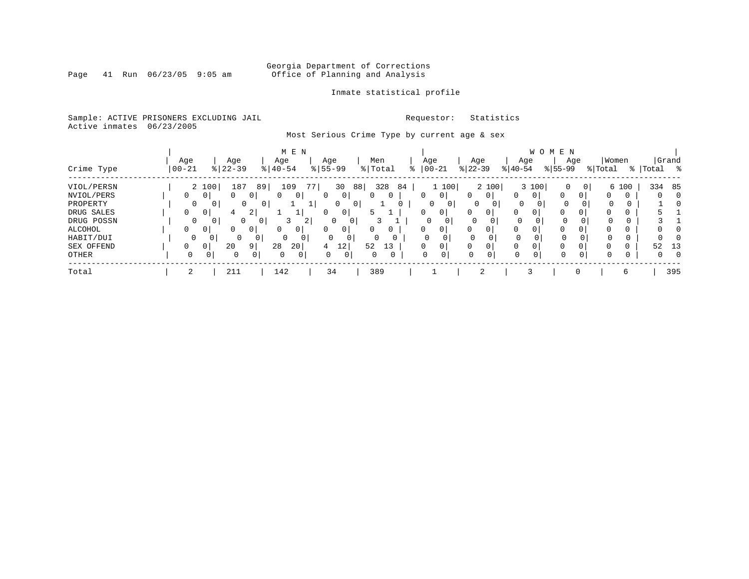Georgia Department of Corrections
Office of Planning and Analysis

Inmate statistical profile

Sample: ACTIVE PRISONERS EXCLUDING JAIL
Active inmates 06/23/2005

Requestor: Statistics

Most Serious Crime Type by current age & sex

| | MEN | | | | | | | | | | WOMEN | | | | | | | | | | | |
|---|---|---|---|---|---|---|---|---|---|---|---|---|---|---|---|---|---|---|---|---|---|---|
| Crime Type | Age 00-21 | % | Age 22-39 | % | Age 40-54 | % | Age 55-99 | % | Men Total | % | Age 00-21 | % | Age 22-39 | % | Age 40-54 | % | Age 55-99 | % | Women Total | % | Grand Total | % |
| VIOL/PERSN | 2 | 100 | 187 | 89 | 109 | 77 | 30 | 88 | 328 | 84 | 1 | 100 | 2 | 100 | 3 | 100 | 0 | 0 | 6 | 100 | 334 | 85 |
| NVIOL/PERS | 0 | 0 | 0 | 0 | 0 | 0 | 0 | 0 | 0 | 0 | 0 | 0 | 0 | 0 | 0 | 0 | 0 | 0 | 0 | 0 | 0 | 0 |
| PROPERTY | 0 | 0 | 0 | 0 | 1 | 1 | 0 | 0 | 1 | 0 | 0 | 0 | 0 | 0 | 0 | 0 | 0 | 0 | 0 | 0 | 1 | 0 |
| DRUG SALES | 0 | 0 | 4 | 2 | 1 | 1 | 0 | 0 | 5 | 1 | 0 | 0 | 0 | 0 | 0 | 0 | 0 | 0 | 0 | 0 | 5 | 1 |
| DRUG POSSN | 0 | 0 | 0 | 0 | 3 | 2 | 0 | 0 | 3 | 1 | 0 | 0 | 0 | 0 | 0 | 0 | 0 | 0 | 0 | 0 | 3 | 1 |
| ALCOHOL | 0 | 0 | 0 | 0 | 0 | 0 | 0 | 0 | 0 | 0 | 0 | 0 | 0 | 0 | 0 | 0 | 0 | 0 | 0 | 0 | 0 | 0 |
| HABIT/DUI | 0 | 0 | 0 | 0 | 0 | 0 | 0 | 0 | 0 | 0 | 0 | 0 | 0 | 0 | 0 | 0 | 0 | 0 | 0 | 0 | 0 | 0 |
| SEX OFFEND | 0 | 0 | 20 | 9 | 28 | 20 | 4 | 12 | 52 | 13 | 0 | 0 | 0 | 0 | 0 | 0 | 0 | 0 | 0 | 0 | 52 | 13 |
| OTHER | 0 | 0 | 0 | 0 | 0 | 0 | 0 | 0 | 0 | 0 | 0 | 0 | 0 | 0 | 0 | 0 | 0 | 0 | 0 | 0 | 0 | 0 |
| Total | 2 | | 211 | | 142 | | 34 | | 389 | | 1 | | 2 | | 3 | | 0 | | 6 | | 395 | |